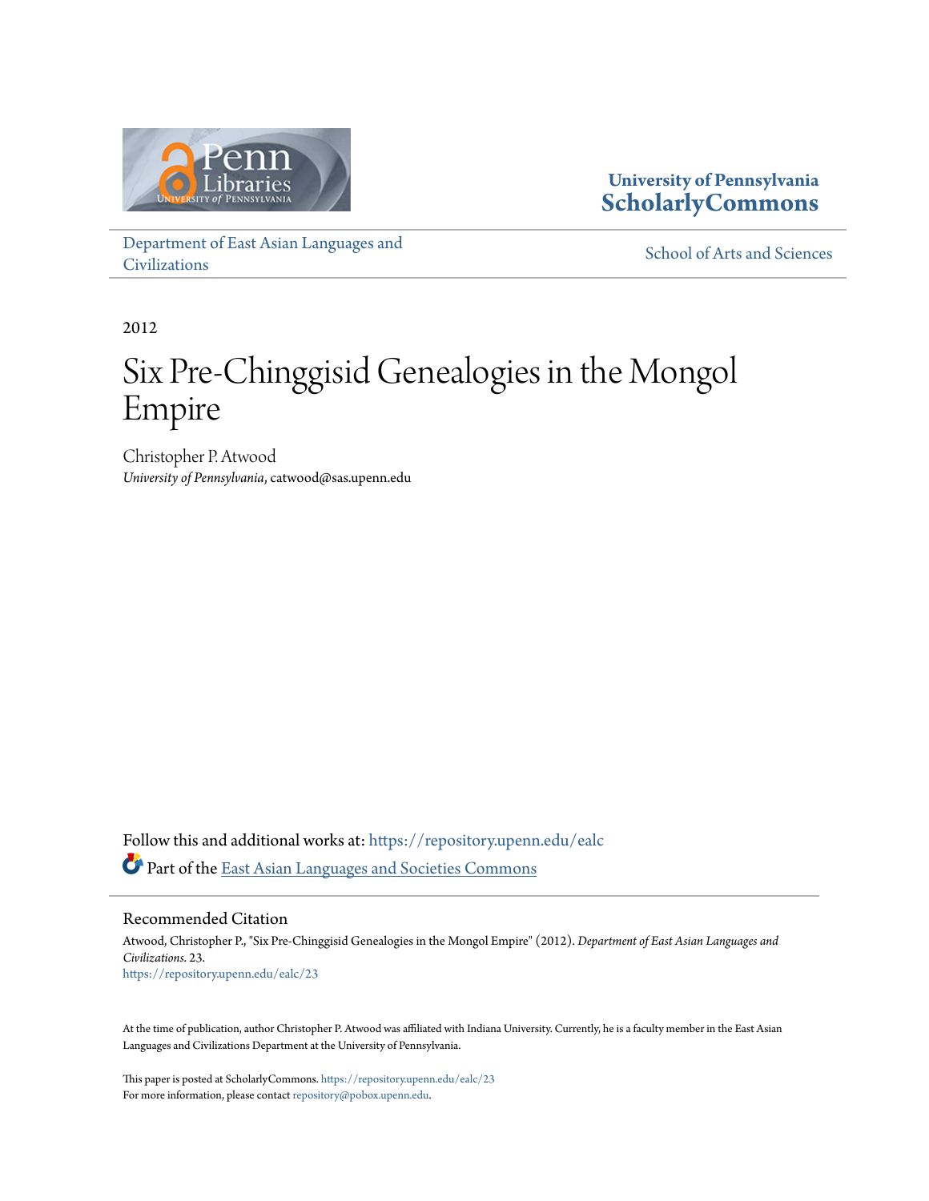University of Pennsylvania
**ScholarlyCommons**

Department of East Asian Languages and Civilizations

School of Arts and Sciences

2012

# Six Pre-Chinggisid Genealogies in the Mongol Empire

Christopher P. Atwood
*University of Pennsylvania*, catwood@sas.upenn.edu

Follow this and additional works at: https://repository.upenn.edu/ealc

Part of the East Asian Languages and Societies Commons

## Recommended Citation

Atwood, Christopher P., "Six Pre-Chinggisid Genealogies in the Mongol Empire" (2012). *Department of East Asian Languages and Civilizations*. 23.
https://repository.upenn.edu/ealc/23

At the time of publication, author Christopher P. Atwood was affiliated with Indiana University. Currently, he is a faculty member in the East Asian Languages and Civilizations Department at the University of Pennsylvania.

This paper is posted at ScholarlyCommons. https://repository.upenn.edu/ealc/23
For more information, please contact repository@pobox.upenn.edu.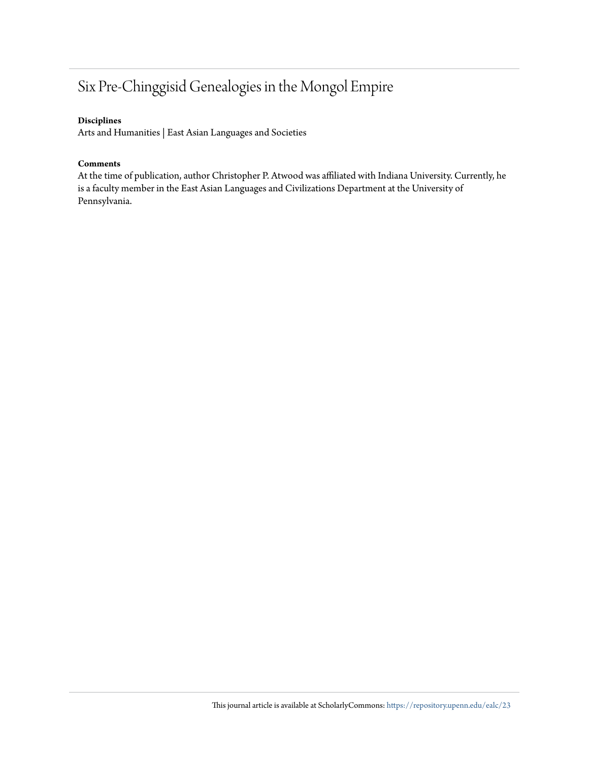# Six Pre-Chinggisid Genealogies in the Mongol Empire

**Disciplines**

Arts and Humanities | East Asian Languages and Societies

**Comments**

At the time of publication, author Christopher P. Atwood was affiliated with Indiana University. Currently, he is a faculty member in the East Asian Languages and Civilizations Department at the University of Pennsylvania.

This journal article is available at ScholarlyCommons: https://repository.upenn.edu/ealc/23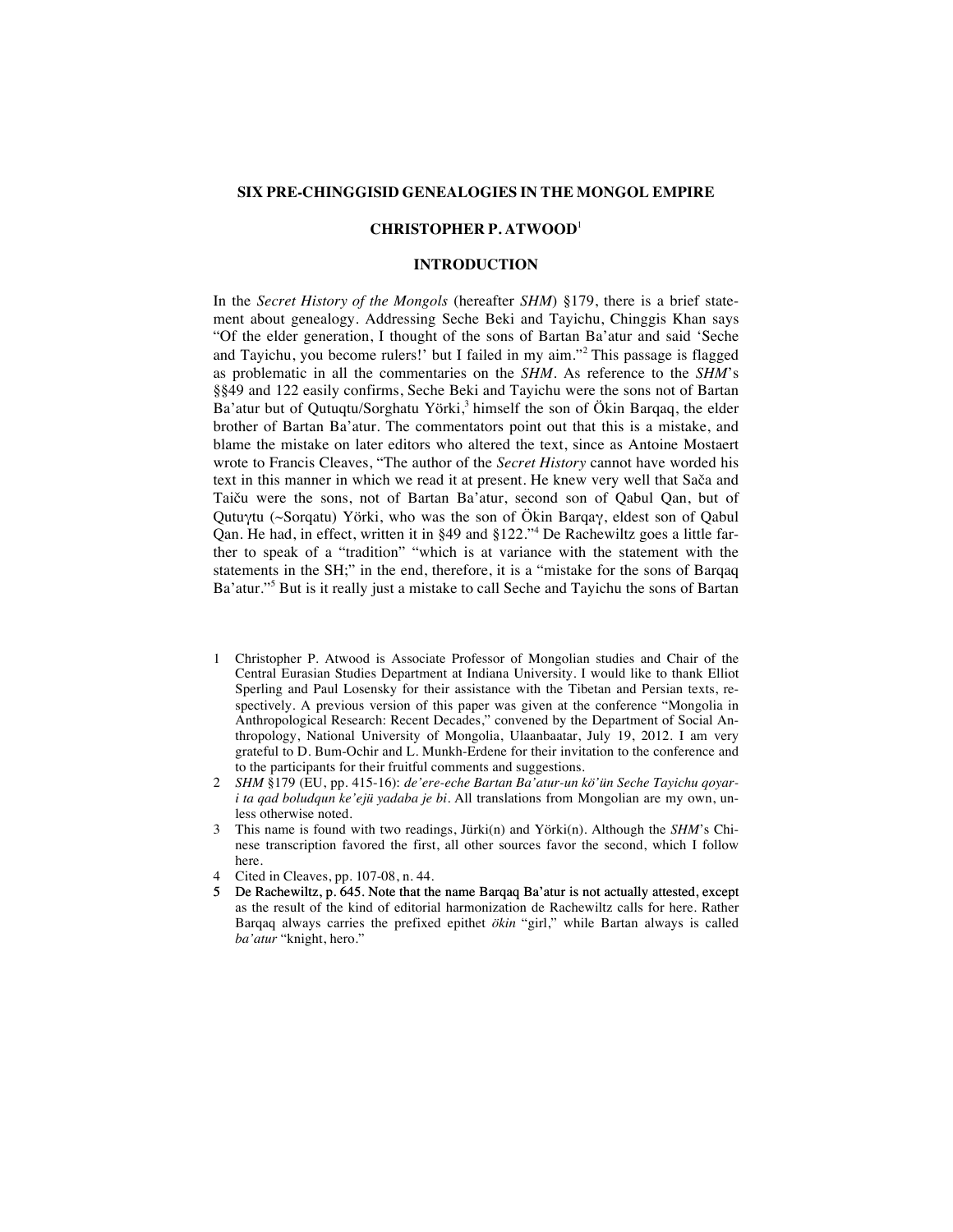# SIX PRE-CHINGGISID GENEALOGIES IN THE MONGOL EMPIRE

## CHRISTOPHER P. ATWOOD[1]

## INTRODUCTION

In the *Secret History of the Mongols* (hereafter *SHM*) §179, there is a brief statement about genealogy. Addressing Seche Beki and Tayichu, Chinggis Khan says "Of the elder generation, I thought of the sons of Bartan Ba'atur and said 'Seche and Tayichu, you become rulers!' but I failed in my aim."[2] This passage is flagged as problematic in all the commentaries on the *SHM*. As reference to the *SHM*'s §§49 and 122 easily confirms, Seche Beki and Tayichu were the sons not of Bartan Ba'atur but of Qutuqtu/Sorghatu Yörki,[3] himself the son of Ökin Barqaq, the elder brother of Bartan Ba'atur. The commentators point out that this is a mistake, and blame the mistake on later editors who altered the text, since as Antoine Mostaert wrote to Francis Cleaves, "The author of the *Secret History* cannot have worded his text in this manner in which we read it at present. He knew very well that Sača and Taiču were the sons, not of Bartan Ba'atur, second son of Qabul Qan, but of Qutuγtu (~Sorqatu) Yörki, who was the son of Ökin Barqaγ, eldest son of Qabul Qan. He had, in effect, written it in §49 and §122."[4] De Rachewiltz goes a little farther to speak of a "tradition" "which is at variance with the statement with the statements in the SH;" in the end, therefore, it is a "mistake for the sons of Barqaq Ba'atur."[5] But is it really just a mistake to call Seche and Tayichu the sons of Bartan

---

1 Christopher P. Atwood is Associate Professor of Mongolian studies and Chair of the Central Eurasian Studies Department at Indiana University. I would like to thank Elliot Sperling and Paul Losensky for their assistance with the Tibetan and Persian texts, respectively. A previous version of this paper was given at the conference "Mongolia in Anthropological Research: Recent Decades," convened by the Department of Social Anthropology, National University of Mongolia, Ulaanbaatar, July 19, 2012. I am very grateful to D. Bum-Ochir and L. Munkh-Erdene for their invitation to the conference and to the participants for their fruitful comments and suggestions.

2 *SHM* §179 (EU, pp. 415-16): *de'ere-eche Bartan Ba'atur-un kö'ün Seche Tayichu qoyar-i ta qad boludqun ke'ejü yadaba je bi*. All translations from Mongolian are my own, unless otherwise noted.

3 This name is found with two readings, Jürki(n) and Yörki(n). Although the *SHM*'s Chinese transcription favored the first, all other sources favor the second, which I follow here.

4 Cited in Cleaves, pp. 107-08, n. 44.

5 De Rachewiltz, p. 645. Note that the name Barqaq Ba'atur is not actually attested, except as the result of the kind of editorial harmonization de Rachewiltz calls for here. Rather Barqaq always carries the prefixed epithet *ökin* "girl," while Bartan always is called *ba'atur* "knight, hero."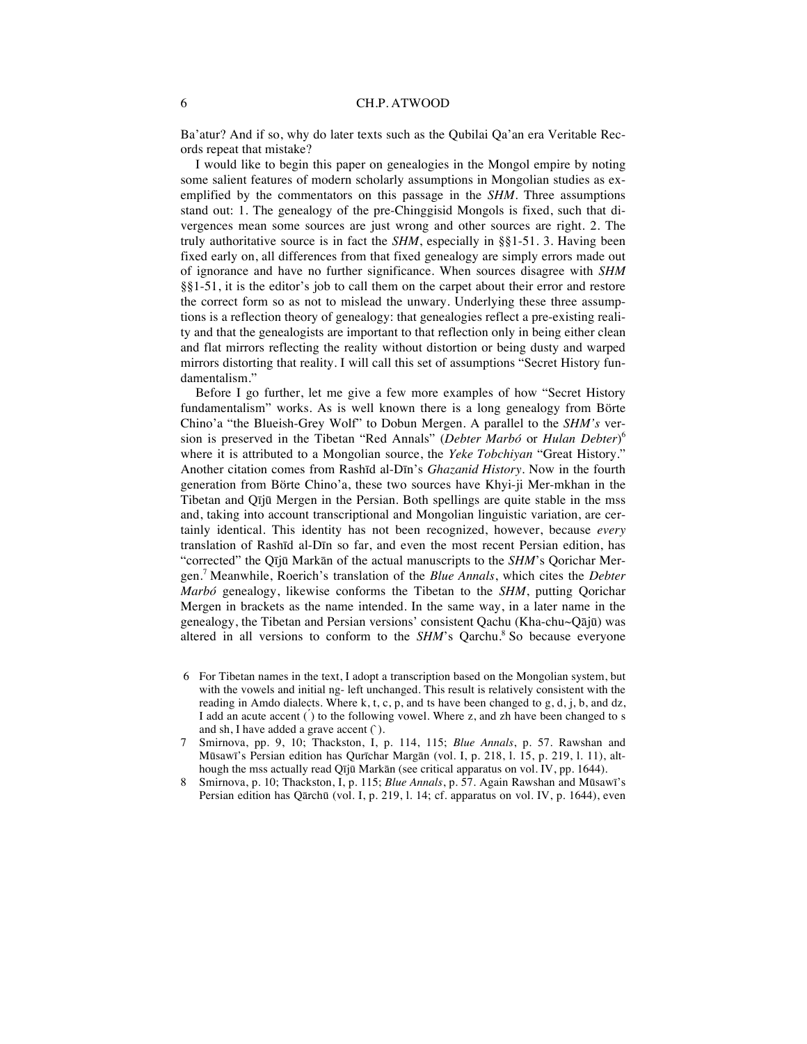Ba'atur? And if so, why do later texts such as the Qubilai Qa'an era Veritable Records repeat that mistake?

I would like to begin this paper on genealogies in the Mongol empire by noting some salient features of modern scholarly assumptions in Mongolian studies as exemplified by the commentators on this passage in the *SHM*. Three assumptions stand out: 1. The genealogy of the pre-Chinggisid Mongols is fixed, such that divergences mean some sources are just wrong and other sources are right. 2. The truly authoritative source is in fact the *SHM*, especially in §§1-51. 3. Having been fixed early on, all differences from that fixed genealogy are simply errors made out of ignorance and have no further significance. When sources disagree with *SHM* §§1-51, it is the editor's job to call them on the carpet about their error and restore the correct form so as not to mislead the unwary. Underlying these three assumptions is a reflection theory of genealogy: that genealogies reflect a pre-existing reality and that the genealogists are important to that reflection only in being either clean and flat mirrors reflecting the reality without distortion or being dusty and warped mirrors distorting that reality. I will call this set of assumptions "Secret History fundamentalism."

Before I go further, let me give a few more examples of how "Secret History fundamentalism" works. As is well known there is a long genealogy from Börte Chino'a "the Blueish-Grey Wolf" to Dobun Mergen. A parallel to the *SHM's* version is preserved in the Tibetan "Red Annals" (*Debter Marbó* or *Hulan Debter*)[6] where it is attributed to a Mongolian source, the *Yeke Tobchiyan* "Great History." Another citation comes from Rashīd al-Dīn's *Ghazanid History*. Now in the fourth generation from Börte Chino'a, these two sources have Khyi-ji Mer-mkhan in the Tibetan and Qījū Mergen in the Persian. Both spellings are quite stable in the mss and, taking into account transcriptional and Mongolian linguistic variation, are certainly identical. This identity has not been recognized, however, because *every* translation of Rashīd al-Dīn so far, and even the most recent Persian edition, has "corrected" the Qījū Markān of the actual manuscripts to the *SHM*'s Qorichar Mergen.[7] Meanwhile, Roerich's translation of the *Blue Annals*, which cites the *Debter Marbó* genealogy, likewise conforms the Tibetan to the *SHM*, putting Qorichar Mergen in brackets as the name intended. In the same way, in a later name in the genealogy, the Tibetan and Persian versions' consistent Qachu (Kha-chu~Qājū) was altered in all versions to conform to the *SHM*'s Qarchu.[8] So because everyone

6 For Tibetan names in the text, I adopt a transcription based on the Mongolian system, but with the vowels and initial ng- left unchanged. This result is relatively consistent with the reading in Amdo dialects. Where k, t, c, p, and ts have been changed to g, d, j, b, and dz, I add an acute accent (´) to the following vowel. Where z, and zh have been changed to s and sh, I have added a grave accent (`).

7 Smirnova, pp. 9, 10; Thackston, I, p. 114, 115; *Blue Annals*, p. 57. Rawshan and Mūsawī's Persian edition has Qurīchar Margān (vol. I, p. 218, l. 15, p. 219, l. 11), although the mss actually read Qījū Markān (see critical apparatus on vol. IV, pp. 1644).

8 Smirnova, p. 10; Thackston, I, p. 115; *Blue Annals*, p. 57. Again Rawshan and Mūsawī's Persian edition has Qārchū (vol. I, p. 219, l. 14; cf. apparatus on vol. IV, p. 1644), even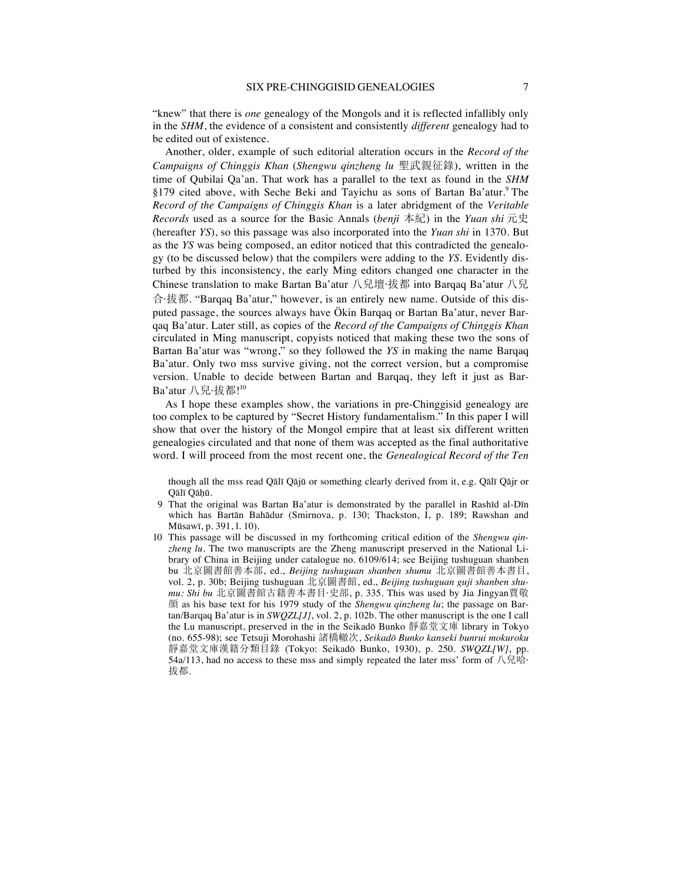"knew" that there is *one* genealogy of the Mongols and it is reflected infallibly only in the *SHM*, the evidence of a consistent and consistently *different* genealogy had to be edited out of existence.

Another, older, example of such editorial alteration occurs in the *Record of the Campaigns of Chinggis Khan* (*Shengwu qinzheng lu* 聖武親征錄), written in the time of Qubilai Qa'an. That work has a parallel to the text as found in the *SHM* §179 cited above, with Seche Beki and Tayichu as sons of Bartan Ba'atur.[9] The *Record of the Campaigns of Chinggis Khan* is a later abridgment of the *Veritable Records* used as a source for the Basic Annals (*benji* 本紀) in the *Yuan shi* 元史 (hereafter *YS*), so this passage was also incorporated into the *Yuan shi* in 1370. But as the *YS* was being composed, an editor noticed that this contradicted the genealogy (to be discussed below) that the compilers were adding to the *YS*. Evidently disturbed by this inconsistency, the early Ming editors changed one character in the Chinese translation to make Bartan Ba'atur 八兒壇·拔都 into Barqaq Ba'atur 八兒合·拔都. "Barqaq Ba'atur," however, is an entirely new name. Outside of this disputed passage, the sources always have Ökin Barqaq or Bartan Ba'atur, never Barqaq Ba'atur. Later still, as copies of the *Record of the Campaigns of Chinggis Khan* circulated in Ming manuscript, copyists noticed that making these two the sons of Bartan Ba'atur was "wrong," so they followed the *YS* in making the name Barqaq Ba'atur. Only two mss survive giving, not the correct version, but a compromise version. Unable to decide between Bartan and Barqaq, they left it just as Bar-Ba'atur 八兒·拔都![10]

As I hope these examples show, the variations in pre-Chinggisid genealogy are too complex to be captured by "Secret History fundamentalism." In this paper I will show that over the history of the Mongol empire that at least six different written genealogies circulated and that none of them was accepted as the final authoritative word. I will proceed from the most recent one, the *Genealogical Record of the Ten*

though all the mss read Qālī Qājū or something clearly derived from it, e.g. Qālī Qājr or Qālī Qāḥū.

9 That the original was Bartan Ba'atur is demonstrated by the parallel in Rashīd al-Dīn which has Bartān Bahādur (Smirnova, p. 130; Thackston, I, p. 189; Rawshan and Mūsawī, p. 391, l. 10).

10 This passage will be discussed in my forthcoming critical edition of the *Shengwu qinzheng lu*. The two manuscripts are the Zheng manuscript preserved in the National Library of China in Beijing under catalogue no. 6109/614; see Beijing tushuguan shanben bu 北京圖書館善本部, ed., *Beijing tushuguan shanben shumu* 北京圖書館善本書目, vol. 2, p. 30b; Beijing tushuguan 北京圖書館, ed., *Beijing tushuguan guji shanben shumu: Shi bu* 北京圖書館古籍善本書目·史部, p. 335. This was used by Jia Jingyan賈敬顏 as his base text for his 1979 study of the *Shengwu qinzheng lu*; the passage on Bartan/Barqaq Ba'atur is in *SWQZL[J]*, vol. 2, p. 102b. The other manuscript is the one I call the Lu manuscript, preserved in the in the Seikadō Bunko 靜嘉堂文庫 library in Tokyo (no. 655-98); see Tetsuji Morohashi 諸橋轍次, *Seikadō Bunko kanseki bunrui mokuroku* 靜嘉堂文庫漢籍分類目錄 (Tokyo: Seikadō Bunko, 1930), p. 250. *SWQZL[W]*, pp. 54a/113, had no access to these mss and simply repeated the later mss' form of 八兒哈·拔都.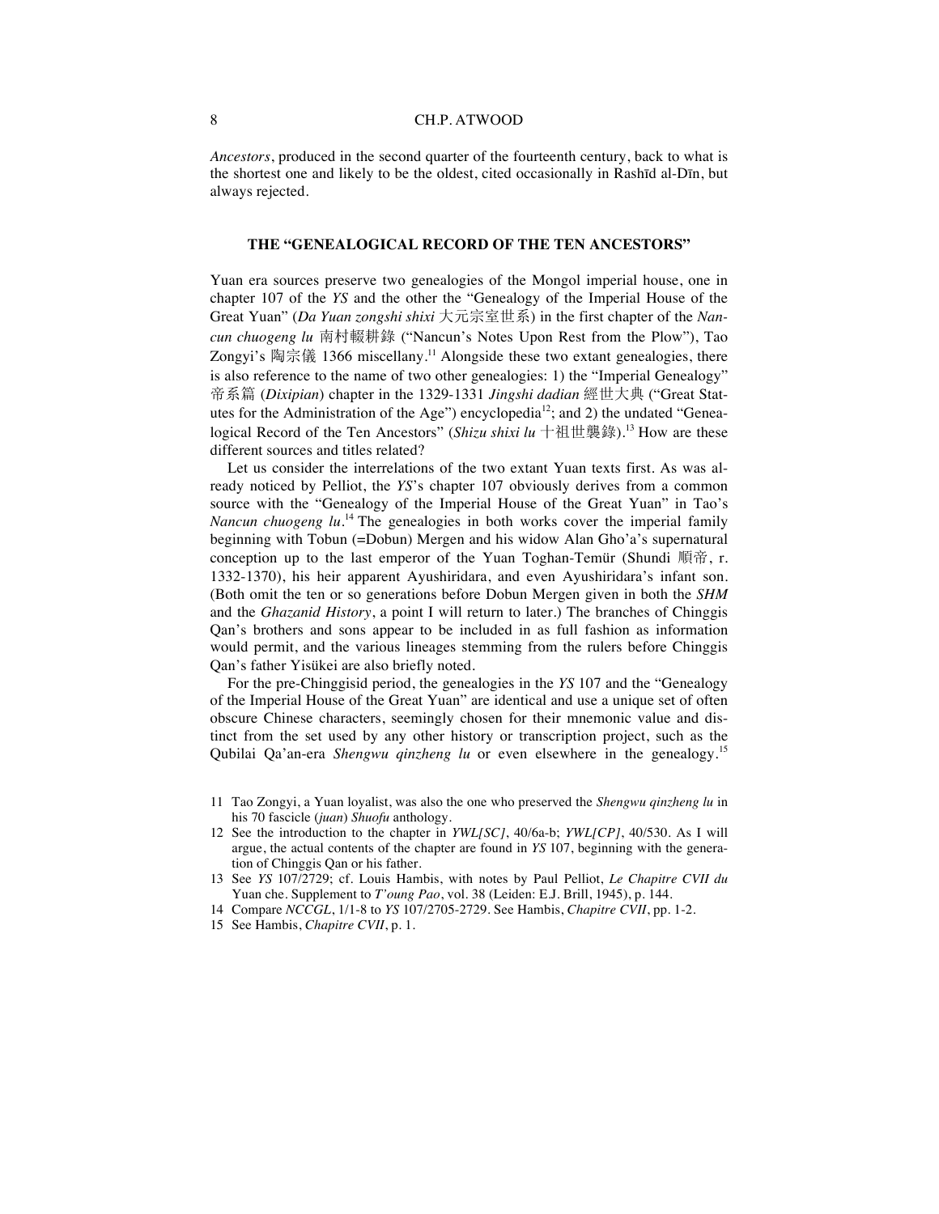*Ancestors*, produced in the second quarter of the fourteenth century, back to what is the shortest one and likely to be the oldest, cited occasionally in Rashīd al-Dīn, but always rejected.

## THE "GENEALOGICAL RECORD OF THE TEN ANCESTORS"

Yuan era sources preserve two genealogies of the Mongol imperial house, one in chapter 107 of the *YS* and the other the "Genealogy of the Imperial House of the Great Yuan" (*Da Yuan zongshi shixi* 大元宗室世系) in the first chapter of the *Nancun chuogeng lu* 南村輟耕錄 ("Nancun's Notes Upon Rest from the Plow"), Tao Zongyi's 陶宗儀 1366 miscellany.[11] Alongside these two extant genealogies, there is also reference to the name of two other genealogies: 1) the "Imperial Genealogy" 帝系篇 (*Dixipian*) chapter in the 1329-1331 *Jingshi dadian* 經世大典 ("Great Statutes for the Administration of the Age") encyclopedia[12]; and 2) the undated "Genealogical Record of the Ten Ancestors" (*Shizu shixi lu* 十祖世襲錄).[13] How are these different sources and titles related?

Let us consider the interrelations of the two extant Yuan texts first. As was already noticed by Pelliot, the *YS*'s chapter 107 obviously derives from a common source with the "Genealogy of the Imperial House of the Great Yuan" in Tao's *Nancun chuogeng lu*.[14] The genealogies in both works cover the imperial family beginning with Tobun (=Dobun) Mergen and his widow Alan Gho'a's supernatural conception up to the last emperor of the Yuan Toghan-Temür (Shundi 順帝, r. 1332-1370), his heir apparent Ayushiridara, and even Ayushiridara's infant son. (Both omit the ten or so generations before Dobun Mergen given in both the *SHM* and the *Ghazanid History*, a point I will return to later.) The branches of Chinggis Qan's brothers and sons appear to be included in as full fashion as information would permit, and the various lineages stemming from the rulers before Chinggis Qan's father Yisükei are also briefly noted.

For the pre-Chinggisid period, the genealogies in the *YS* 107 and the "Genealogy of the Imperial House of the Great Yuan" are identical and use a unique set of often obscure Chinese characters, seemingly chosen for their mnemonic value and distinct from the set used by any other history or transcription project, such as the Qubilai Qa'an-era *Shengwu qinzheng lu* or even elsewhere in the genealogy.[15]

---

11 Tao Zongyi, a Yuan loyalist, was also the one who preserved the *Shengwu qinzheng lu* in his 70 fascicle (*juan*) *Shuofu* anthology.

12 See the introduction to the chapter in *YWL[SC]*, 40/6a-b; *YWL[CP]*, 40/530. As I will argue, the actual contents of the chapter are found in *YS* 107, beginning with the generation of Chinggis Qan or his father.

13 See *YS* 107/2729; cf. Louis Hambis, with notes by Paul Pelliot, *Le Chapitre CVII du* Yuan che. Supplement to *T'oung Pao*, vol. 38 (Leiden: E.J. Brill, 1945), p. 144.

14 Compare *NCCGL*, 1/1-8 to *YS* 107/2705-2729. See Hambis, *Chapitre CVII*, pp. 1-2.

15 See Hambis, *Chapitre CVII*, p. 1.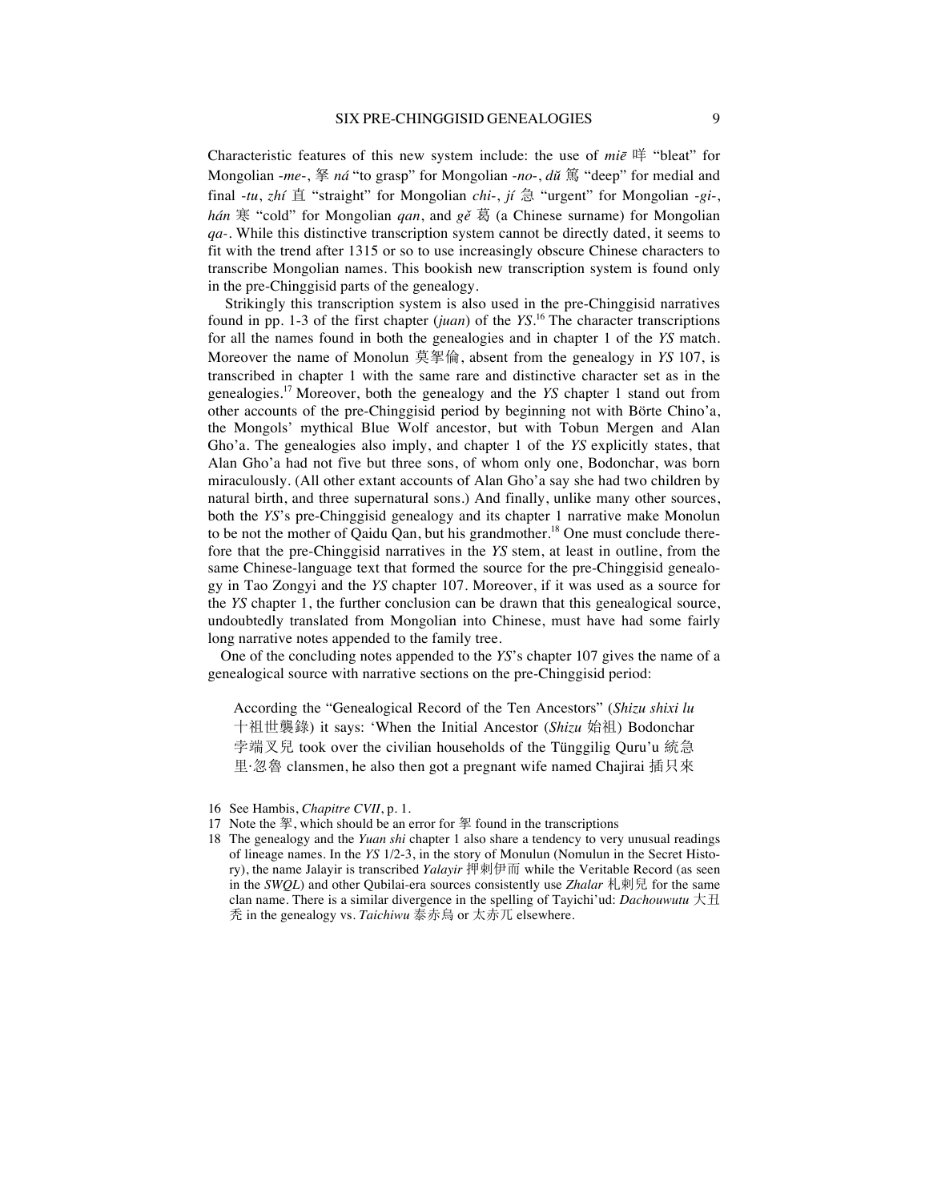Characteristic features of this new system include: the use of *miē* 咩 "bleat" for Mongolian *-me-*, 挐 *ná* "to grasp" for Mongolian *-no-*, *dǔ* 篤 "deep" for medial and final *-tu*, *zhí* 直 "straight" for Mongolian *chi-*, *jí* 急 "urgent" for Mongolian *-gi-*, *hán* 寒 "cold" for Mongolian *qan*, and *gě* 葛 (a Chinese surname) for Mongolian *qa-*. While this distinctive transcription system cannot be directly dated, it seems to fit with the trend after 1315 or so to use increasingly obscure Chinese characters to transcribe Mongolian names. This bookish new transcription system is found only in the pre-Chinggisid parts of the genealogy.

Strikingly this transcription system is also used in the pre-Chinggisid narratives found in pp. 1-3 of the first chapter (*juan*) of the *YS*.[16] The character transcriptions for all the names found in both the genealogies and in chapter 1 of the *YS* match. Moreover the name of Monolun 莫挐倫, absent from the genealogy in *YS* 107, is transcribed in chapter 1 with the same rare and distinctive character set as in the genealogies.[17] Moreover, both the genealogy and the *YS* chapter 1 stand out from other accounts of the pre-Chinggisid period by beginning not with Börte Chino'a, the Mongols' mythical Blue Wolf ancestor, but with Tobun Mergen and Alan Gho'a. The genealogies also imply, and chapter 1 of the *YS* explicitly states, that Alan Gho'a had not five but three sons, of whom only one, Bodonchar, was born miraculously. (All other extant accounts of Alan Gho'a say she had two children by natural birth, and three supernatural sons.) And finally, unlike many other sources, both the *YS*'s pre-Chinggisid genealogy and its chapter 1 narrative make Monolun to be not the mother of Qaidu Qan, but his grandmother.[18] One must conclude therefore that the pre-Chinggisid narratives in the *YS* stem, at least in outline, from the same Chinese-language text that formed the source for the pre-Chinggisid genealogy in Tao Zongyi and the *YS* chapter 107. Moreover, if it was used as a source for the *YS* chapter 1, the further conclusion can be drawn that this genealogical source, undoubtedly translated from Mongolian into Chinese, must have had some fairly long narrative notes appended to the family tree.

One of the concluding notes appended to the *YS*'s chapter 107 gives the name of a genealogical source with narrative sections on the pre-Chinggisid period:

> According the "Genealogical Record of the Ten Ancestors" (*Shizu shixi lu* 十祖世襲錄) it says: 'When the Initial Ancestor (*Shizu* 始祖) Bodonchar 孛端叉兒 took over the civilian households of the Tünggilig Quru'u 統急里·忽魯 clansmen, he also then got a pregnant wife named Chajirai 插只來

16 See Hambis, *Chapitre CVII*, p. 1.

17 Note the 挐, which should be an error for 挐 found in the transcriptions

18 The genealogy and the *Yuan shi* chapter 1 also share a tendency to very unusual readings of lineage names. In the *YS* 1/2-3, in the story of Monulun (Nomulun in the Secret History), the name Jalayir is transcribed *Yalayir* 押剌伊而 while the Veritable Record (as seen in the *SWQL*) and other Qubilai-era sources consistently use *Zhalar* 札剌兒 for the same clan name. There is a similar divergence in the spelling of Tayichi'ud: *Dachouwutu* 大丑禿 in the genealogy vs. *Taichiwu* 泰赤烏 or 太赤兀 elsewhere.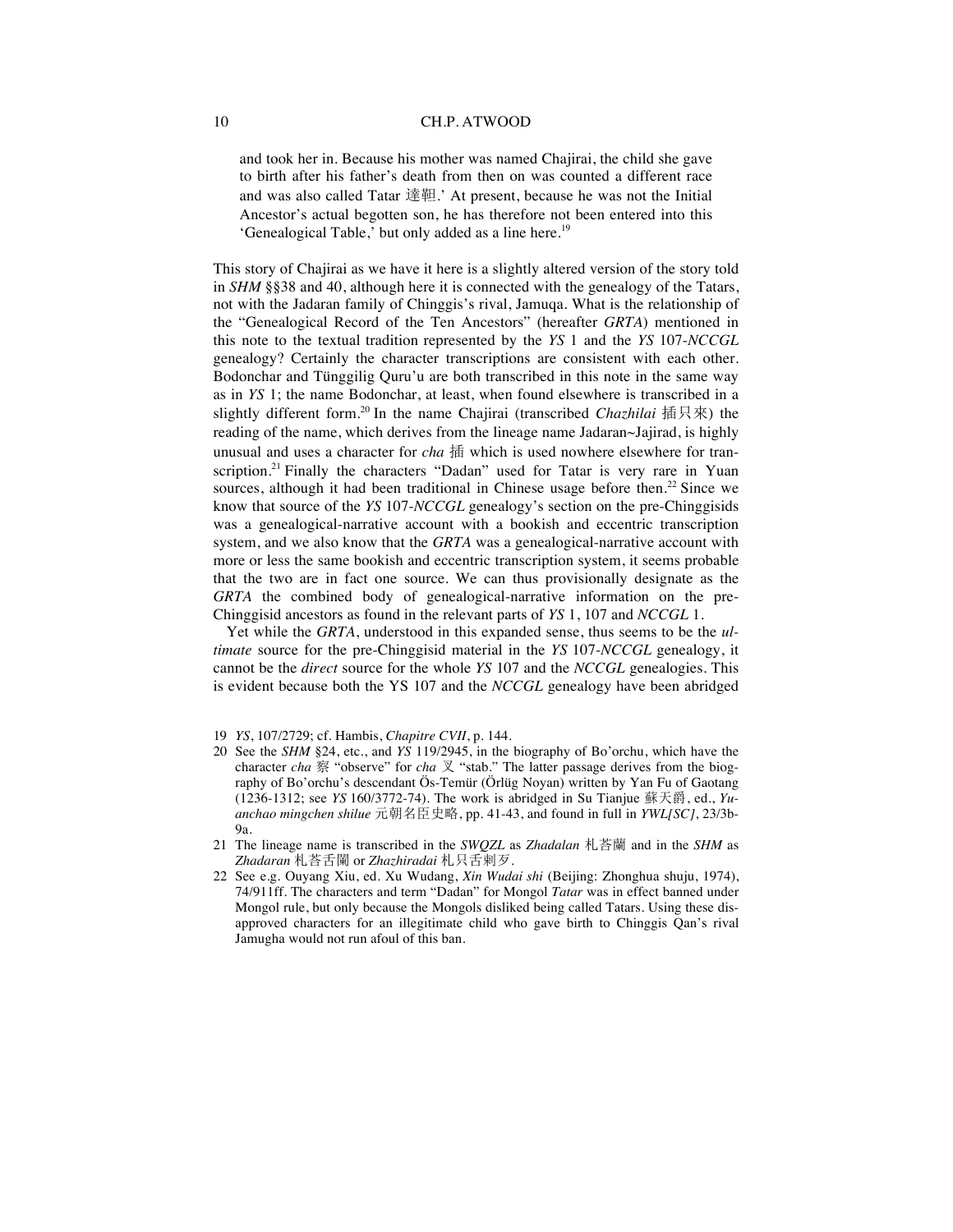and took her in. Because his mother was named Chajirai, the child she gave to birth after his father's death from then on was counted a different race and was also called Tatar 達靼.' At present, because he was not the Initial Ancestor's actual begotten son, he has therefore not been entered into this 'Genealogical Table,' but only added as a line here.[19]

This story of Chajirai as we have it here is a slightly altered version of the story told in *SHM* §§38 and 40, although here it is connected with the genealogy of the Tatars, not with the Jadaran family of Chinggis's rival, Jamuqa. What is the relationship of the "Genealogical Record of the Ten Ancestors" (hereafter *GRTA*) mentioned in this note to the textual tradition represented by the *YS* 1 and the *YS* 107-*NCCGL* genealogy? Certainly the character transcriptions are consistent with each other. Bodonchar and Tünggilig Quru'u are both transcribed in this note in the same way as in *YS* 1; the name Bodonchar, at least, when found elsewhere is transcribed in a slightly different form.[20] In the name Chajirai (transcribed *Chazhilai* 插只來) the reading of the name, which derives from the lineage name Jadaran~Jajirad, is highly unusual and uses a character for *cha* 插 which is used nowhere elsewhere for transcription.[21] Finally the characters "Dadan" used for Tatar is very rare in Yuan sources, although it had been traditional in Chinese usage before then.[22] Since we know that source of the *YS* 107-*NCCGL* genealogy's section on the pre-Chinggisids was a genealogical-narrative account with a bookish and eccentric transcription system, and we also know that the *GRTA* was a genealogical-narrative account with more or less the same bookish and eccentric transcription system, it seems probable that the two are in fact one source. We can thus provisionally designate as the *GRTA* the combined body of genealogical-narrative information on the pre-Chinggisid ancestors as found in the relevant parts of *YS* 1, 107 and *NCCGL* 1.

Yet while the *GRTA*, understood in this expanded sense, thus seems to be the *ultimate* source for the pre-Chinggisid material in the *YS* 107-*NCCGL* genealogy, it cannot be the *direct* source for the whole *YS* 107 and the *NCCGL* genealogies. This is evident because both the YS 107 and the *NCCGL* genealogy have been abridged

19 *YS*, 107/2729; cf. Hambis, *Chapitre CVII*, p. 144.

20 See the *SHM* §24, etc., and *YS* 119/2945, in the biography of Bo'orchu, which have the character *cha* 察 "observe" for *cha* 叉 "stab." The latter passage derives from the biography of Bo'orchu's descendant Ös-Temür (Örlüg Noyan) written by Yan Fu of Gaotang (1236-1312; see *YS* 160/3772-74). The work is abridged in Su Tianjue 蘇天爵, ed., *Yuanchao mingchen shilue* 元朝名臣史略, pp. 41-43, and found in full in *YWL[SC]*, 23/3b-9a.

21 The lineage name is transcribed in the *SWQZL* as *Zhadalan* 札荅蘭 and in the *SHM* as *Zhadaran* 札荅舌闌 or *Zhazhiradai* 札只舌剌歹.

22 See e.g. Ouyang Xiu, ed. Xu Wudang, *Xin Wudai shi* (Beijing: Zhonghua shuju, 1974), 74/911ff. The characters and term "Dadan" for Mongol *Tatar* was in effect banned under Mongol rule, but only because the Mongols disliked being called Tatars. Using these disapproved characters for an illegitimate child who gave birth to Chinggis Qan's rival Jamugha would not run afoul of this ban.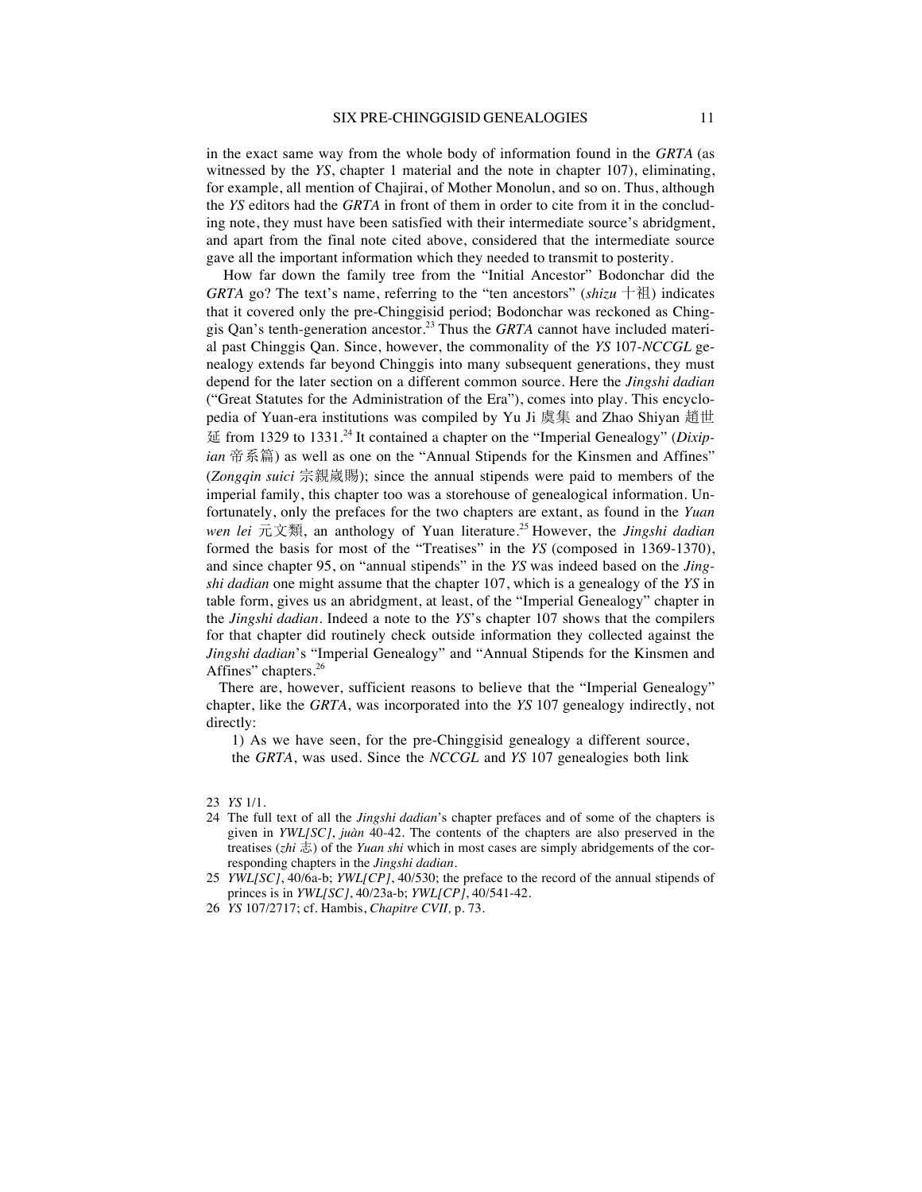in the exact same way from the whole body of information found in the *GRTA* (as witnessed by the *YS*, chapter 1 material and the note in chapter 107), eliminating, for example, all mention of Chajirai, of Mother Monolun, and so on. Thus, although the *YS* editors had the *GRTA* in front of them in order to cite from it in the concluding note, they must have been satisfied with their intermediate source's abridgment, and apart from the final note cited above, considered that the intermediate source gave all the important information which they needed to transmit to posterity.

How far down the family tree from the "Initial Ancestor" Bodonchar did the *GRTA* go? The text's name, referring to the "ten ancestors" (*shizu* 十祖) indicates that it covered only the pre-Chinggisid period; Bodonchar was reckoned as Chinggis Qan's tenth-generation ancestor.[23] Thus the *GRTA* cannot have included material past Chinggis Qan. Since, however, the commonality of the *YS* 107-*NCCGL* genealogy extends far beyond Chinggis into many subsequent generations, they must depend for the later section on a different common source. Here the *Jingshi dadian* ("Great Statutes for the Administration of the Era"), comes into play. This encyclopedia of Yuan-era institutions was compiled by Yu Ji 虞集 and Zhao Shiyan 趙世延 from 1329 to 1331.[24] It contained a chapter on the "Imperial Genealogy" (*Dixipian* 帝系篇) as well as one on the "Annual Stipends for the Kinsmen and Affines" (*Zongqin suici* 宗親歲賜); since the annual stipends were paid to members of the imperial family, this chapter too was a storehouse of genealogical information. Unfortunately, only the prefaces for the two chapters are extant, as found in the *Yuan wen lei* 元文類, an anthology of Yuan literature.[25] However, the *Jingshi dadian* formed the basis for most of the "Treatises" in the *YS* (composed in 1369-1370), and since chapter 95, on "annual stipends" in the *YS* was indeed based on the *Jingshi dadian* one might assume that the chapter 107, which is a genealogy of the *YS* in table form, gives us an abridgment, at least, of the "Imperial Genealogy" chapter in the *Jingshi dadian*. Indeed a note to the *YS*'s chapter 107 shows that the compilers for that chapter did routinely check outside information they collected against the *Jingshi dadian*'s "Imperial Genealogy" and "Annual Stipends for the Kinsmen and Affines" chapters.[26]

There are, however, sufficient reasons to believe that the "Imperial Genealogy" chapter, like the *GRTA*, was incorporated into the *YS* 107 genealogy indirectly, not directly:

1) As we have seen, for the pre-Chinggisid genealogy a different source, the *GRTA*, was used. Since the *NCCGL* and *YS* 107 genealogies both link

---

23 *YS* 1/1.

24 The full text of all the *Jingshi dadian*'s chapter prefaces and of some of the chapters is given in *YWL[SC]*, *juàn* 40-42. The contents of the chapters are also preserved in the treatises (*zhi* 志) of the *Yuan shi* which in most cases are simply abridgements of the corresponding chapters in the *Jingshi dadian*.

25 *YWL[SC]*, 40/6a-b; *YWL[CP]*, 40/530; the preface to the record of the annual stipends of princes is in *YWL[SC]*, 40/23a-b; *YWL[CP]*, 40/541-42.

26 *YS* 107/2717; cf. Hambis, *Chapitre CVII*, p. 73.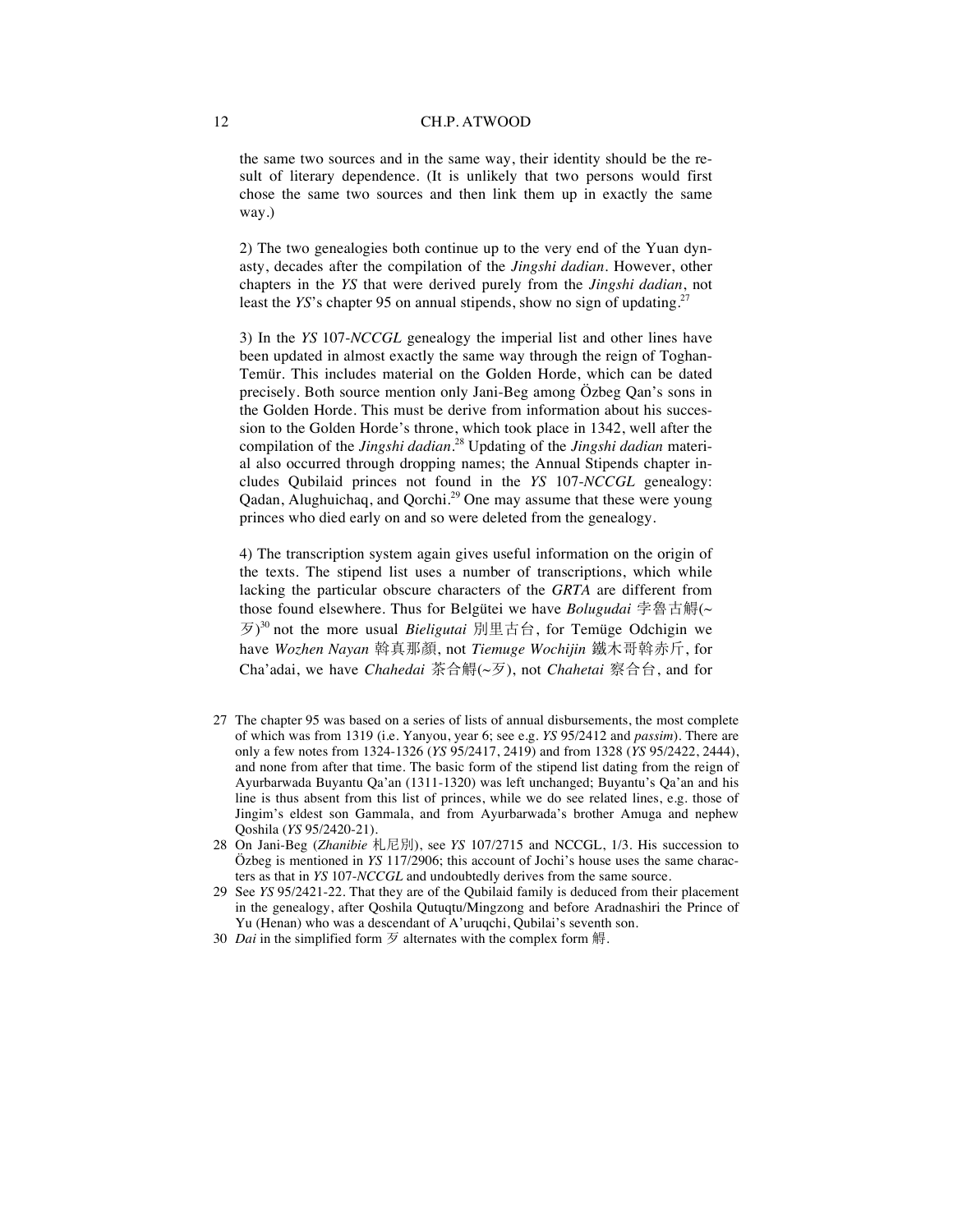the same two sources and in the same way, their identity should be the result of literary dependence. (It is unlikely that two persons would first chose the same two sources and then link them up in exactly the same way.)

2) The two genealogies both continue up to the very end of the Yuan dynasty, decades after the compilation of the *Jingshi dadian*. However, other chapters in the *YS* that were derived purely from the *Jingshi dadian*, not least the *YS*'s chapter 95 on annual stipends, show no sign of updating.[27]

3) In the *YS* 107-*NCCGL* genealogy the imperial list and other lines have been updated in almost exactly the same way through the reign of Toghan-Temür. This includes material on the Golden Horde, which can be dated precisely. Both source mention only Jani-Beg among Özbeg Qan's sons in the Golden Horde. This must be derive from information about his succession to the Golden Horde's throne, which took place in 1342, well after the compilation of the *Jingshi dadian*.[28] Updating of the *Jingshi dadian* material also occurred through dropping names; the Annual Stipends chapter includes Qubilaid princes not found in the *YS* 107-*NCCGL* genealogy: Qadan, Alughuichaq, and Qorchi.[29] One may assume that these were young princes who died early on and so were deleted from the genealogy.

4) The transcription system again gives useful information on the origin of the texts. The stipend list uses a number of transcriptions, which while lacking the particular obscure characters of the *GRTA* are different from those found elsewhere. Thus for Belgütei we have *Bolugudai* 孛魯古觧(~歹)[30] not the more usual *Bieligutai* 別里古台, for Temüge Odchigin we have *Wozhen Nayan* 斡真那顏, not *Tiemuge Wochijin* 鐵木哥斡赤斤, for Cha'adai, we have *Chahedai* 茶合觧(~歹), not *Chahetai* 察合台, and for

27 The chapter 95 was based on a series of lists of annual disbursements, the most complete of which was from 1319 (i.e. Yanyou, year 6; see e.g. *YS* 95/2412 and *passim*). There are only a few notes from 1324-1326 (*YS* 95/2417, 2419) and from 1328 (*YS* 95/2422, 2444), and none from after that time. The basic form of the stipend list dating from the reign of Ayurbarwada Buyantu Qa'an (1311-1320) was left unchanged; Buyantu's Qa'an and his line is thus absent from this list of princes, while we do see related lines, e.g. those of Jingim's eldest son Gammala, and from Ayurbarwada's brother Amuga and nephew Qoshila (*YS* 95/2420-21).

28 On Jani-Beg (*Zhanibie* 札尼別), see *YS* 107/2715 and NCCGL, 1/3. His succession to Özbeg is mentioned in *YS* 117/2906; this account of Jochi's house uses the same characters as that in *YS* 107-*NCCGL* and undoubtedly derives from the same source.

29 See *YS* 95/2421-22. That they are of the Qubilaid family is deduced from their placement in the genealogy, after Qoshila Qutuqtu/Mingzong and before Aradnashiri the Prince of Yu (Henan) who was a descendant of A'uruqchi, Qubilai's seventh son.

30 *Dai* in the simplified form 歹 alternates with the complex form 觧.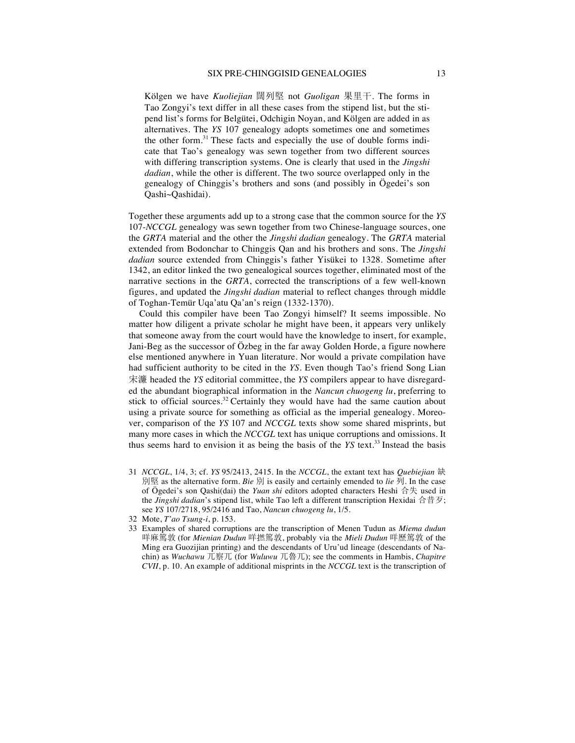Kölgen we have *Kuoliejian* 闊列堅 not *Guoligan* 果里干. The forms in Tao Zongyi's text differ in all these cases from the stipend list, but the stipend list's forms for Belgütei, Odchigin Noyan, and Kölgen are added in as alternatives. The *YS* 107 genealogy adopts sometimes one and sometimes the other form.[31] These facts and especially the use of double forms indicate that Tao's genealogy was sewn together from two different sources with differing transcription systems. One is clearly that used in the *Jingshi dadian*, while the other is different. The two source overlapped only in the genealogy of Chinggis's brothers and sons (and possibly in Ögedei's son Qashi~Qashidai).

Together these arguments add up to a strong case that the common source for the *YS* 107-*NCCGL* genealogy was sewn together from two Chinese-language sources, one the *GRTA* material and the other the *Jingshi dadian* genealogy. The *GRTA* material extended from Bodonchar to Chinggis Qan and his brothers and sons. The *Jingshi dadian* source extended from Chinggis's father Yisükei to 1328. Sometime after 1342, an editor linked the two genealogical sources together, eliminated most of the narrative sections in the *GRTA*, corrected the transcriptions of a few well-known figures, and updated the *Jingshi dadian* material to reflect changes through middle of Toghan-Temür Uqa'atu Qa'an's reign (1332-1370).

Could this compiler have been Tao Zongyi himself? It seems impossible. No matter how diligent a private scholar he might have been, it appears very unlikely that someone away from the court would have the knowledge to insert, for example, Jani-Beg as the successor of Özbeg in the far away Golden Horde, a figure nowhere else mentioned anywhere in Yuan literature. Nor would a private compilation have had sufficient authority to be cited in the *YS*. Even though Tao's friend Song Lian 宋濂 headed the *YS* editorial committee, the *YS* compilers appear to have disregarded the abundant biographical information in the *Nancun chuogeng lu*, preferring to stick to official sources.[32] Certainly they would have had the same caution about using a private source for something as official as the imperial genealogy. Moreover, comparison of the *YS* 107 and *NCCGL* texts show some shared misprints, but many more cases in which the *NCCGL* text has unique corruptions and omissions. It thus seems hard to envision it as being the basis of the *YS* text.[33] Instead the basis

31 *NCCGL*, 1/4, 3; cf. *YS* 95/2413, 2415. In the *NCCGL*, the extant text has *Quebiejian* 缺別堅 as the alternative form. *Bie* 別 is easily and certainly emended to *lie* 列. In the case of Ögedei's son Qashi(dai) the *Yuan shi* editors adopted characters Heshi 合失 used in the *Jingshi dadian*'s stipend list, while Tao left a different transcription Hexidai 合昔歹; see *YS* 107/2718, 95/2416 and Tao, *Nancun chuogeng lu*, 1/5.

32 Mote, *T'ao Tsung-i*, p. 153.

33 Examples of shared corruptions are the transcription of Menen Tudun as *Miema dudun* 咩麻篤敦 (for *Mienian Dudun* 咩撚篤敦, probably via the *Mieli Dudun* 咩歷篤敦 of the Ming era Guozijian printing) and the descendants of Uru'ud lineage (descendants of Nachin) as *Wuchawu* 兀察兀 (for *Wuluwu* 兀魯兀); see the comments in Hambis, *Chapitre CVII*, p. 10. An example of additional misprints in the *NCCGL* text is the transcription of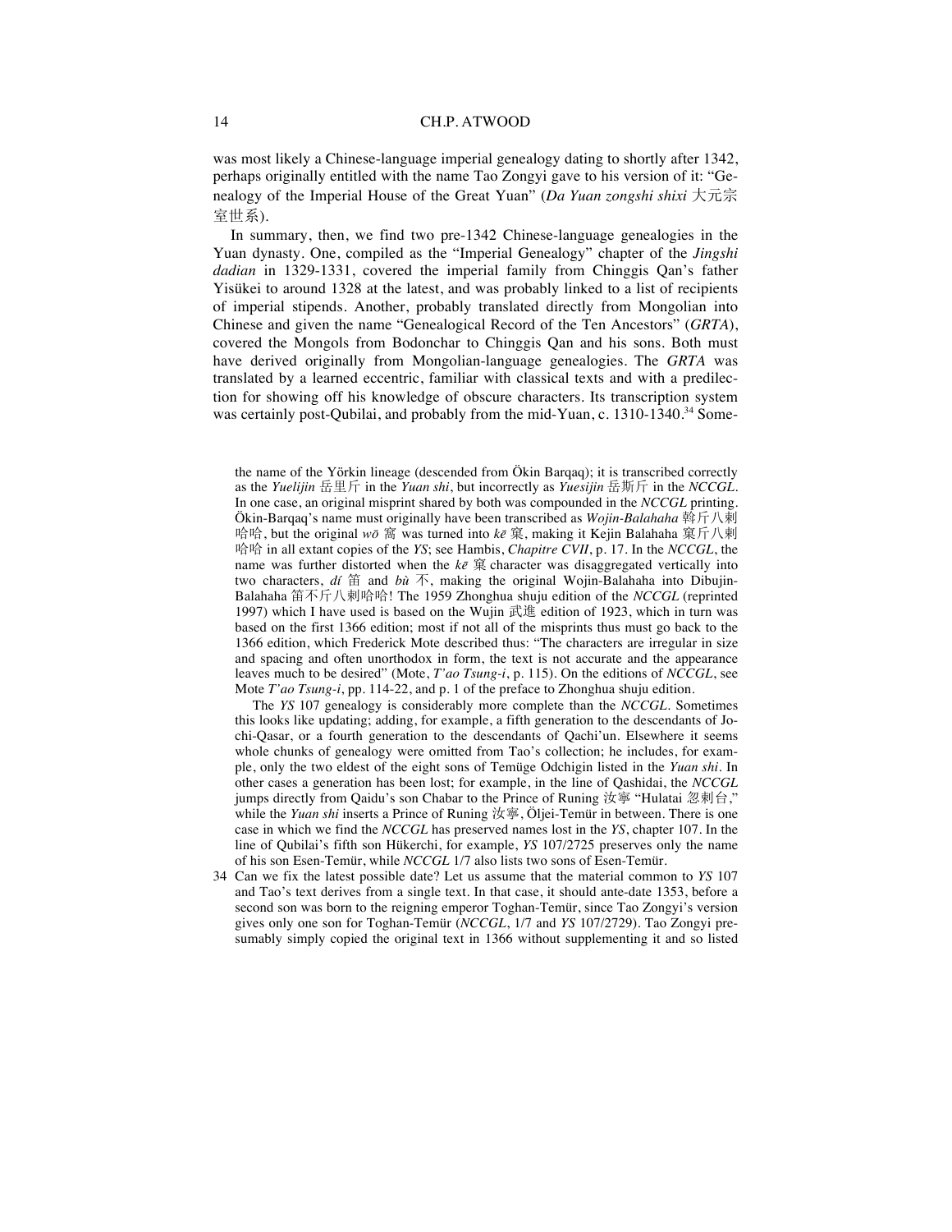was most likely a Chinese-language imperial genealogy dating to shortly after 1342, perhaps originally entitled with the name Tao Zongyi gave to his version of it: "Genealogy of the Imperial House of the Great Yuan" (*Da Yuan zongshi shixi* 大元宗室世系).

In summary, then, we find two pre-1342 Chinese-language genealogies in the Yuan dynasty. One, compiled as the "Imperial Genealogy" chapter of the *Jingshi dadian* in 1329-1331, covered the imperial family from Chinggis Qan's father Yisükei to around 1328 at the latest, and was probably linked to a list of recipients of imperial stipends. Another, probably translated directly from Mongolian into Chinese and given the name "Genealogical Record of the Ten Ancestors" (*GRTA*), covered the Mongols from Bodonchar to Chinggis Qan and his sons. Both must have derived originally from Mongolian-language genealogies. The *GRTA* was translated by a learned eccentric, familiar with classical texts and with a predilection for showing off his knowledge of obscure characters. Its transcription system was certainly post-Qubilai, and probably from the mid-Yuan, c. 1310-1340.[34] Some-

the name of the Yörkin lineage (descended from Ökin Barqaq); it is transcribed correctly as the *Yuelijin* 岳里斤 in the *Yuan shi*, but incorrectly as *Yuesijin* 岳斯斤 in the *NCCGL*. In one case, an original misprint shared by both was compounded in the *NCCGL* printing. Ökin-Barqaq's name must originally have been transcribed as *Wojin-Balahaha* 斡斤八剌哈哈, but the original *wō* 窩 was turned into *kē* 窠, making it Kejin Balahaha 窠斤八剌哈哈 in all extant copies of the *YS*; see Hambis, *Chapitre CVII*, p. 17. In the *NCCGL*, the name was further distorted when the *kē* 窠 character was disaggregated vertically into two characters, *dí* 笛 and *bù* 不, making the original Wojin-Balahaha into Dibujin-Balahaha 笛不斤八剌哈哈! The 1959 Zhonghua shuju edition of the *NCCGL* (reprinted 1997) which I have used is based on the Wujin 武進 edition of 1923, which in turn was based on the first 1366 edition; most if not all of the misprints thus must go back to the 1366 edition, which Frederick Mote described thus: "The characters are irregular in size and spacing and often unorthodox in form, the text is not accurate and the appearance leaves much to be desired" (Mote, *T'ao Tsung-i*, p. 115). On the editions of *NCCGL*, see Mote *T'ao Tsung-i*, pp. 114-22, and p. 1 of the preface to Zhonghua shuju edition.

The *YS* 107 genealogy is considerably more complete than the *NCCGL*. Sometimes this looks like updating; adding, for example, a fifth generation to the descendants of Jochi-Qasar, or a fourth generation to the descendants of Qachi'un. Elsewhere it seems whole chunks of genealogy were omitted from Tao's collection; he includes, for example, only the two eldest of the eight sons of Temüge Odchigin listed in the *Yuan shi*. In other cases a generation has been lost; for example, in the line of Qashidai, the *NCCGL* jumps directly from Qaidu's son Chabar to the Prince of Runing 汝寧 "Hulatai 忽剌台," while the *Yuan shi* inserts a Prince of Runing 汝寧, Öljei-Temür in between. There is one case in which we find the *NCCGL* has preserved names lost in the *YS*, chapter 107. In the line of Qubilai's fifth son Hükerchi, for example, *YS* 107/2725 preserves only the name of his son Esen-Temür, while *NCCGL* 1/7 also lists two sons of Esen-Temür.

34 Can we fix the latest possible date? Let us assume that the material common to *YS* 107 and Tao's text derives from a single text. In that case, it should ante-date 1353, before a second son was born to the reigning emperor Toghan-Temür, since Tao Zongyi's version gives only one son for Toghan-Temür (*NCCGL*, 1/7 and *YS* 107/2729). Tao Zongyi presumably simply copied the original text in 1366 without supplementing it and so listed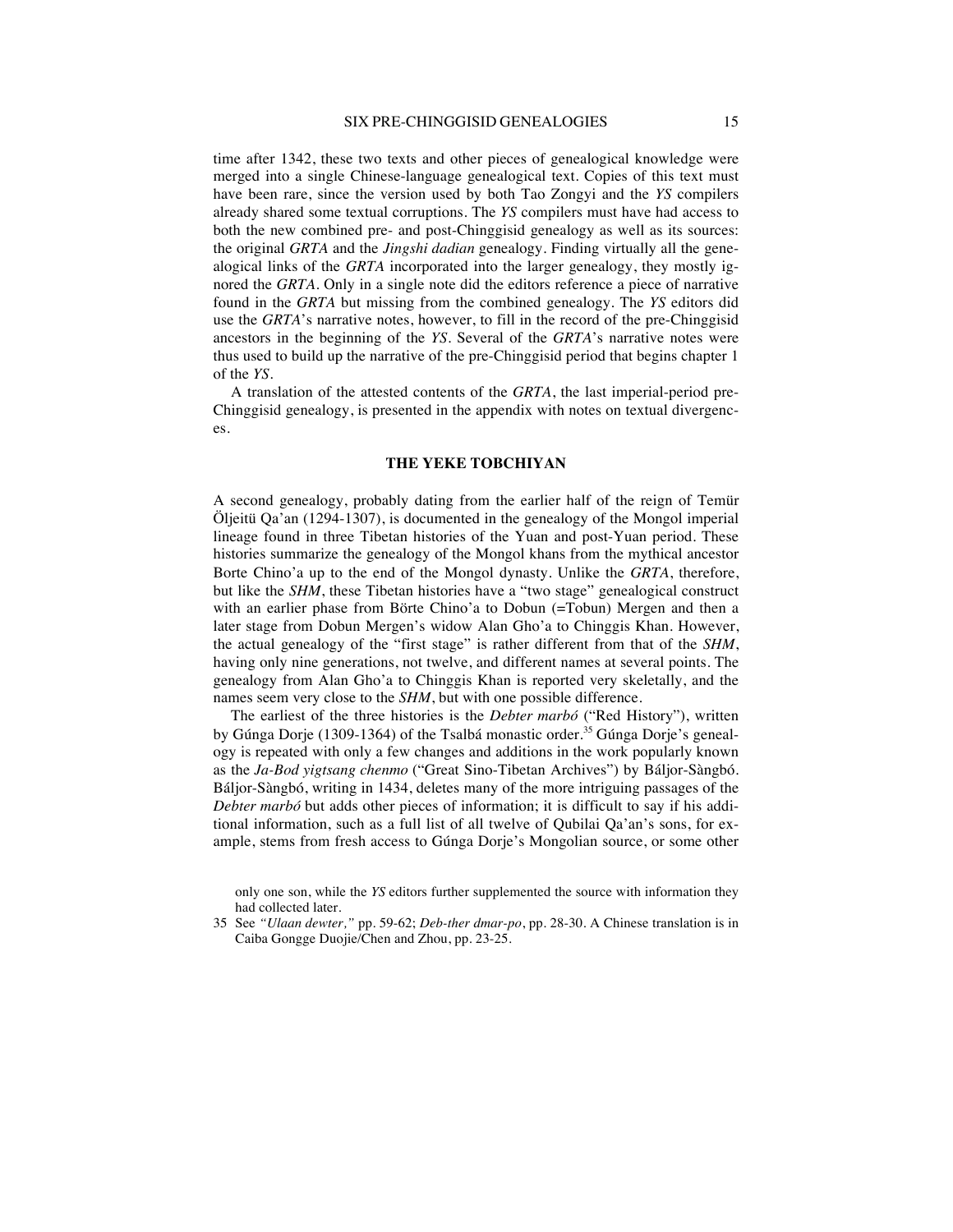time after 1342, these two texts and other pieces of genealogical knowledge were merged into a single Chinese-language genealogical text. Copies of this text must have been rare, since the version used by both Tao Zongyi and the *YS* compilers already shared some textual corruptions. The *YS* compilers must have had access to both the new combined pre- and post-Chinggisid genealogy as well as its sources: the original *GRTA* and the *Jingshi dadian* genealogy. Finding virtually all the genealogical links of the *GRTA* incorporated into the larger genealogy, they mostly ignored the *GRTA*. Only in a single note did the editors reference a piece of narrative found in the *GRTA* but missing from the combined genealogy. The *YS* editors did use the *GRTA*'s narrative notes, however, to fill in the record of the pre-Chinggisid ancestors in the beginning of the *YS*. Several of the *GRTA*'s narrative notes were thus used to build up the narrative of the pre-Chinggisid period that begins chapter 1 of the *YS*.

A translation of the attested contents of the *GRTA*, the last imperial-period pre-Chinggisid genealogy, is presented in the appendix with notes on textual divergences.

## THE YEKE TOBCHIYAN

A second genealogy, probably dating from the earlier half of the reign of Temür Öljeitü Qa'an (1294-1307), is documented in the genealogy of the Mongol imperial lineage found in three Tibetan histories of the Yuan and post-Yuan period. These histories summarize the genealogy of the Mongol khans from the mythical ancestor Borte Chino'a up to the end of the Mongol dynasty. Unlike the *GRTA*, therefore, but like the *SHM*, these Tibetan histories have a "two stage" genealogical construct with an earlier phase from Börte Chino'a to Dobun (=Tobun) Mergen and then a later stage from Dobun Mergen's widow Alan Gho'a to Chinggis Khan. However, the actual genealogy of the "first stage" is rather different from that of the *SHM*, having only nine generations, not twelve, and different names at several points. The genealogy from Alan Gho'a to Chinggis Khan is reported very skeletally, and the names seem very close to the *SHM*, but with one possible difference.

The earliest of the three histories is the *Debter marbó* ("Red History"), written by Gúnga Dorje (1309-1364) of the Tsalbá monastic order.[35] Gúnga Dorje's genealogy is repeated with only a few changes and additions in the work popularly known as the *Ja-Bod yigtsang chenmo* ("Great Sino-Tibetan Archives") by Báljor-Sàngbó. Báljor-Sàngbó, writing in 1434, deletes many of the more intriguing passages of the *Debter marbó* but adds other pieces of information; it is difficult to say if his additional information, such as a full list of all twelve of Qubilai Qa'an's sons, for example, stems from fresh access to Gúnga Dorje's Mongolian source, or some other

only one son, while the *YS* editors further supplemented the source with information they had collected later.

35 See *"Ulaan dewter,"* pp. 59-62; *Deb-ther dmar-po*, pp. 28-30. A Chinese translation is in Caiba Gongge Duojie/Chen and Zhou, pp. 23-25.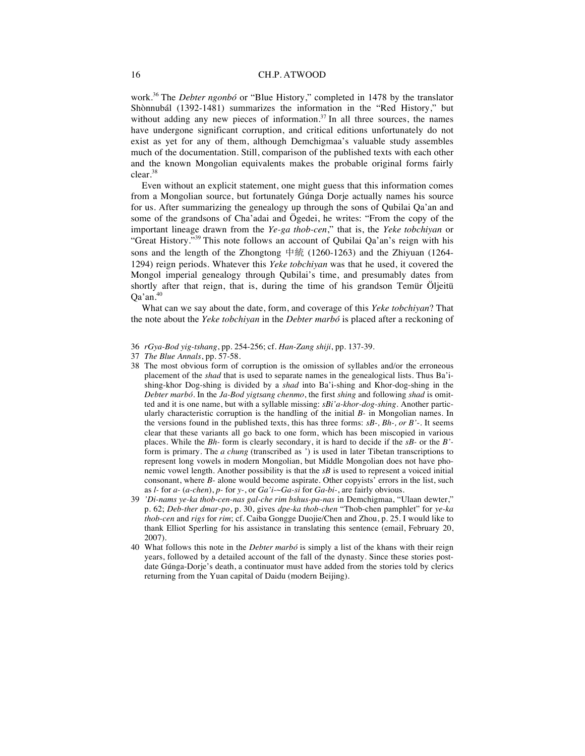work.[36] The *Debter ngonbó* or "Blue History," completed in 1478 by the translator Shònnubál (1392-1481) summarizes the information in the "Red History," but without adding any new pieces of information.[37] In all three sources, the names have undergone significant corruption, and critical editions unfortunately do not exist as yet for any of them, although Demchigmaa's valuable study assembles much of the documentation. Still, comparison of the published texts with each other and the known Mongolian equivalents makes the probable original forms fairly clear.[38]

Even without an explicit statement, one might guess that this information comes from a Mongolian source, but fortunately Gúnga Dorje actually names his source for us. After summarizing the genealogy up through the sons of Qubilai Qa'an and some of the grandsons of Cha'adai and Ögedei, he writes: "From the copy of the important lineage drawn from the *Ye-ga thob-cen*," that is, the *Yeke tobchiyan* or "Great History."[39] This note follows an account of Qubilai Qa'an's reign with his sons and the length of the Zhongtong 中統 (1260-1263) and the Zhiyuan (1264-1294) reign periods. Whatever this *Yeke tobchiyan* was that he used, it covered the Mongol imperial genealogy through Qubilai's time, and presumably dates from shortly after that reign, that is, during the time of his grandson Temür Öljeitü Qa'an.[40]

What can we say about the date, form, and coverage of this *Yeke tobchiyan*? That the note about the *Yeke tobchiyan* in the *Debter marbó* is placed after a reckoning of

36 *rGya-Bod yig-tshang*, pp. 254-256; cf. *Han-Zang shiji*, pp. 137-39.

37 *The Blue Annals*, pp. 57-58.

38 The most obvious form of corruption is the omission of syllables and/or the erroneous placement of the *shad* that is used to separate names in the genealogical lists. Thus Ba'i-shing-khor Dog-shing is divided by a *shad* into Ba'i-shing and Khor-dog-shing in the *Debter marbó*. In the *Ja-Bod yigtsang chenmo*, the first *shing* and following *shad* is omitted and it is one name, but with a syllable missing: *sBi'a-khor-dog-shing*. Another particularly characteristic corruption is the handling of the initial *B-* in Mongolian names. In the versions found in the published texts, this has three forms: *sB-, Bh-, or B'-*. It seems clear that these variants all go back to one form, which has been miscopied in various places. While the *Bh-* form is clearly secondary, it is hard to decide if the *sB-* or the *B'*-form is primary. The *a chung* (transcribed as ') is used in later Tibetan transcriptions to represent long vowels in modern Mongolian, but Middle Mongolian does not have phonemic vowel length. Another possibility is that the *sB* is used to represent a voiced initial consonant, where *B-* alone would become aspirate. Other copyists' errors in the list, such as *l-* for *a-* (*a-chen*), *p-* for *y-*, or *Ga'i-~Ga-si* for *Ga-bi-*, are fairly obvious.

39 *'Di-nams ye-ka thob-cen-nas gal-che rim bshus-pa-nas* in Demchigmaa, "Ulaan dewter," p. 62; *Deb-ther dmar-po*, p. 30, gives *dpe-ka thob-chen* "Thob-chen pamphlet" for *ye-ka thob-cen* and *rigs* for *rim*; cf. Caiba Gongge Duojie/Chen and Zhou, p. 25. I would like to thank Elliot Sperling for his assistance in translating this sentence (email, February 20, 2007).

40 What follows this note in the *Debter marbó* is simply a list of the khans with their reign years, followed by a detailed account of the fall of the dynasty. Since these stories post-date Gúnga-Dorje's death, a continuator must have added from the stories told by clerics returning from the Yuan capital of Daidu (modern Beijing).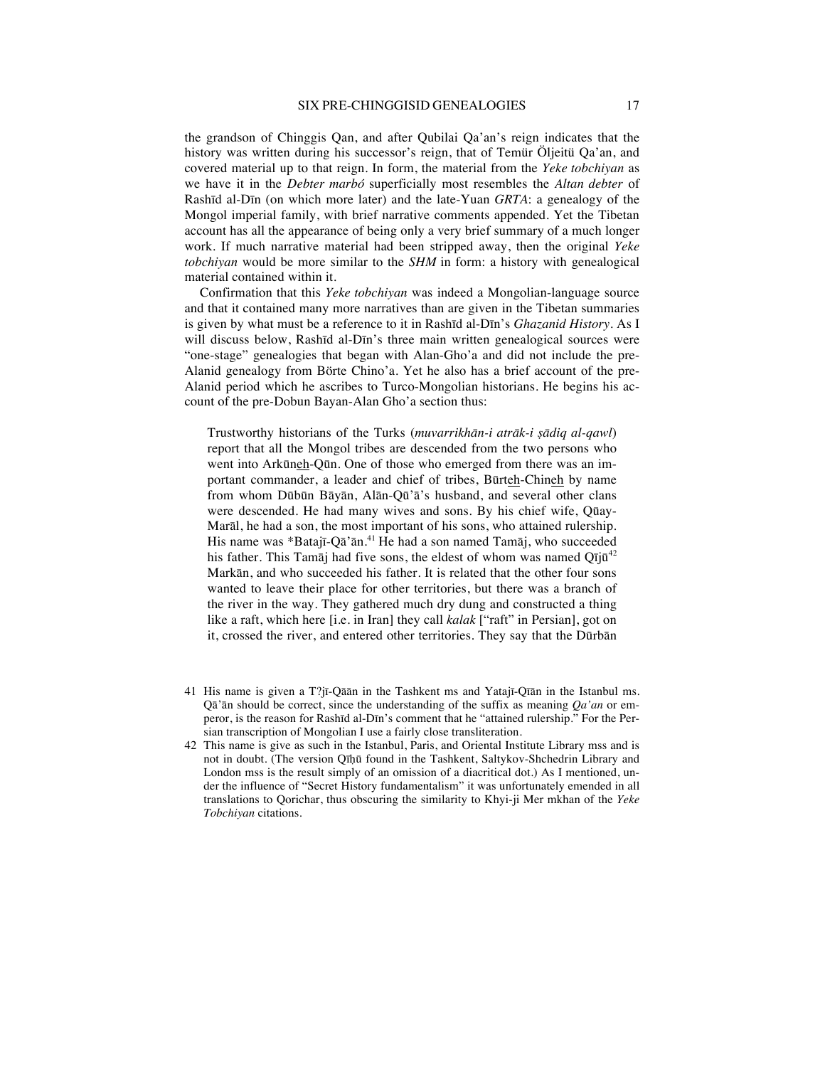the grandson of Chinggis Qan, and after Qubilai Qa'an's reign indicates that the history was written during his successor's reign, that of Temür Öljeitü Qa'an, and covered material up to that reign. In form, the material from the *Yeke tobchiyan* as we have it in the *Debter marbó* superficially most resembles the *Altan debter* of Rashīd al-Dīn (on which more later) and the late-Yuan *GRTA*: a genealogy of the Mongol imperial family, with brief narrative comments appended. Yet the Tibetan account has all the appearance of being only a very brief summary of a much longer work. If much narrative material had been stripped away, then the original *Yeke tobchiyan* would be more similar to the *SHM* in form: a history with genealogical material contained within it.

Confirmation that this *Yeke tobchiyan* was indeed a Mongolian-language source and that it contained many more narratives than are given in the Tibetan summaries is given by what must be a reference to it in Rashīd al-Dīn's *Ghazanid History*. As I will discuss below, Rashīd al-Dīn's three main written genealogical sources were "one-stage" genealogies that began with Alan-Gho'a and did not include the pre-Alanid genealogy from Börte Chino'a. Yet he also has a brief account of the pre-Alanid period which he ascribes to Turco-Mongolian historians. He begins his account of the pre-Dobun Bayan-Alan Gho'a section thus:

> Trustworthy historians of the Turks (*muvarrikhān-i atrāk-i ṣādiq al-qawl*) report that all the Mongol tribes are descended from the two persons who went into Arkūneh-Qūn. One of those who emerged from there was an important commander, a leader and chief of tribes, Būrteh-Chineh by name from whom Dūbūn Bāyān, Alān-Qū'ā's husband, and several other clans were descended. He had many wives and sons. By his chief wife, Qūay-Marāl, he had a son, the most important of his sons, who attained rulership. His name was *Batajī-Qā'ān.[41] He had a son named Tamāj, who succeeded his father. This Tamāj had five sons, the eldest of whom was named Qījū[42] Markān, and who succeeded his father. It is related that the other four sons wanted to leave their place for other territories, but there was a branch of the river in the way. They gathered much dry dung and constructed a thing like a raft, which here [i.e. in Iran] they call *kalak* ["raft" in Persian], got on it, crossed the river, and entered other territories. They say that the Dūrbān

41 His name is given a T?jī-Qāān in the Tashkent ms and Yatajī-Qīān in the Istanbul ms. Qā'ān should be correct, since the understanding of the suffix as meaning *Qa'an* or emperor, is the reason for Rashīd al-Dīn's comment that he "attained rulership." For the Persian transcription of Mongolian I use a fairly close transliteration.

42 This name is give as such in the Istanbul, Paris, and Oriental Institute Library mss and is not in doubt. (The version Qīḥū found in the Tashkent, Saltykov-Shchedrin Library and London mss is the result simply of an omission of a diacritical dot.) As I mentioned, under the influence of "Secret History fundamentalism" it was unfortunately emended in all translations to Qorichar, thus obscuring the similarity to Khyi-ji Mer mkhan of the *Yeke Tobchiyan* citations.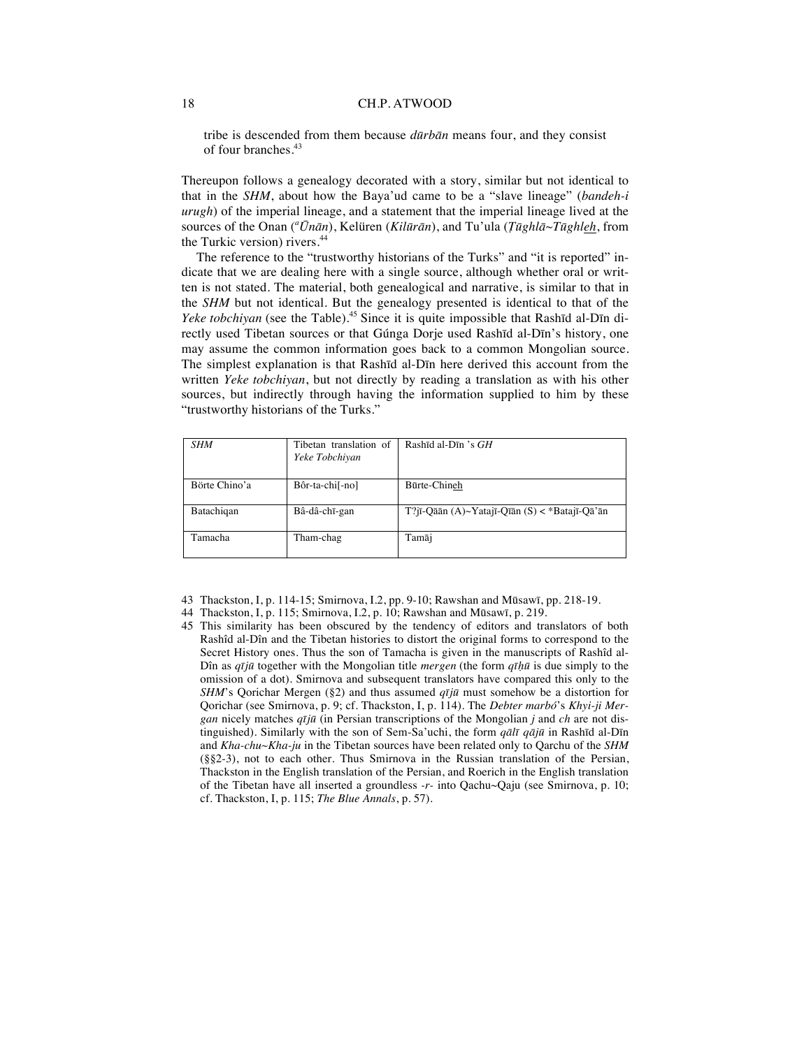tribe is descended from them because *dūrbān* means four, and they consist of four branches.[43]

Thereupon follows a genealogy decorated with a story, similar but not identical to that in the *SHM*, about how the Baya'ud came to be a "slave lineage" (*bandeh-i urugh*) of the imperial lineage, and a statement that the imperial lineage lived at the sources of the Onan (*ᵃŪnān*), Kelüren (*Kilūrān*), and Tu'ula (*Ṭūghlā~Tūghleh*, from the Turkic version) rivers.[44]

The reference to the "trustworthy historians of the Turks" and "it is reported" indicate that we are dealing here with a single source, although whether oral or written is not stated. The material, both genealogical and narrative, is similar to that in the *SHM* but not identical. But the genealogy presented is identical to that of the *Yeke tobchiyan* (see the Table).[45] Since it is quite impossible that Rashīd al-Dīn directly used Tibetan sources or that Gúnga Dorje used Rashīd al-Dīn's history, one may assume the common information goes back to a common Mongolian source. The simplest explanation is that Rashīd al-Dīn here derived this account from the written *Yeke tobchiyan*, but not directly by reading a translation as with his other sources, but indirectly through having the information supplied to him by these "trustworthy historians of the Turks."

| *SHM* | Tibetan translation of *Yeke Tobchiyan* | Rashīd al-Dīn 's *GH* |
|---|---|---|
| Börte Chino'a | Bôr-ta-chi[-no] | Būrte-Chineh |
| Batachiqan | Bâ-dâ-chī-gan | T?jī-Qāān (A)~Yatajī-Qīān (S) < *Batajī-Qā'ān |
| Tamacha | Tham-chag | Tamāj |

43 Thackston, I, p. 114-15; Smirnova, I.2, pp. 9-10; Rawshan and Mūsawī, pp. 218-19.

44 Thackston, I, p. 115; Smirnova, I.2, p. 10; Rawshan and Mūsawī, p. 219.

45 This similarity has been obscured by the tendency of editors and translators of both Rashîd al-Dîn and the Tibetan histories to distort the original forms to correspond to the Secret History ones. Thus the son of Tamacha is given in the manuscripts of Rashîd al-Dîn as *qījū* together with the Mongolian title *mergen* (the form *qīḥū* is due simply to the omission of a dot). Smirnova and subsequent translators have compared this only to the *SHM*'s Qorichar Mergen (§2) and thus assumed *qījū* must somehow be a distortion for Qorichar (see Smirnova, p. 9; cf. Thackston, I, p. 114). The *Debter marbó*'s *Khyi-ji Mergan* nicely matches *qījū* (in Persian transcriptions of the Mongolian *j* and *ch* are not distinguished). Similarly with the son of Sem-Sa'uchi, the form *qālī qājū* in Rashīd al-Dīn and *Kha-chu~Kha-ju* in the Tibetan sources have been related only to Qarchu of the *SHM* (§§2-3), not to each other. Thus Smirnova in the Russian translation of the Persian, Thackston in the English translation of the Persian, and Roerich in the English translation of the Tibetan have all inserted a groundless *-r-* into Qachu~Qaju (see Smirnova, p. 10; cf. Thackston, I, p. 115; *The Blue Annals*, p. 57).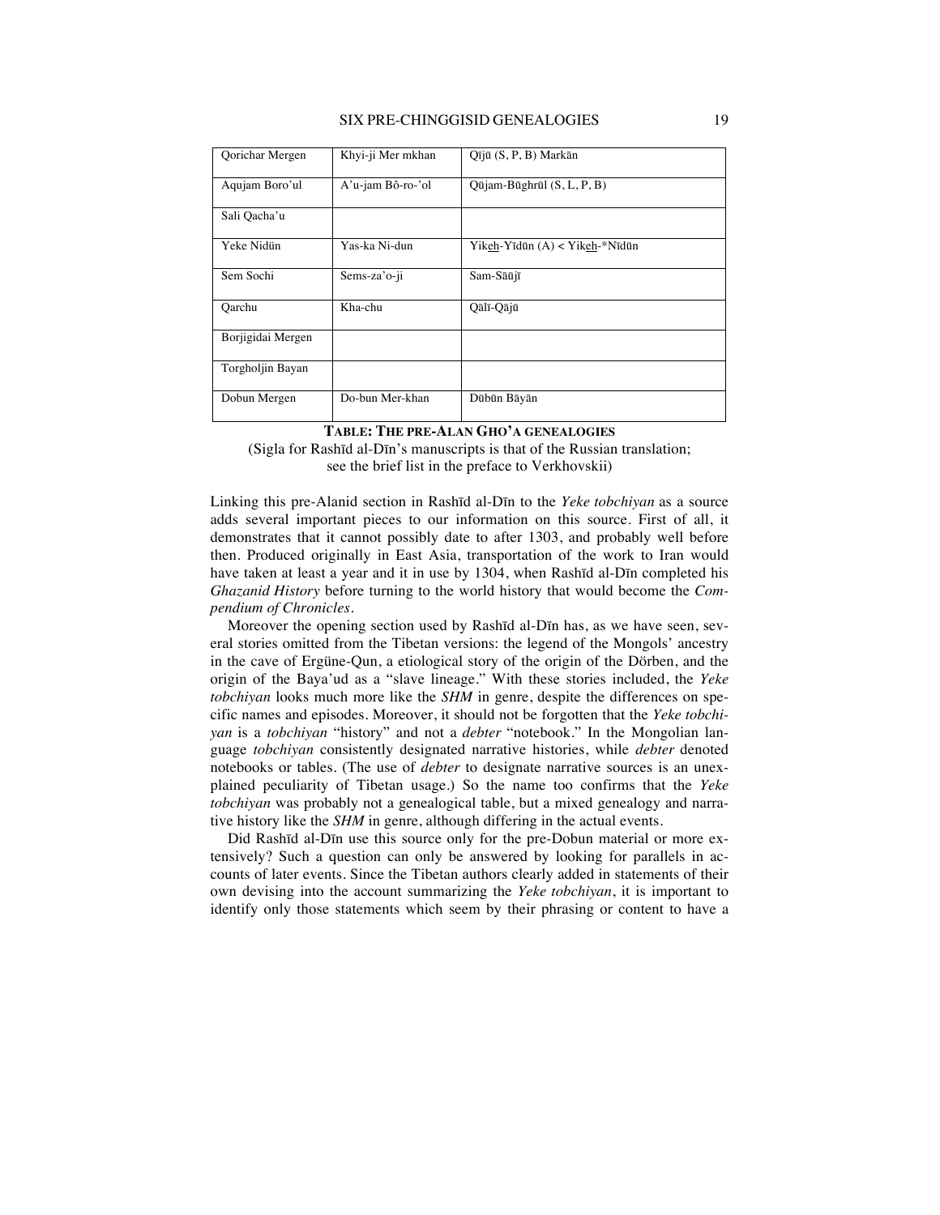| | | |
|---|---|---|
| Qorichar Mergen | Khyi-ji Mer mkhan | Qījū (S, P, B) Markān |
| Aqujam Boro'ul | A'u-jam Bô-ro-'ol | Qūjam-Būghrūl (S, L, P, B) |
| Sali Qacha'u | | |
| Yeke Nidün | Yas-ka Ni-dun | Yikeh-Yīdūn (A) < Yikeh-*Nīdūn |
| Sem Sochi | Sems-za'o-ji | Sam-Sāūjī |
| Qarchu | Kha-chu | Qālī-Qājū |
| Borjigidai Mergen | | |
| Torgholjin Bayan | | |
| Dobun Mergen | Do-bun Mer-khan | Dūbūn Bāyān |

**TABLE: THE PRE-ALAN GHO'A GENEALOGIES**

(Sigla for Rashīd al-Dīn's manuscripts is that of the Russian translation; see the brief list in the preface to Verkhovskii)

Linking this pre-Alanid section in Rashīd al-Dīn to the *Yeke tobchiyan* as a source adds several important pieces to our information on this source. First of all, it demonstrates that it cannot possibly date to after 1303, and probably well before then. Produced originally in East Asia, transportation of the work to Iran would have taken at least a year and it in use by 1304, when Rashīd al-Dīn completed his *Ghazanid History* before turning to the world history that would become the *Compendium of Chronicles*.

Moreover the opening section used by Rashīd al-Dīn has, as we have seen, several stories omitted from the Tibetan versions: the legend of the Mongols' ancestry in the cave of Ergüne-Qun, a etiological story of the origin of the Dörben, and the origin of the Baya'ud as a "slave lineage." With these stories included, the *Yeke tobchiyan* looks much more like the *SHM* in genre, despite the differences on specific names and episodes. Moreover, it should not be forgotten that the *Yeke tobchiyan* is a *tobchiyan* "history" and not a *debter* "notebook." In the Mongolian language *tobchiyan* consistently designated narrative histories, while *debter* denoted notebooks or tables. (The use of *debter* to designate narrative sources is an unexplained peculiarity of Tibetan usage.) So the name too confirms that the *Yeke tobchiyan* was probably not a genealogical table, but a mixed genealogy and narrative history like the *SHM* in genre, although differing in the actual events.

Did Rashīd al-Dīn use this source only for the pre-Dobun material or more extensively? Such a question can only be answered by looking for parallels in accounts of later events. Since the Tibetan authors clearly added in statements of their own devising into the account summarizing the *Yeke tobchiyan*, it is important to identify only those statements which seem by their phrasing or content to have a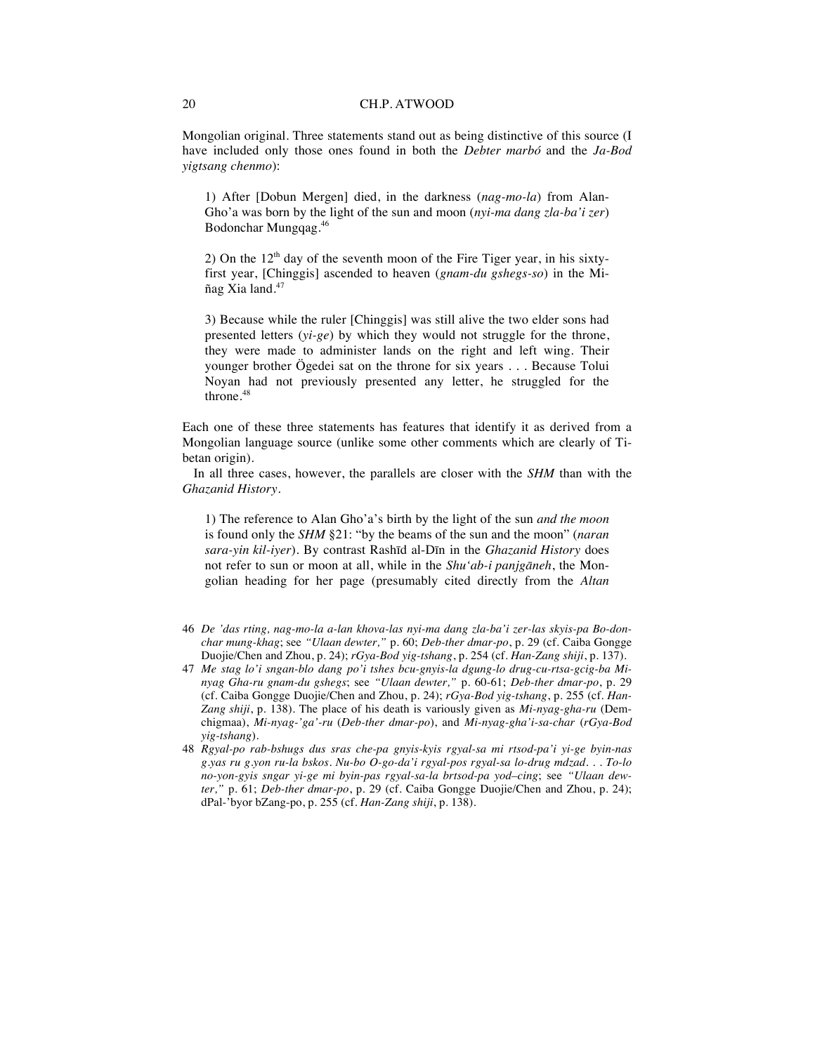Mongolian original. Three statements stand out as being distinctive of this source (I have included only those ones found in both the *Debter marbó* and the *Ja-Bod yigtsang chenmo*):

> 1) After [Dobun Mergen] died, in the darkness (*nag-mo-la*) from Alan-Gho'a was born by the light of the sun and moon (*nyi-ma dang zla-ba'i zer*) Bodonchar Mungqag.[46]
>
> 2) On the 12th day of the seventh moon of the Fire Tiger year, in his sixty-first year, [Chinggis] ascended to heaven (*gnam-du gshegs-so*) in the Mi-ñag Xia land.[47]
>
> 3) Because while the ruler [Chinggis] was still alive the two elder sons had presented letters (*yi-ge*) by which they would not struggle for the throne, they were made to administer lands on the right and left wing. Their younger brother Ögedei sat on the throne for six years . . . Because Tolui Noyan had not previously presented any letter, he struggled for the throne.[48]

Each one of these three statements has features that identify it as derived from a Mongolian language source (unlike some other comments which are clearly of Tibetan origin).

In all three cases, however, the parallels are closer with the *SHM* than with the *Ghazanid History*.

> 1) The reference to Alan Gho'a's birth by the light of the sun *and the moon* is found only the *SHM* §21: "by the beams of the sun and the moon" (*naran sara-yin kil-iyer*). By contrast Rashīd al-Dīn in the *Ghazanid History* does not refer to sun or moon at all, while in the *Shu'ab-i panjgāneh*, the Mongolian heading for her page (presumably cited directly from the *Altan*

46 *De 'das rting, nag-mo-la a-lan khova-las nyi-ma dang zla-ba'i zer-las skyis-pa Bo-don-char mung-khag*; see *"Ulaan dewter,"* p. 60; *Deb-ther dmar-po*, p. 29 (cf. Caiba Gongge Duojie/Chen and Zhou, p. 24); *rGya-Bod yig-tshang*, p. 254 (cf. *Han-Zang shiji*, p. 137).

47 *Me stag lo'i sngan-blo dang po'i tshes bcu-gnyis-la dgung-lo drug-cu-rtsa-gcig-ba Mi-nyag Gha-ru gnam-du gshegs*; see *"Ulaan dewter,"* p. 60-61; *Deb-ther dmar-po*, p. 29 (cf. Caiba Gongge Duojie/Chen and Zhou, p. 24); *rGya-Bod yig-tshang*, p. 255 (cf. *Han-Zang shiji*, p. 138). The place of his death is variously given as *Mi-nyag-gha-ru* (Demchigmaa), *Mi-nyag-'ga'-ru* (*Deb-ther dmar-po*), and *Mi-nyag-gha'i-sa-char* (*rGya-Bod yig-tshang*).

48 *Rgyal-po rab-bshugs dus sras che-pa gnyis-kyis rgyal-sa mi rtsod-pa'i yi-ge byin-nas g.yas ru g.yon ru-la bskos. Nu-bo O-go-da'i rgyal-pos rgyal-sa lo-drug mdzad. . . To-lo no-yon-gyis sngar yi-ge mi byin-pas rgyal-sa-la brtsod-pa yod–cing*; see *"Ulaan dewter,"* p. 61; *Deb-ther dmar-po*, p. 29 (cf. Caiba Gongge Duojie/Chen and Zhou, p. 24); dPal-'byor bZang-po, p. 255 (cf. *Han-Zang shiji*, p. 138).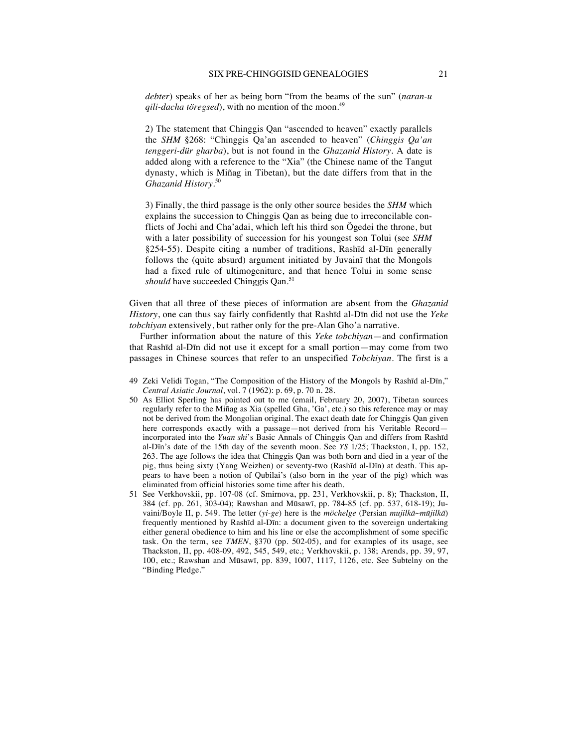*debter*) speaks of her as being born "from the beams of the sun" (*naran-u qili-dacha töregsed*), with no mention of the moon.[49]

2) The statement that Chinggis Qan "ascended to heaven" exactly parallels the *SHM* §268: "Chinggis Qa'an ascended to heaven" (*Chinggis Qa'an tenggeri-dür gharba*), but is not found in the *Ghazanid History*. A date is added along with a reference to the "Xia" (the Chinese name of the Tangut dynasty, which is Miñag in Tibetan), but the date differs from that in the *Ghazanid History*.[50]

3) Finally, the third passage is the only other source besides the *SHM* which explains the succession to Chinggis Qan as being due to irreconcilable conflicts of Jochi and Cha'adai, which left his third son Ögedei the throne, but with a later possibility of succession for his youngest son Tolui (see *SHM* §254-55). Despite citing a number of traditions, Rashīd al-Dīn generally follows the (quite absurd) argument initiated by Juvainī that the Mongols had a fixed rule of ultimogeniture, and that hence Tolui in some sense *should* have succeeded Chinggis Qan.[51]

Given that all three of these pieces of information are absent from the *Ghazanid History*, one can thus say fairly confidently that Rashīd al-Dīn did not use the *Yeke tobchiyan* extensively, but rather only for the pre-Alan Gho'a narrative.

Further information about the nature of this *Yeke tobchiyan*—and confirmation that Rashīd al-Dīn did not use it except for a small portion—may come from two passages in Chinese sources that refer to an unspecified *Tobchiyan*. The first is a

49 Zeki Velidi Togan, "The Composition of the History of the Mongols by Rashīd al-Dīn," *Central Asiatic Journal*, vol. 7 (1962): p. 69, p. 70 n. 28.

50 As Elliot Sperling has pointed out to me (email, February 20, 2007), Tibetan sources regularly refer to the Miñag as Xia (spelled Gha, 'Ga', etc.) so this reference may or may not be derived from the Mongolian original. The exact death date for Chinggis Qan given here corresponds exactly with a passage—not derived from his Veritable Record—incorporated into the *Yuan shi*'s Basic Annals of Chinggis Qan and differs from Rashīd al-Dīn's date of the 15th day of the seventh moon. See *YS* 1/25; Thackston, I, pp. 152, 263. The age follows the idea that Chinggis Qan was both born and died in a year of the pig, thus being sixty (Yang Weizhen) or seventy-two (Rashīd al-Dīn) at death. This appears to have been a notion of Qubilai's (also born in the year of the pig) which was eliminated from official histories some time after his death.

51 See Verkhovskii, pp. 107-08 (cf. Smirnova, pp. 231, Verkhovskii, p. 8); Thackston, II, 384 (cf. pp. 261, 303-04); Rawshan and Mūsawī, pp. 784-85 (cf. pp. 537, 618-19); Juvaini/Boyle II, p. 549. The letter (*yi-ge*) here is the *möchelge* (Persian *mujilkā~mājilkā*) frequently mentioned by Rashīd al-Dīn: a document given to the sovereign undertaking either general obedience to him and his line or else the accomplishment of some specific task. On the term, see *TMEN*, §370 (pp. 502-05), and for examples of its usage, see Thackston, II, pp. 408-09, 492, 545, 549, etc.; Verkhovskii, p. 138; Arends, pp. 39, 97, 100, etc.; Rawshan and Mūsawī, pp. 839, 1007, 1117, 1126, etc. See Subtelny on the "Binding Pledge."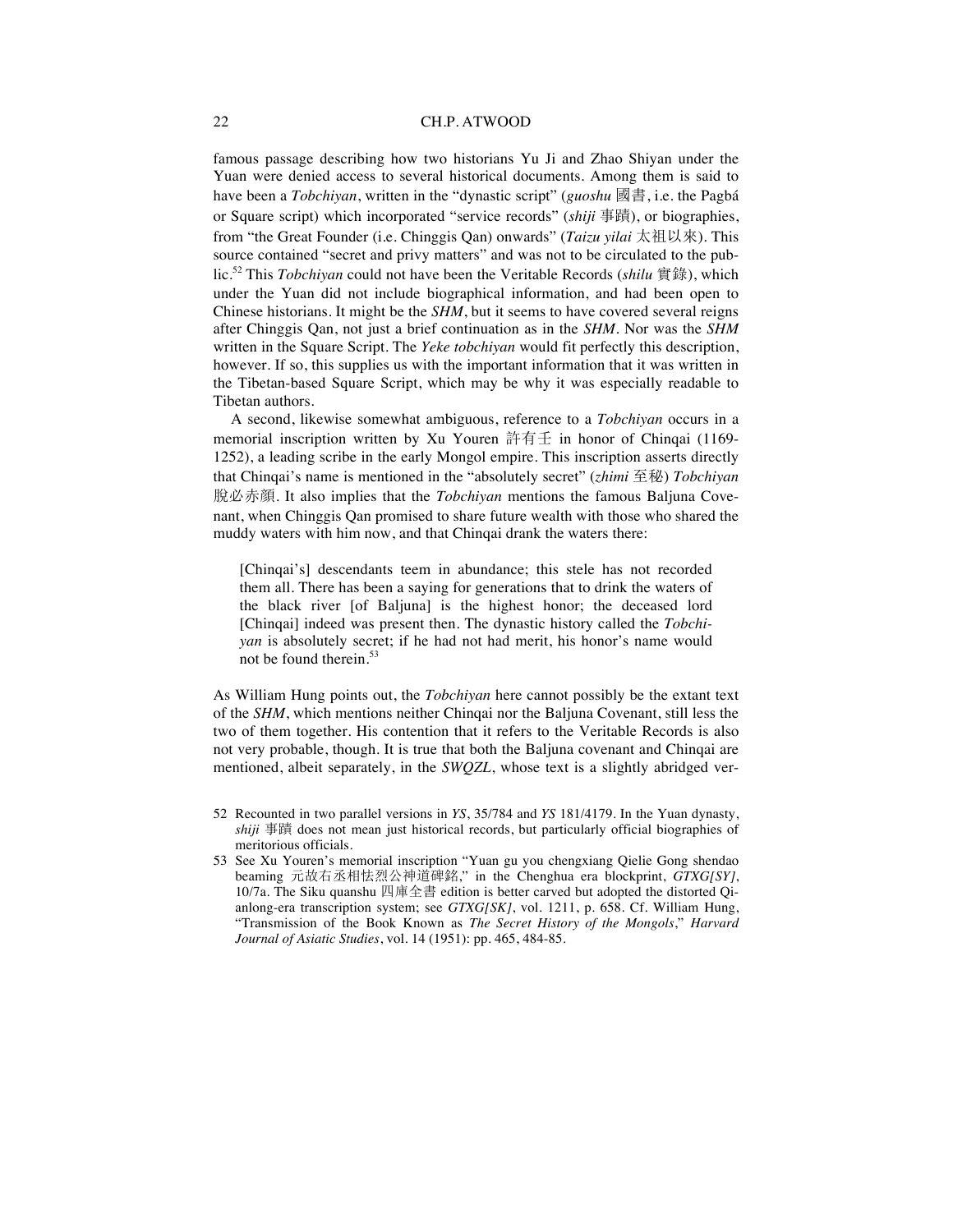famous passage describing how two historians Yu Ji and Zhao Shiyan under the Yuan were denied access to several historical documents. Among them is said to have been a *Tobchiyan*, written in the "dynastic script" (*guoshu* 國書, i.e. the Pagbá or Square script) which incorporated "service records" (*shiji* 事蹟), or biographies, from "the Great Founder (i.e. Chinggis Qan) onwards" (*Taizu yilai* 太祖以來). This source contained "secret and privy matters" and was not to be circulated to the public.[52] This *Tobchiyan* could not have been the Veritable Records (*shilu* 實錄), which under the Yuan did not include biographical information, and had been open to Chinese historians. It might be the *SHM*, but it seems to have covered several reigns after Chinggis Qan, not just a brief continuation as in the *SHM*. Nor was the *SHM* written in the Square Script. The *Yeke tobchiyan* would fit perfectly this description, however. If so, this supplies us with the important information that it was written in the Tibetan-based Square Script, which may be why it was especially readable to Tibetan authors.

A second, likewise somewhat ambiguous, reference to a *Tobchiyan* occurs in a memorial inscription written by Xu Youren 許有壬 in honor of Chinqai (1169-1252), a leading scribe in the early Mongol empire. This inscription asserts directly that Chinqai's name is mentioned in the "absolutely secret" (*zhimi* 至秘) *Tobchiyan* 脫必赤顔. It also implies that the *Tobchiyan* mentions the famous Baljuna Covenant, when Chinggis Qan promised to share future wealth with those who shared the muddy waters with him now, and that Chinqai drank the waters there:

> [Chinqai's] descendants teem in abundance; this stele has not recorded them all. There has been a saying for generations that to drink the waters of the black river [of Baljuna] is the highest honor; the deceased lord [Chinqai] indeed was present then. The dynastic history called the *Tobchiyan* is absolutely secret; if he had not had merit, his honor's name would not be found therein.[53]

As William Hung points out, the *Tobchiyan* here cannot possibly be the extant text of the *SHM*, which mentions neither Chinqai nor the Baljuna Covenant, still less the two of them together. His contention that it refers to the Veritable Records is also not very probable, though. It is true that both the Baljuna covenant and Chinqai are mentioned, albeit separately, in the *SWQZL*, whose text is a slightly abridged ver-

---

52 Recounted in two parallel versions in *YS*, 35/784 and *YS* 181/4179. In the Yuan dynasty, *shiji* 事蹟 does not mean just historical records, but particularly official biographies of meritorious officials.

53 See Xu Youren's memorial inscription "Yuan gu you chengxiang Qielie Gong shendao beaming 元故右丞相怯烈公神道碑銘," in the Chenghua era blockprint, *GTXG[SY]*, 10/7a. The Siku quanshu 四庫全書 edition is better carved but adopted the distorted Qianlong-era transcription system; see *GTXG[SK]*, vol. 1211, p. 658. Cf. William Hung, "Transmission of the Book Known as *The Secret History of the Mongols*," *Harvard Journal of Asiatic Studies*, vol. 14 (1951): pp. 465, 484-85.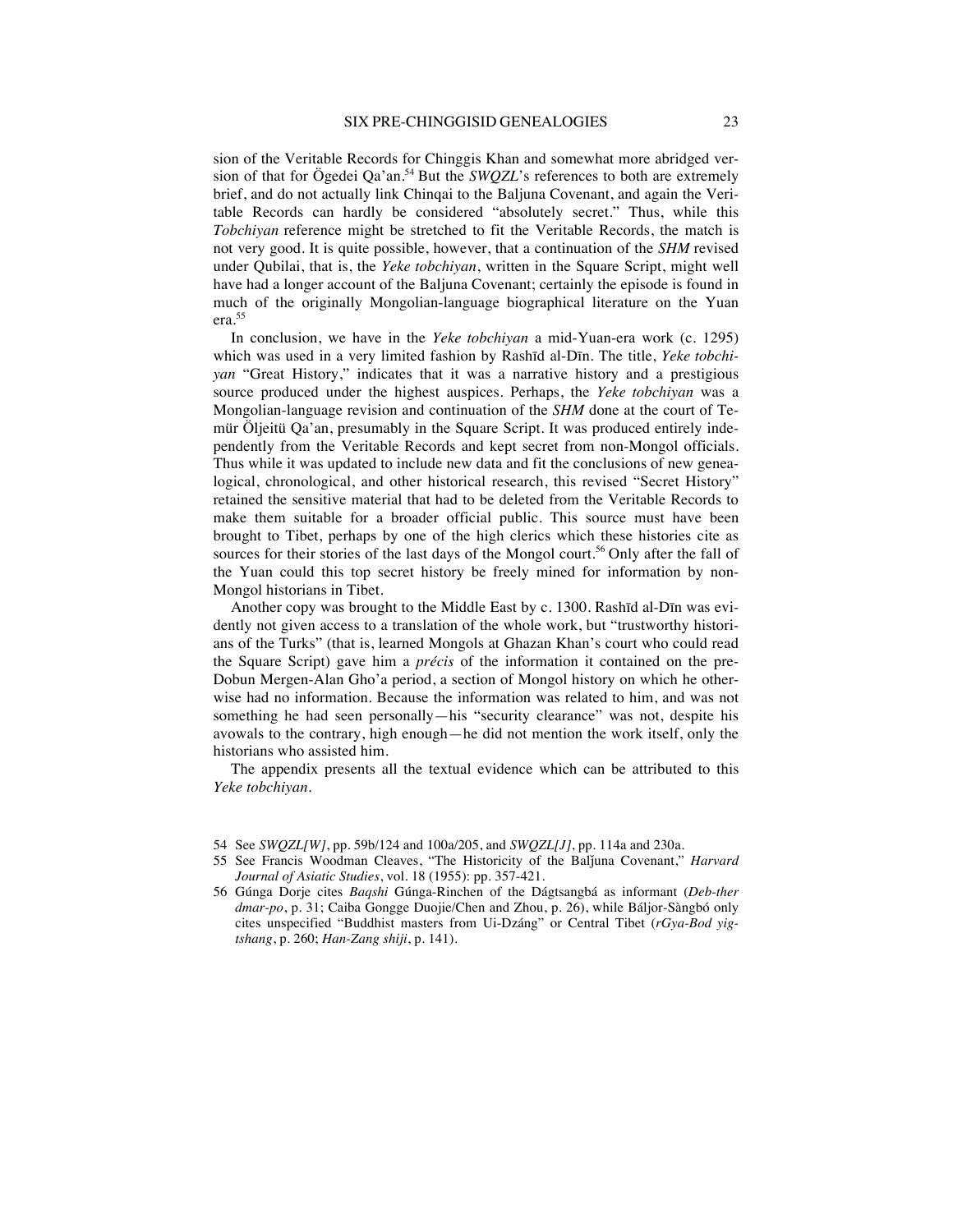sion of the Veritable Records for Chinggis Khan and somewhat more abridged version of that for Ögedei Qa'an.[54] But the *SWQZL*'s references to both are extremely brief, and do not actually link Chinqai to the Baljuna Covenant, and again the Veritable Records can hardly be considered "absolutely secret." Thus, while this *Tobchiyan* reference might be stretched to fit the Veritable Records, the match is not very good. It is quite possible, however, that a continuation of the *SHM* revised under Qubilai, that is, the *Yeke tobchiyan*, written in the Square Script, might well have had a longer account of the Baljuna Covenant; certainly the episode is found in much of the originally Mongolian-language biographical literature on the Yuan era.[55]

In conclusion, we have in the *Yeke tobchiyan* a mid-Yuan-era work (c. 1295) which was used in a very limited fashion by Rashīd al-Dīn. The title, *Yeke tobchiyan* "Great History," indicates that it was a narrative history and a prestigious source produced under the highest auspices. Perhaps, the *Yeke tobchiyan* was a Mongolian-language revision and continuation of the *SHM* done at the court of Temür Öljeitü Qa'an, presumably in the Square Script. It was produced entirely independently from the Veritable Records and kept secret from non-Mongol officials. Thus while it was updated to include new data and fit the conclusions of new genealogical, chronological, and other historical research, this revised "Secret History" retained the sensitive material that had to be deleted from the Veritable Records to make them suitable for a broader official public. This source must have been brought to Tibet, perhaps by one of the high clerics which these histories cite as sources for their stories of the last days of the Mongol court.[56] Only after the fall of the Yuan could this top secret history be freely mined for information by non-Mongol historians in Tibet.

Another copy was brought to the Middle East by c. 1300. Rashīd al-Dīn was evidently not given access to a translation of the whole work, but "trustworthy historians of the Turks" (that is, learned Mongols at Ghazan Khan's court who could read the Square Script) gave him a *précis* of the information it contained on the pre-Dobun Mergen-Alan Gho'a period, a section of Mongol history on which he otherwise had no information. Because the information was related to him, and was not something he had seen personally—his "security clearance" was not, despite his avowals to the contrary, high enough—he did not mention the work itself, only the historians who assisted him.

The appendix presents all the textual evidence which can be attributed to this *Yeke tobchiyan*.

---

54 See *SWQZL[W]*, pp. 59b/124 and 100a/205, and *SWQZL[J]*, pp. 114a and 230a.

55 See Francis Woodman Cleaves, "The Historicity of the Baľjuna Covenant," *Harvard Journal of Asiatic Studies*, vol. 18 (1955): pp. 357-421.

56 Gúnga Dorje cites *Baqshi* Gúnga-Rinchen of the Dágtsangbá as informant (*Deb-ther dmar-po*, p. 31; Caiba Gongge Duojie/Chen and Zhou, p. 26), while Báljor-Sàngbó only cites unspecified "Buddhist masters from Ui-Dzáng" or Central Tibet (*rGya-Bod yig-tshang*, p. 260; *Han-Zang shiji*, p. 141).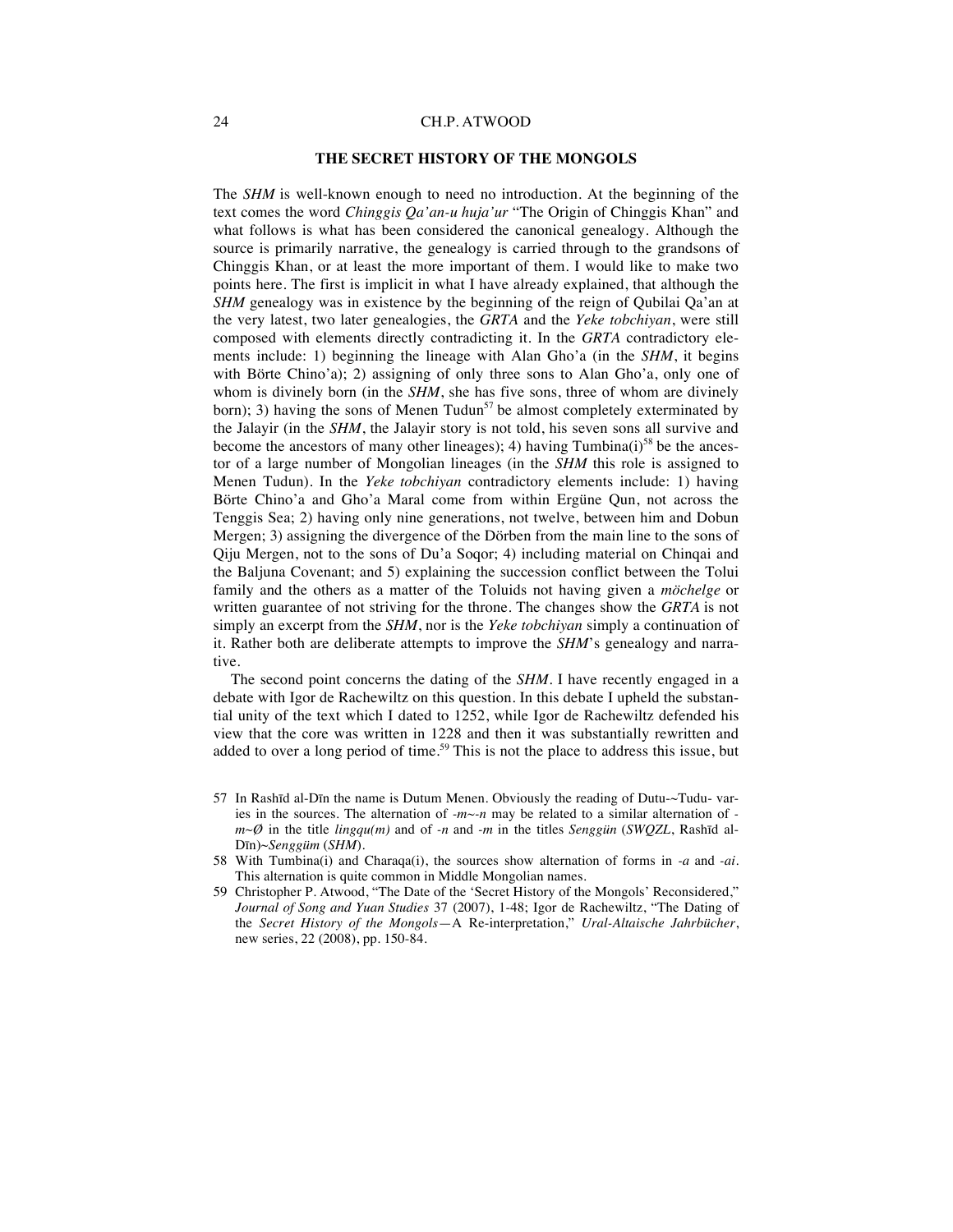## THE SECRET HISTORY OF THE MONGOLS

The *SHM* is well-known enough to need no introduction. At the beginning of the text comes the word *Chinggis Qa'an-u huja'ur* "The Origin of Chinggis Khan" and what follows is what has been considered the canonical genealogy. Although the source is primarily narrative, the genealogy is carried through to the grandsons of Chinggis Khan, or at least the more important of them. I would like to make two points here. The first is implicit in what I have already explained, that although the *SHM* genealogy was in existence by the beginning of the reign of Qubilai Qa'an at the very latest, two later genealogies, the *GRTA* and the *Yeke tobchiyan*, were still composed with elements directly contradicting it. In the *GRTA* contradictory elements include: 1) beginning the lineage with Alan Gho'a (in the *SHM*, it begins with Börte Chino'a); 2) assigning of only three sons to Alan Gho'a, only one of whom is divinely born (in the *SHM*, she has five sons, three of whom are divinely born); 3) having the sons of Menen Tudun[57] be almost completely exterminated by the Jalayir (in the *SHM*, the Jalayir story is not told, his seven sons all survive and become the ancestors of many other lineages); 4) having Tumbina(i)[58] be the ancestor of a large number of Mongolian lineages (in the *SHM* this role is assigned to Menen Tudun). In the *Yeke tobchiyan* contradictory elements include: 1) having Börte Chino'a and Gho'a Maral come from within Ergüne Qun, not across the Tenggis Sea; 2) having only nine generations, not twelve, between him and Dobun Mergen; 3) assigning the divergence of the Dörben from the main line to the sons of Qiju Mergen, not to the sons of Du'a Soqor; 4) including material on Chinqai and the Baljuna Covenant; and 5) explaining the succession conflict between the Tolui family and the others as a matter of the Toluids not having given a *möchelge* or written guarantee of not striving for the throne. The changes show the *GRTA* is not simply an excerpt from the *SHM*, nor is the *Yeke tobchiyan* simply a continuation of it. Rather both are deliberate attempts to improve the *SHM*'s genealogy and narrative.

The second point concerns the dating of the *SHM*. I have recently engaged in a debate with Igor de Rachewiltz on this question. In this debate I upheld the substantial unity of the text which I dated to 1252, while Igor de Rachewiltz defended his view that the core was written in 1228 and then it was substantially rewritten and added to over a long period of time.[59] This is not the place to address this issue, but

57 In Rashīd al-Dīn the name is Dutum Menen. Obviously the reading of Dutu-~Tudu- varies in the sources. The alternation of *-m~-n* may be related to a similar alternation of *-m~Ø* in the title *lingqu(m)* and of *-n* and *-m* in the titles *Senggün* (*SWQZL*, Rashīd al-Dīn)~*Senggüm* (*SHM*).

58 With Tumbina(i) and Charaqa(i), the sources show alternation of forms in *-a* and *-ai*. This alternation is quite common in Middle Mongolian names.

59 Christopher P. Atwood, "The Date of the 'Secret History of the Mongols' Reconsidered," *Journal of Song and Yuan Studies* 37 (2007), 1-48; Igor de Rachewiltz, "The Dating of the *Secret History of the Mongols*—A Re-interpretation," *Ural-Altaische Jahrbücher*, new series, 22 (2008), pp. 150-84.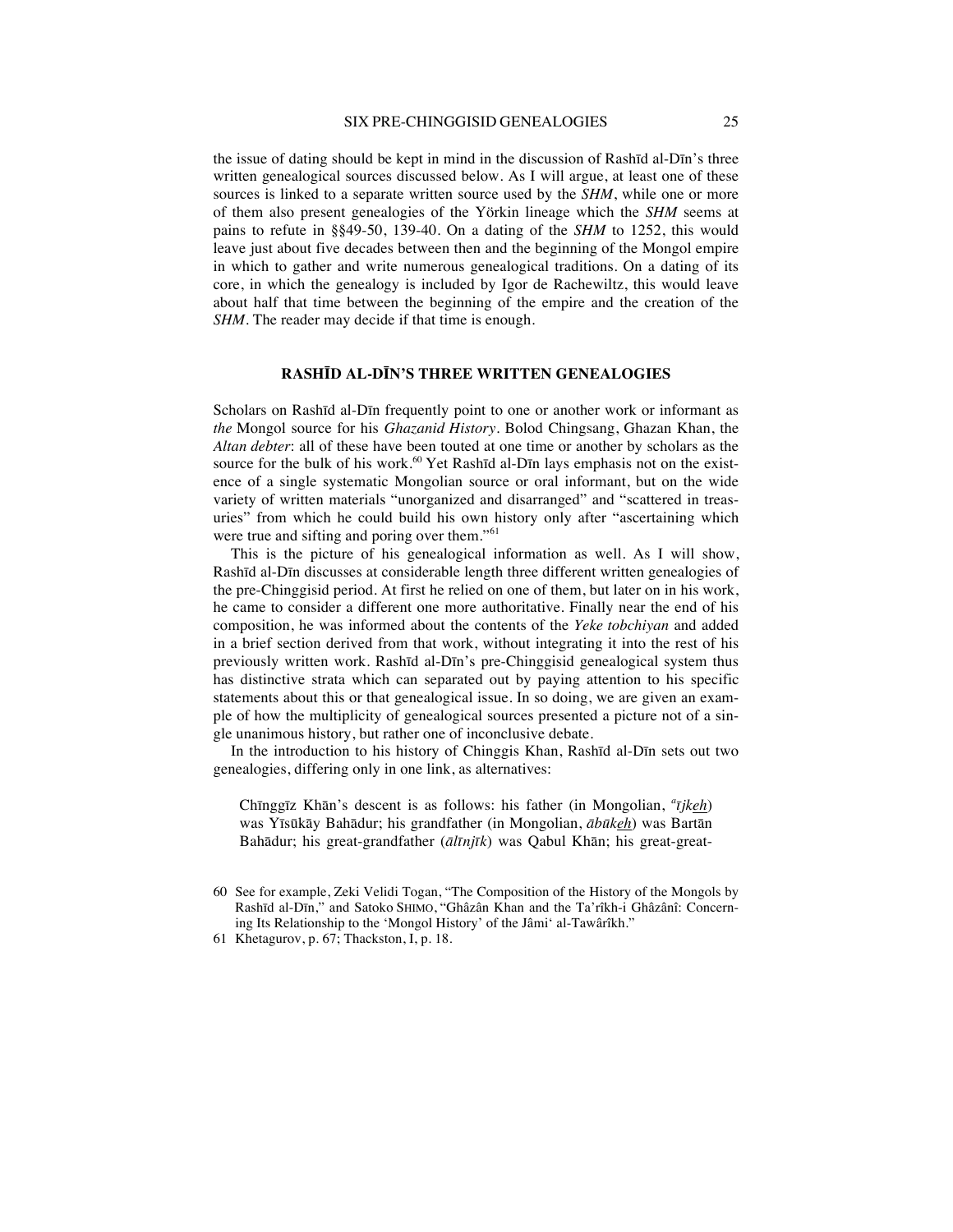the issue of dating should be kept in mind in the discussion of Rashīd al-Dīn's three written genealogical sources discussed below. As I will argue, at least one of these sources is linked to a separate written source used by the *SHM*, while one or more of them also present genealogies of the Yörkin lineage which the *SHM* seems at pains to refute in §§49-50, 139-40. On a dating of the *SHM* to 1252, this would leave just about five decades between then and the beginning of the Mongol empire in which to gather and write numerous genealogical traditions. On a dating of its core, in which the genealogy is included by Igor de Rachewiltz, this would leave about half that time between the beginning of the empire and the creation of the *SHM*. The reader may decide if that time is enough.

## RASHĪD AL-DĪN'S THREE WRITTEN GENEALOGIES

Scholars on Rashīd al-Dīn frequently point to one or another work or informant as *the* Mongol source for his *Ghazanid History*. Bolod Chingsang, Ghazan Khan, the *Altan debter*: all of these have been touted at one time or another by scholars as the source for the bulk of his work.[60] Yet Rashīd al-Dīn lays emphasis not on the existence of a single systematic Mongolian source or oral informant, but on the wide variety of written materials "unorganized and disarranged" and "scattered in treasuries" from which he could build his own history only after "ascertaining which were true and sifting and poring over them."[61]

This is the picture of his genealogical information as well. As I will show, Rashīd al-Dīn discusses at considerable length three different written genealogies of the pre-Chinggisid period. At first he relied on one of them, but later on in his work, he came to consider a different one more authoritative. Finally near the end of his composition, he was informed about the contents of the *Yeke tobchiyan* and added in a brief section derived from that work, without integrating it into the rest of his previously written work. Rashīd al-Dīn's pre-Chinggisid genealogical system thus has distinctive strata which can separated out by paying attention to his specific statements about this or that genealogical issue. In so doing, we are given an example of how the multiplicity of genealogical sources presented a picture not of a single unanimous history, but rather one of inconclusive debate.

In the introduction to his history of Chinggis Khan, Rashīd al-Dīn sets out two genealogies, differing only in one link, as alternatives:

> Chīnggīz Khān's descent is as follows: his father (in Mongolian, [a]*ījkeh*) was Yīsūkāy Bahādur; his grandfather (in Mongolian, *ābūkeh*) was Bartān Bahādur; his great-grandfather (*ālīnjīk*) was Qabul Khān; his great-great-

---

60 See for example, Zeki Velidi Togan, "The Composition of the History of the Mongols by Rashīd al-Dīn," and Satoko Shimo, "Ghâzân Khan and the Ta'rîkh-i Ghâzânî: Concerning Its Relationship to the 'Mongol History' of the Jâmi' al-Tawârîkh."

61 Khetagurov, p. 67; Thackston, I, p. 18.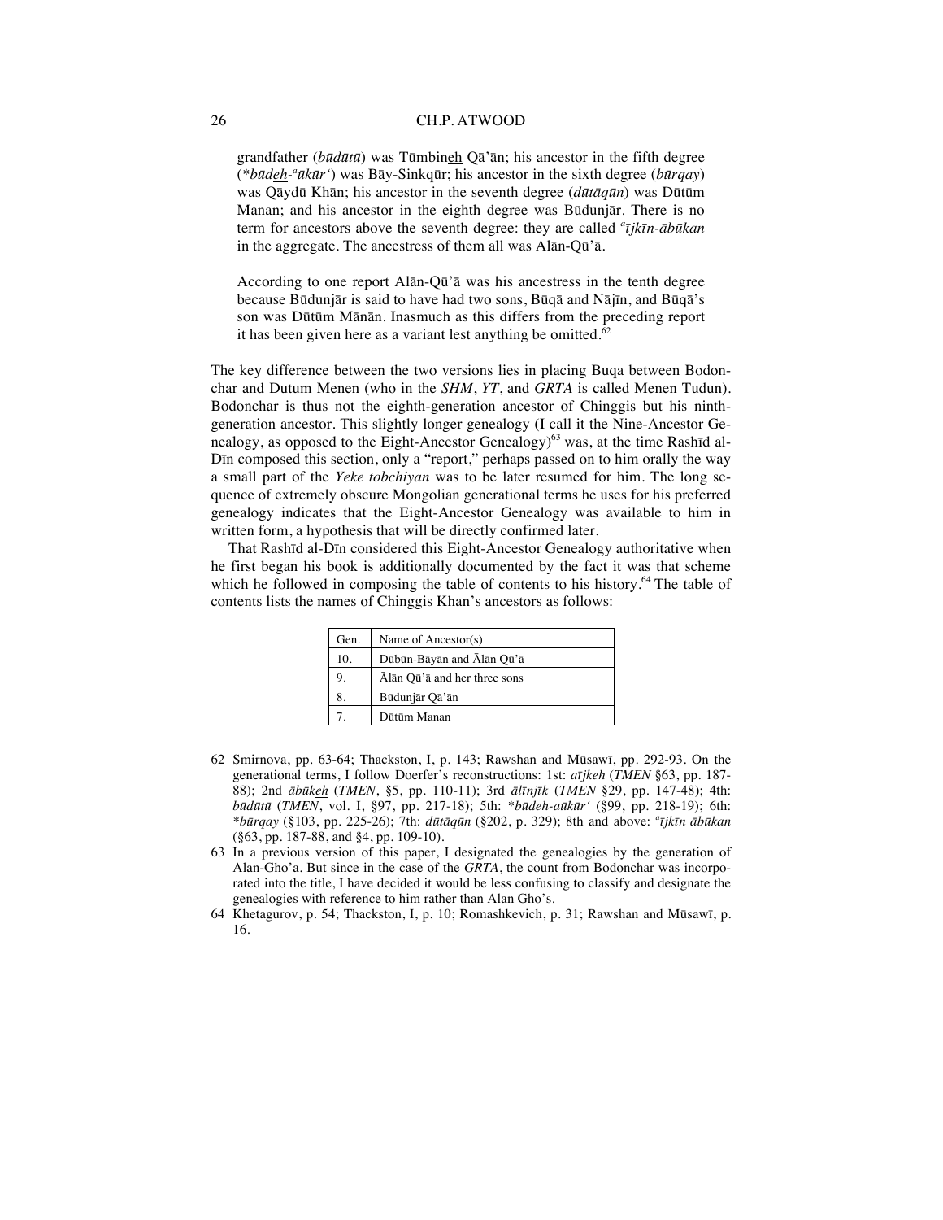grandfather (*būdūtū*) was Tūmbineh Qā'ān; his ancestor in the fifth degree (**būdeh-ᵃūkūr'*) was Bāy-Sinkqūr; his ancestor in the sixth degree (*būrqay*) was Qāydū Khān; his ancestor in the seventh degree (*dūtāqūn*) was Dūtūm Manan; and his ancestor in the eighth degree was Būdunjār. There is no term for ancestors above the seventh degree: they are called *ᵃījkīn-ābūkan* in the aggregate. The ancestress of them all was Alān-Qū'ā.

According to one report Alān-Qū'ā was his ancestress in the tenth degree because Būdunjār is said to have had two sons, Būqā and Nājīn, and Būqā's son was Dūtūm Mānān. Inasmuch as this differs from the preceding report it has been given here as a variant lest anything be omitted.[62]

The key difference between the two versions lies in placing Buqa between Bodonchar and Dutum Menen (who in the *SHM*, *YT*, and *GRTA* is called Menen Tudun). Bodonchar is thus not the eighth-generation ancestor of Chinggis but his ninth-generation ancestor. This slightly longer genealogy (I call it the Nine-Ancestor Genealogy, as opposed to the Eight-Ancestor Genealogy)[63] was, at the time Rashīd al-Dīn composed this section, only a "report," perhaps passed on to him orally the way a small part of the *Yeke tobchiyan* was to be later resumed for him. The long sequence of extremely obscure Mongolian generational terms he uses for his preferred genealogy indicates that the Eight-Ancestor Genealogy was available to him in written form, a hypothesis that will be directly confirmed later.

That Rashīd al-Dīn considered this Eight-Ancestor Genealogy authoritative when he first began his book is additionally documented by the fact it was that scheme which he followed in composing the table of contents to his history.[64] The table of contents lists the names of Chinggis Khan's ancestors as follows:

| Gen. | Name of Ancestor(s) |
|---|---|
| 10. | Dūbūn-Bāyān and Ālān Qū'ā |
| 9. | Ālān Qū'ā and her three sons |
| 8. | Būdunjār Qā'ān |
| 7. | Dūtūm Manan |

62 Smirnova, pp. 63-64; Thackston, I, p. 143; Rawshan and Mūsawī, pp. 292-93. On the generational terms, I follow Doerfer's reconstructions: 1st: *ājīkeh* (*TMEN* §63, pp. 187-88); 2nd *ābūkeh* (*TMEN*, §5, pp. 110-11); 3rd *ālīnjīk* (*TMEN* §29, pp. 147-48); 4th: *būdūtū* (*TMEN*, vol. I, §97, pp. 217-18); 5th: **būdeh-aūkūr'* (§99, pp. 218-19); 6th: **būrqay* (§103, pp. 225-26); 7th: *dūtāqūn* (§202, p. 329); 8th and above: *ᵃījkīn ābūkan* (§63, pp. 187-88, and §4, pp. 109-10).

63 In a previous version of this paper, I designated the genealogies by the generation of Alan-Gho'a. But since in the case of the *GRTA*, the count from Bodonchar was incorporated into the title, I have decided it would be less confusing to classify and designate the genealogies with reference to him rather than Alan Gho's.

64 Khetagurov, p. 54; Thackston, I, p. 10; Romashkevich, p. 31; Rawshan and Mūsawī, p. 16.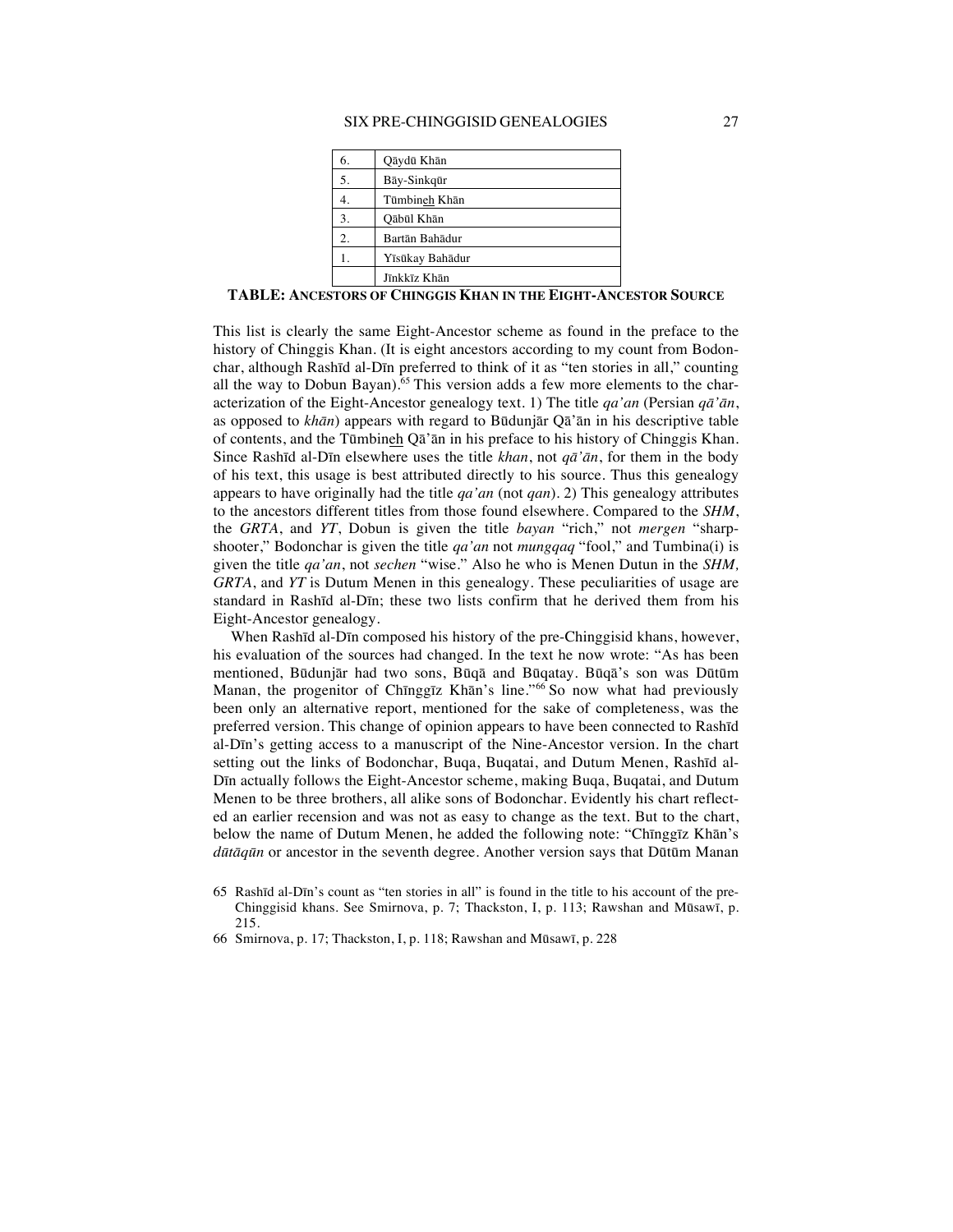| 6. | Qāydū Khān |
|---|---|
| 5. | Bāy-Sinkqūr |
| 4. | Tūmbineh Khān |
| 3. | Qābūl Khān |
| 2. | Bartān Bahādur |
| 1. | Yīsūkay Bahādur |
| | Jīnkkīz Khān |

**TABLE: ANCESTORS OF CHINGGIS KHAN IN THE EIGHT-ANCESTOR SOURCE**

This list is clearly the same Eight-Ancestor scheme as found in the preface to the history of Chinggis Khan. (It is eight ancestors according to my count from Bodonchar, although Rashīd al-Dīn preferred to think of it as "ten stories in all," counting all the way to Dobun Bayan).[65] This version adds a few more elements to the characterization of the Eight-Ancestor genealogy text. 1) The title *qa'an* (Persian *qā'ān*, as opposed to *khān*) appears with regard to Būdunjār Qā'ān in his descriptive table of contents, and the Tūmbineh Qā'ān in his preface to his history of Chinggis Khan. Since Rashīd al-Dīn elsewhere uses the title *khan*, not *qā'ān*, for them in the body of his text, this usage is best attributed directly to his source. Thus this genealogy appears to have originally had the title *qa'an* (not *qan*). 2) This genealogy attributes to the ancestors different titles from those found elsewhere. Compared to the *SHM*, the *GRTA*, and *YT*, Dobun is given the title *bayan* "rich," not *mergen* "sharpshooter," Bodonchar is given the title *qa'an* not *mungqaq* "fool," and Tumbina(i) is given the title *qa'an*, not *sechen* "wise." Also he who is Menen Dutun in the *SHM, GRTA*, and *YT* is Dutum Menen in this genealogy. These peculiarities of usage are standard in Rashīd al-Dīn; these two lists confirm that he derived them from his Eight-Ancestor genealogy.

When Rashīd al-Dīn composed his history of the pre-Chinggisid khans, however, his evaluation of the sources had changed. In the text he now wrote: "As has been mentioned, Būdunjār had two sons, Būqā and Būqatay. Būqā's son was Dūtūm Manan, the progenitor of Chīnggīz Khān's line."[66] So now what had previously been only an alternative report, mentioned for the sake of completeness, was the preferred version. This change of opinion appears to have been connected to Rashīd al-Dīn's getting access to a manuscript of the Nine-Ancestor version. In the chart setting out the links of Bodonchar, Buqa, Buqatai, and Dutum Menen, Rashīd al-Dīn actually follows the Eight-Ancestor scheme, making Buqa, Buqatai, and Dutum Menen to be three brothers, all alike sons of Bodonchar. Evidently his chart reflected an earlier recension and was not as easy to change as the text. But to the chart, below the name of Dutum Menen, he added the following note: "Chīnggīz Khān's *dūtāqūn* or ancestor in the seventh degree. Another version says that Dūtūm Manan

65 Rashīd al-Dīn's count as "ten stories in all" is found in the title to his account of the pre-Chinggisid khans. See Smirnova, p. 7; Thackston, I, p. 113; Rawshan and Mūsawī, p. 215.

66 Smirnova, p. 17; Thackston, I, p. 118; Rawshan and Mūsawī, p. 228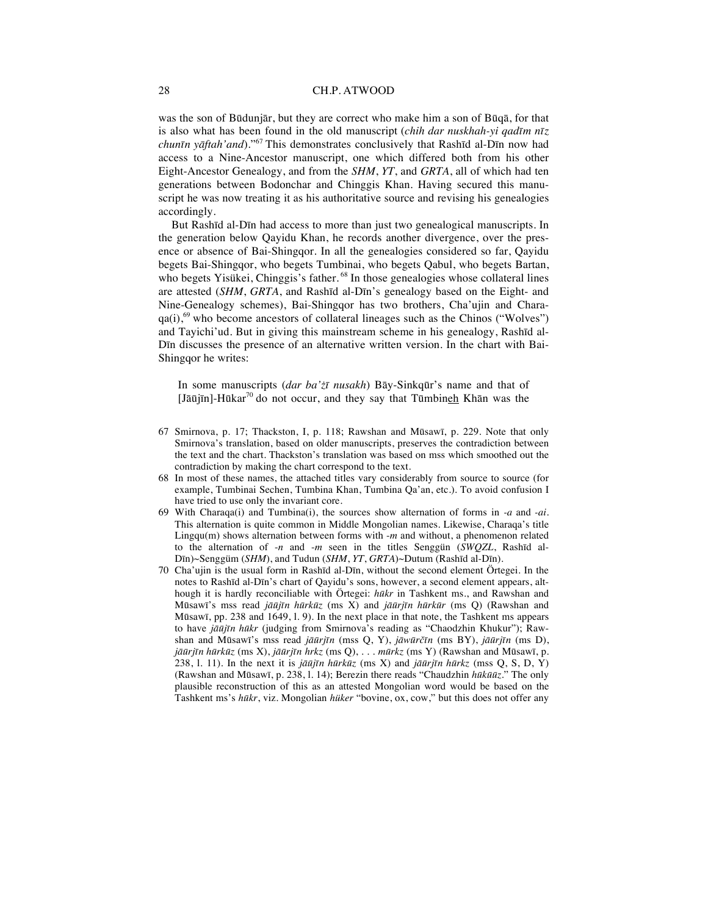was the son of Būdunjār, but they are correct who make him a son of Būqā, for that is also what has been found in the old manuscript (*chih dar nuskhah-yi qadīm nīz chunīn yāftah'and*)."[67] This demonstrates conclusively that Rashīd al-Dīn now had access to a Nine-Ancestor manuscript, one which differed both from his other Eight-Ancestor Genealogy, and from the *SHM*, *YT*, and *GRTA*, all of which had ten generations between Bodonchar and Chinggis Khan. Having secured this manuscript he was now treating it as his authoritative source and revising his genealogies accordingly.

But Rashīd al-Dīn had access to more than just two genealogical manuscripts. In the generation below Qayidu Khan, he records another divergence, over the presence or absence of Bai-Shingqor. In all the genealogies considered so far, Qayidu begets Bai-Shingqor, who begets Tumbinai, who begets Qabul, who begets Bartan, who begets Yisükei, Chinggis's father.[68] In those genealogies whose collateral lines are attested (*SHM*, *GRTA*, and Rashīd al-Dīn's genealogy based on the Eight- and Nine-Genealogy schemes), Bai-Shingqor has two brothers, Cha'ujin and Charaqa(i),[69] who become ancestors of collateral lineages such as the Chinos ("Wolves") and Tayichi'ud. But in giving this mainstream scheme in his genealogy, Rashīd al-Dīn discusses the presence of an alternative written version. In the chart with Bai-Shingqor he writes:

> In some manuscripts (*dar ba'ẓī nusakh*) Bāy-Sinkqūr's name and that of [Jāūjīn]-Hūkar[70] do not occur, and they say that Tūmbin<u>eh</u> Khān was the

67 Smirnova, p. 17; Thackston, I, p. 118; Rawshan and Mūsawī, p. 229. Note that only Smirnova's translation, based on older manuscripts, preserves the contradiction between the text and the chart. Thackston's translation was based on mss which smoothed out the contradiction by making the chart correspond to the text.

68 In most of these names, the attached titles vary considerably from source to source (for example, Tumbinai Sechen, Tumbina Khan, Tumbina Qa'an, etc.). To avoid confusion I have tried to use only the invariant core.

69 With Charaqa(i) and Tumbina(i), the sources show alternation of forms in *-a* and *-ai*. This alternation is quite common in Middle Mongolian names. Likewise, Charaqa's title Lingqu(m) shows alternation between forms with *-m* and without, a phenomenon related to the alternation of *-n* and *-m* seen in the titles Senggün (*SWQZL*, Rashīd al-Dīn)~Senggüm (*SHM*), and Tudun (*SHM*, *YT*, *GRTA*)~Dutum (Rashīd al-Dīn).

70 Cha'ujin is the usual form in Rashīd al-Dīn, without the second element Örtegei. In the notes to Rashīd al-Dīn's chart of Qayidu's sons, however, a second element appears, although it is hardly reconciliable with Örtegei: *hūkr* in Tashkent ms., and Rawshan and Mūsawī's mss read *jāūjīn hūrkūz* (ms X) and *jāūrjīn hūrkūr* (ms Q) (Rawshan and Mūsawī, pp. 238 and 1649, l. 9). In the next place in that note, the Tashkent ms appears to have *jāūjīn hūkr* (judging from Smirnova's reading as "Chaodzhin Khukur"); Rawshan and Mūsawī's mss read *jāūrjīn* (mss Q, Y), *jāwūrčīn* (ms BY), *jāūrjīn* (ms D), *jāūrjīn hūrkūz* (ms X), *jāūrjīn hrkz* (ms Q), . . . *mūrkz* (ms Y) (Rawshan and Mūsawī, p. 238, l. 11). In the next it is *jāūjīn hūrkūz* (ms X) and *jāūrjīn hūrkz* (mss Q, S, D, Y) (Rawshan and Mūsawī, p. 238, l. 14); Berezin there reads "Chaudzhin *hūkūūz*." The only plausible reconstruction of this as an attested Mongolian word would be based on the Tashkent ms's *hūkr*, viz. Mongolian *hüker* "bovine, ox, cow," but this does not offer any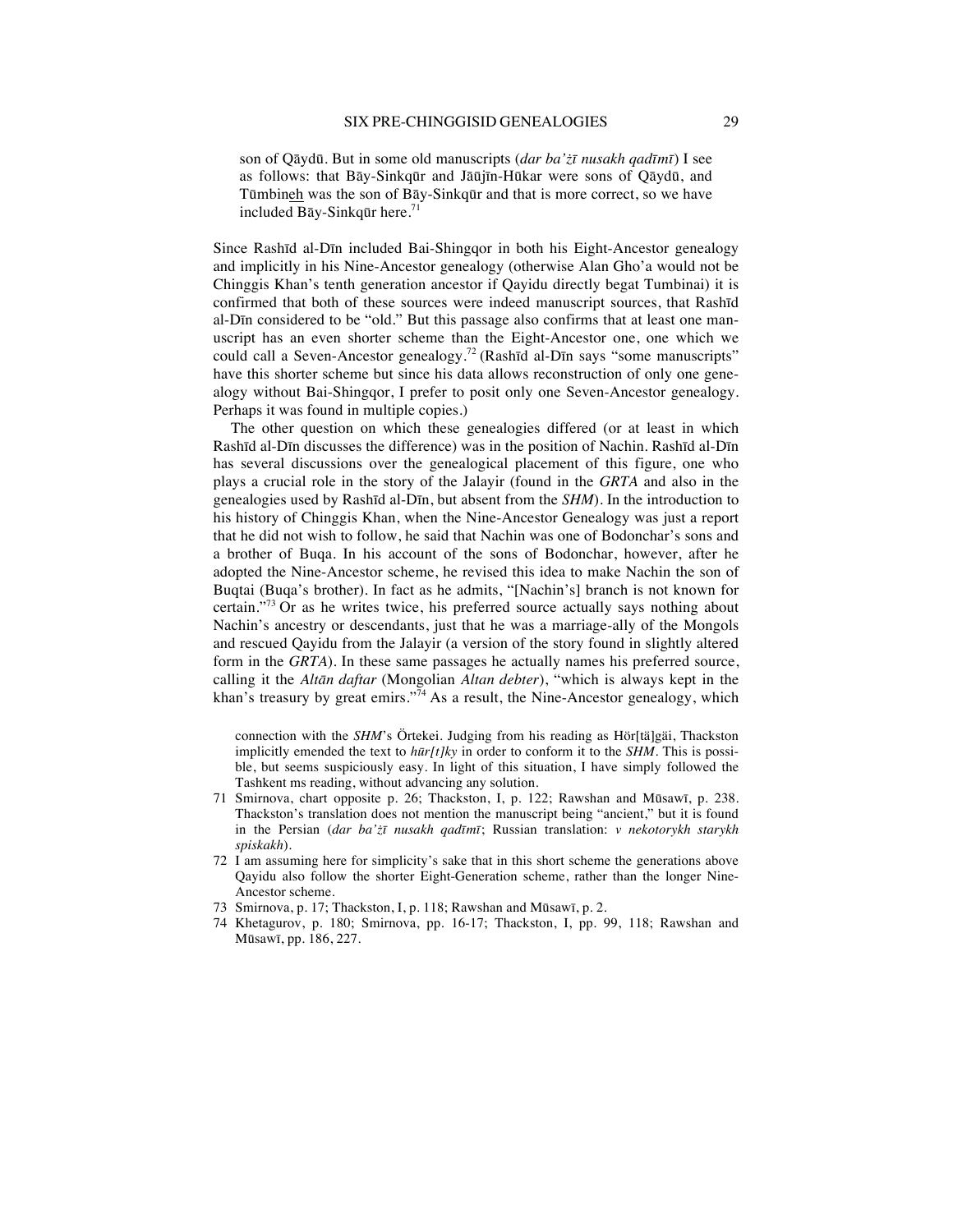son of Qāydū. But in some old manuscripts (*dar ba'żī nusakh qadīmī*) I see as follows: that Bāy-Sinkqūr and Jāūjīn-Hūkar were sons of Qāydū, and Tūmbin<u>eh</u> was the son of Bāy-Sinkqūr and that is more correct, so we have included Bāy-Sinkqūr here.[71]

Since Rashīd al-Dīn included Bai-Shingqor in both his Eight-Ancestor genealogy and implicitly in his Nine-Ancestor genealogy (otherwise Alan Gho'a would not be Chinggis Khan's tenth generation ancestor if Qayidu directly begat Tumbinai) it is confirmed that both of these sources were indeed manuscript sources, that Rashīd al-Dīn considered to be "old." But this passage also confirms that at least one manuscript has an even shorter scheme than the Eight-Ancestor one, one which we could call a Seven-Ancestor genealogy.[72] (Rashīd al-Dīn says "some manuscripts" have this shorter scheme but since his data allows reconstruction of only one genealogy without Bai-Shingqor, I prefer to posit only one Seven-Ancestor genealogy. Perhaps it was found in multiple copies.)

The other question on which these genealogies differed (or at least in which Rashīd al-Dīn discusses the difference) was in the position of Nachin. Rashīd al-Dīn has several discussions over the genealogical placement of this figure, one who plays a crucial role in the story of the Jalayir (found in the *GRTA* and also in the genealogies used by Rashīd al-Dīn, but absent from the *SHM*). In the introduction to his history of Chinggis Khan, when the Nine-Ancestor Genealogy was just a report that he did not wish to follow, he said that Nachin was one of Bodonchar's sons and a brother of Buqa. In his account of the sons of Bodonchar, however, after he adopted the Nine-Ancestor scheme, he revised this idea to make Nachin the son of Buqtai (Buqa's brother). In fact as he admits, "[Nachin's] branch is not known for certain."[73] Or as he writes twice, his preferred source actually says nothing about Nachin's ancestry or descendants, just that he was a marriage-ally of the Mongols and rescued Qayidu from the Jalayir (a version of the story found in slightly altered form in the *GRTA*). In these same passages he actually names his preferred source, calling it the *Altān daftar* (Mongolian *Altan debter*), "which is always kept in the khan's treasury by great emirs."[74] As a result, the Nine-Ancestor genealogy, which

connection with the *SHM*'s Örtekei. Judging from his reading as Hör[tä]gäi, Thackston implicitly emended the text to *hūr[t]ky* in order to conform it to the *SHM*. This is possible, but seems suspiciously easy. In light of this situation, I have simply followed the Tashkent ms reading, without advancing any solution.

71 Smirnova, chart opposite p. 26; Thackston, I, p. 122; Rawshan and Mūsawī, p. 238. Thackston's translation does not mention the manuscript being "ancient," but it is found in the Persian (*dar ba'żī nusakh qadīmī*; Russian translation: *v nekotorykh starykh spiskakh*).

72 I am assuming here for simplicity's sake that in this short scheme the generations above Qayidu also follow the shorter Eight-Generation scheme, rather than the longer Nine-Ancestor scheme.

73 Smirnova, p. 17; Thackston, I, p. 118; Rawshan and Mūsawī, p. 2.

74 Khetagurov, p. 180; Smirnova, pp. 16-17; Thackston, I, pp. 99, 118; Rawshan and Mūsawī, pp. 186, 227.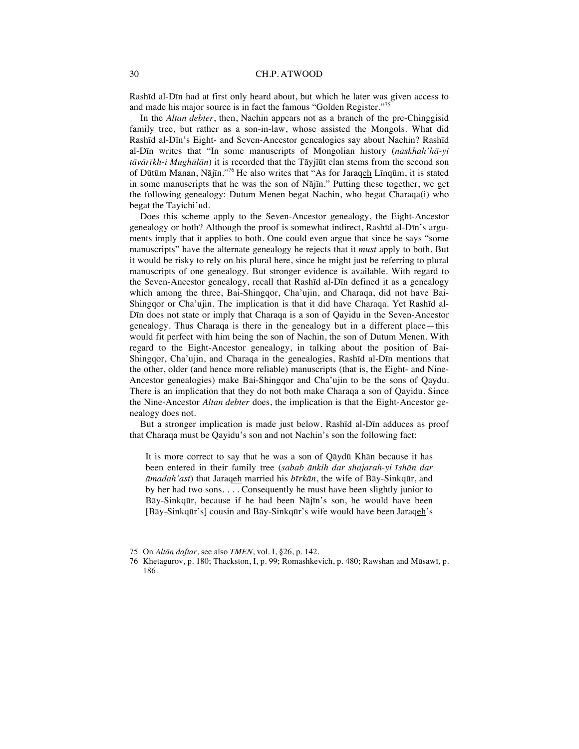Rashīd al-Dīn had at first only heard about, but which he later was given access to and made his major source is in fact the famous "Golden Register."[75]

In the *Altan debter*, then, Nachin appears not as a branch of the pre-Chinggisid family tree, but rather as a son-in-law, whose assisted the Mongols. What did Rashīd al-Dīn's Eight- and Seven-Ancestor genealogies say about Nachin? Rashīd al-Dīn writes that "In some manuscripts of Mongolian history (*naskhah'hā-yi tāvārīkh-i Mughūlān*) it is recorded that the Tāyjīūt clan stems from the second son of Dūtūm Manan, Nājīn."[76] He also writes that "As for Jaraqeh Līnqūm, it is stated in some manuscripts that he was the son of Nājīn." Putting these together, we get the following genealogy: Dutum Menen begat Nachin, who begat Charaqa(i) who begat the Tayichi'ud.

Does this scheme apply to the Seven-Ancestor genealogy, the Eight-Ancestor genealogy or both? Although the proof is somewhat indirect, Rashīd al-Dīn's arguments imply that it applies to both. One could even argue that since he says "some manuscripts" have the alternate genealogy he rejects that it *must* apply to both. But it would be risky to rely on his plural here, since he might just be referring to plural manuscripts of one genealogy. But stronger evidence is available. With regard to the Seven-Ancestor genealogy, recall that Rashīd al-Dīn defined it as a genealogy which among the three, Bai-Shingqor, Cha'ujin, and Charaqa, did not have Bai-Shingqor or Cha'ujin. The implication is that it did have Charaqa. Yet Rashīd al-Dīn does not state or imply that Charaqa is a son of Qayidu in the Seven-Ancestor genealogy. Thus Charaqa is there in the genealogy but in a different place—this would fit perfect with him being the son of Nachin, the son of Dutum Menen. With regard to the Eight-Ancestor genealogy, in talking about the position of Bai-Shingqor, Cha'ujin, and Charaqa in the genealogies, Rashīd al-Dīn mentions that the other, older (and hence more reliable) manuscripts (that is, the Eight- and Nine-Ancestor genealogies) make Bai-Shingqor and Cha'ujin to be the sons of Qaydu. There is an implication that they do not both make Charaqa a son of Qayidu. Since the Nine-Ancestor *Altan debter* does, the implication is that the Eight-Ancestor genealogy does not.

But a stronger implication is made just below. Rashīd al-Dīn adduces as proof that Charaqa must be Qayidu's son and not Nachin's son the following fact:

> It is more correct to say that he was a son of Qāydū Khān because it has been entered in their family tree (*sabab ānkih dar shajarah-yi īshān dar āmadah'ast*) that Jaraqeh married his *bīrkān*, the wife of Bāy-Sinkqūr, and by her had two sons. . . . Consequently he must have been slightly junior to Bāy-Sinkqūr, because if he had been Nājīn's son, he would have been [Bāy-Sinkqūr's] cousin and Bāy-Sinkqūr's wife would have been Jaraqeh's

75 On *Āltān daftar*, see also *TMEN*, vol. I, §26, p. 142.

76 Khetagurov, p. 180; Thackston, I, p. 99; Romashkevich, p. 480; Rawshan and Mūsawī, p. 186.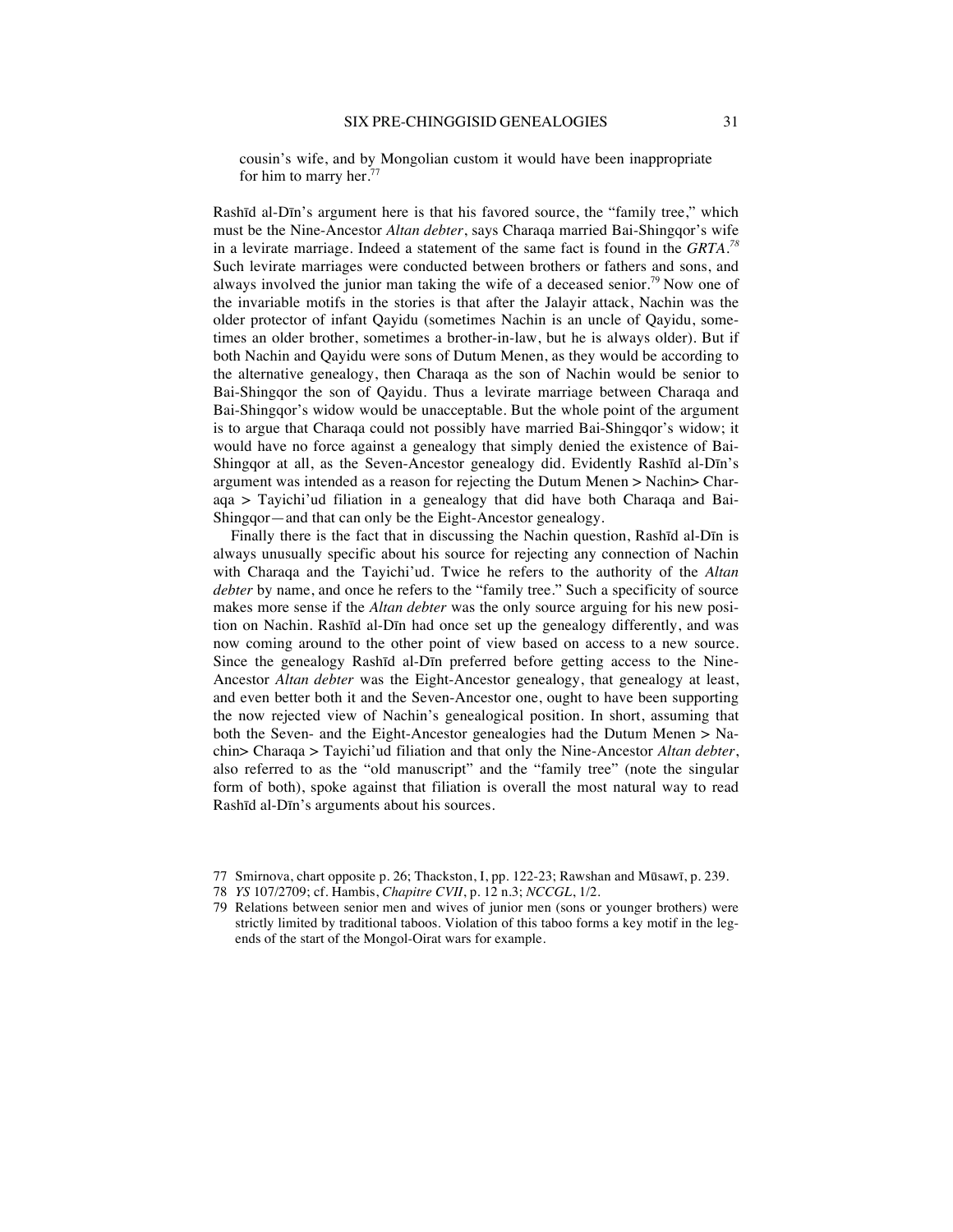cousin's wife, and by Mongolian custom it would have been inappropriate for him to marry her.[77]

Rashīd al-Dīn's argument here is that his favored source, the "family tree," which must be the Nine-Ancestor *Altan debter*, says Charaqa married Bai-Shingqor's wife in a levirate marriage. Indeed a statement of the same fact is found in the *GRTA*.[78] Such levirate marriages were conducted between brothers or fathers and sons, and always involved the junior man taking the wife of a deceased senior.[79] Now one of the invariable motifs in the stories is that after the Jalayir attack, Nachin was the older protector of infant Qayidu (sometimes Nachin is an uncle of Qayidu, sometimes an older brother, sometimes a brother-in-law, but he is always older). But if both Nachin and Qayidu were sons of Dutum Menen, as they would be according to the alternative genealogy, then Charaqa as the son of Nachin would be senior to Bai-Shingqor the son of Qayidu. Thus a levirate marriage between Charaqa and Bai-Shingqor's widow would be unacceptable. But the whole point of the argument is to argue that Charaqa could not possibly have married Bai-Shingqor's widow; it would have no force against a genealogy that simply denied the existence of Bai-Shingqor at all, as the Seven-Ancestor genealogy did. Evidently Rashīd al-Dīn's argument was intended as a reason for rejecting the Dutum Menen > Nachin> Charaqa > Tayichi'ud filiation in a genealogy that did have both Charaqa and Bai-Shingqor—and that can only be the Eight-Ancestor genealogy.

Finally there is the fact that in discussing the Nachin question, Rashīd al-Dīn is always unusually specific about his source for rejecting any connection of Nachin with Charaqa and the Tayichi'ud. Twice he refers to the authority of the *Altan debter* by name, and once he refers to the "family tree." Such a specificity of source makes more sense if the *Altan debter* was the only source arguing for his new position on Nachin. Rashīd al-Dīn had once set up the genealogy differently, and was now coming around to the other point of view based on access to a new source. Since the genealogy Rashīd al-Dīn preferred before getting access to the Nine-Ancestor *Altan debter* was the Eight-Ancestor genealogy, that genealogy at least, and even better both it and the Seven-Ancestor one, ought to have been supporting the now rejected view of Nachin's genealogical position. In short, assuming that both the Seven- and the Eight-Ancestor genealogies had the Dutum Menen > Nachin> Charaqa > Tayichi'ud filiation and that only the Nine-Ancestor *Altan debter*, also referred to as the "old manuscript" and the "family tree" (note the singular form of both), spoke against that filiation is overall the most natural way to read Rashīd al-Dīn's arguments about his sources.

77 Smirnova, chart opposite p. 26; Thackston, I, pp. 122-23; Rawshan and Mūsawī, p. 239.

78 *YS* 107/2709; cf. Hambis, *Chapitre CVII*, p. 12 n.3; *NCCGL*, 1/2.

79 Relations between senior men and wives of junior men (sons or younger brothers) were strictly limited by traditional taboos. Violation of this taboo forms a key motif in the legends of the start of the Mongol-Oirat wars for example.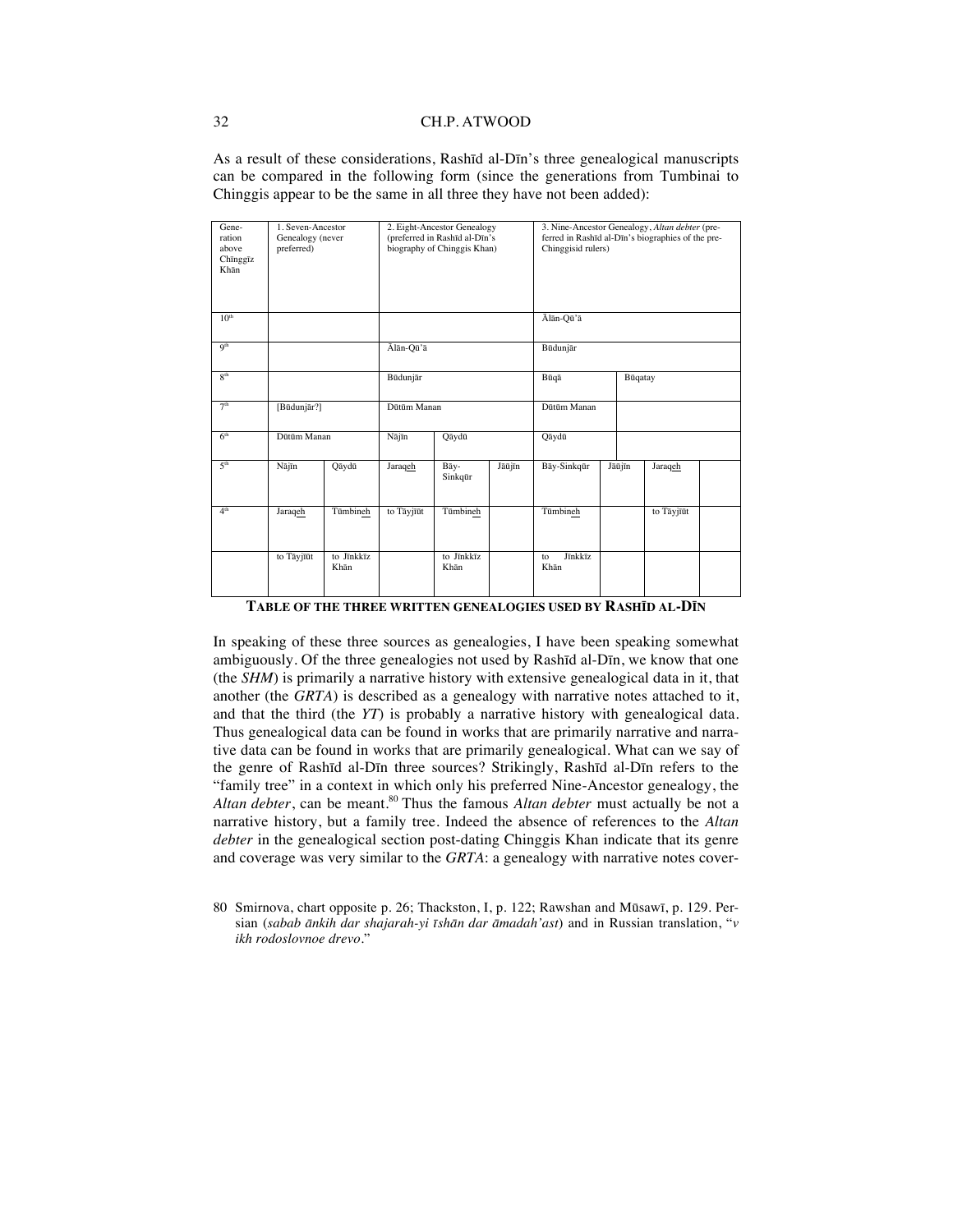As a result of these considerations, Rashīd al-Dīn's three genealogical manuscripts can be compared in the following form (since the generations from Tumbinai to Chinggis appear to be the same in all three they have not been added):

| Generation above Chīnggīz Khān | 1. Seven-Ancestor Genealogy (never preferred) | | 2. Eight-Ancestor Genealogy (preferred in Rashīd al-Dīn's biography of Chinggis Khan) | | | 3. Nine-Ancestor Genealogy, *Altan debter* (preferred in Rashīd al-Dīn's biographies of the pre-Chinggisid rulers) | | | |
|---|---|---|---|---|---|---|---|---|---|
| 10th | | | | | | Ālān-Qū'ā | | | |
| 9th | | | Ālān-Qū'ā | | | Būdunjār | | | |
| 8th | | | Būdunjār | | | Būqā | Būqatay | | |
| 7th | [Būdunjār?] | | Dūtūm Manan | | | Dūtūm Manan | | | |
| 6th | Dūtūm Manan | | Nājīn | Qāydū | | Qāydū | | | |
| 5th | Nājīn | Qāydū | Jaraqeh | Bāy-Sinkqūr | Jāūjīn | Bāy-Sinkqūr | Jāūjīn | Jaraqeh | |
| 4th | Jaraqeh | Tūmbineh | to Tāyjīūt | Tūmbineh | | Tūmbineh | | to Tāyjīūt | |
| | to Tāyjīūt | to Jīnkkīz Khān | | to Jīnkkīz Khān | | to Jīnkkīz Khān | | | |

**TABLE OF THE THREE WRITTEN GENEALOGIES USED BY RASHĪD AL-DĪN**

In speaking of these three sources as genealogies, I have been speaking somewhat ambiguously. Of the three genealogies not used by Rashīd al-Dīn, we know that one (the *SHM*) is primarily a narrative history with extensive genealogical data in it, that another (the *GRTA*) is described as a genealogy with narrative notes attached to it, and that the third (the *YT*) is probably a narrative history with genealogical data. Thus genealogical data can be found in works that are primarily narrative and narrative data can be found in works that are primarily genealogical. What can we say of the genre of Rashīd al-Dīn three sources? Strikingly, Rashīd al-Dīn refers to the "family tree" in a context in which only his preferred Nine-Ancestor genealogy, the *Altan debter*, can be meant.[80] Thus the famous *Altan debter* must actually be not a narrative history, but a family tree. Indeed the absence of references to the *Altan debter* in the genealogical section post-dating Chinggis Khan indicate that its genre and coverage was very similar to the *GRTA*: a genealogy with narrative notes cover-

80 Smirnova, chart opposite p. 26; Thackston, I, p. 122; Rawshan and Mūsawī, p. 129. Persian (*sabab ānkih dar shajarah-yi īshān dar āmadah'ast*) and in Russian translation, "*v ikh rodoslovnoe drevo*."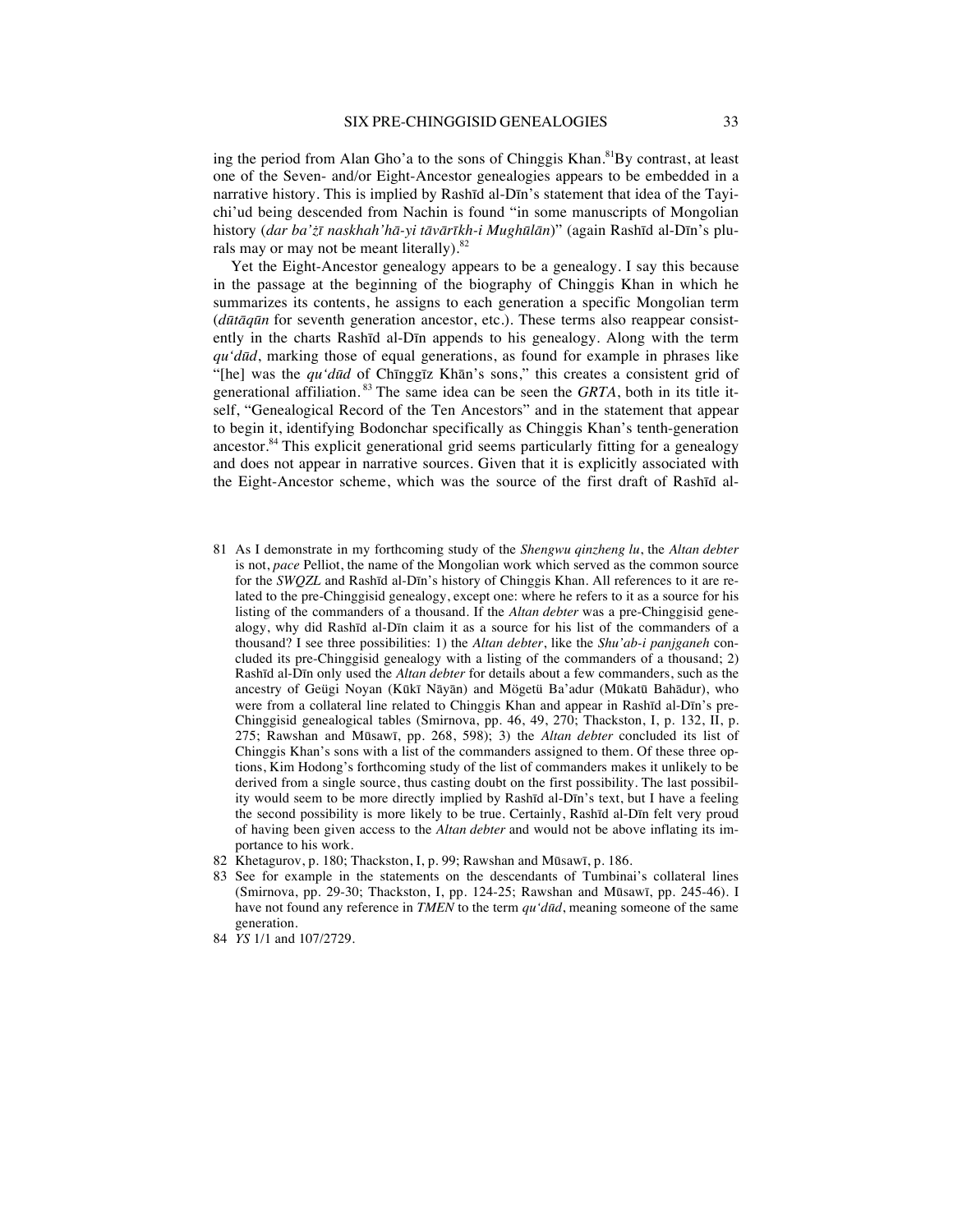ing the period from Alan Gho'a to the sons of Chinggis Khan.[81]By contrast, at least one of the Seven- and/or Eight-Ancestor genealogies appears to be embedded in a narrative history. This is implied by Rashīd al-Dīn's statement that idea of the Tayichi'ud being descended from Nachin is found "in some manuscripts of Mongolian history (*dar ba'żī naskhah'hā-yi tāvārīkh-i Mughūlān*)" (again Rashīd al-Dīn's plurals may or may not be meant literally).[82]

Yet the Eight-Ancestor genealogy appears to be a genealogy. I say this because in the passage at the beginning of the biography of Chinggis Khan in which he summarizes its contents, he assigns to each generation a specific Mongolian term (*dūtāqūn* for seventh generation ancestor, etc.). These terms also reappear consistently in the charts Rashīd al-Dīn appends to his genealogy. Along with the term *qu'dūd*, marking those of equal generations, as found for example in phrases like "[he] was the *qu'dūd* of Chīnggīz Khān's sons," this creates a consistent grid of generational affiliation.[83] The same idea can be seen the *GRTA*, both in its title itself, "Genealogical Record of the Ten Ancestors" and in the statement that appear to begin it, identifying Bodonchar specifically as Chinggis Khan's tenth-generation ancestor.[84] This explicit generational grid seems particularly fitting for a genealogy and does not appear in narrative sources. Given that it is explicitly associated with the Eight-Ancestor scheme, which was the source of the first draft of Rashīd al-

81 As I demonstrate in my forthcoming study of the *Shengwu qinzheng lu*, the *Altan debter* is not, *pace* Pelliot, the name of the Mongolian work which served as the common source for the *SWQZL* and Rashīd al-Dīn's history of Chinggis Khan. All references to it are related to the pre-Chinggisid genealogy, except one: where he refers to it as a source for his listing of the commanders of a thousand. If the *Altan debter* was a pre-Chinggisid genealogy, why did Rashīd al-Dīn claim it as a source for his list of the commanders of a thousand? I see three possibilities: 1) the *Altan debter*, like the *Shu'ab-i panjganeh* concluded its pre-Chinggisid genealogy with a listing of the commanders of a thousand; 2) Rashīd al-Dīn only used the *Altan debter* for details about a few commanders, such as the ancestry of Geügi Noyan (Kūkī Nāyān) and Mögetü Ba'adur (Mūkatū Bahādur), who were from a collateral line related to Chinggis Khan and appear in Rashīd al-Dīn's pre-Chinggisid genealogical tables (Smirnova, pp. 46, 49, 270; Thackston, I, p. 132, II, p. 275; Rawshan and Mūsawī, pp. 268, 598); 3) the *Altan debter* concluded its list of Chinggis Khan's sons with a list of the commanders assigned to them. Of these three options, Kim Hodong's forthcoming study of the list of commanders makes it unlikely to be derived from a single source, thus casting doubt on the first possibility. The last possibility would seem to be more directly implied by Rashīd al-Dīn's text, but I have a feeling the second possibility is more likely to be true. Certainly, Rashīd al-Dīn felt very proud of having been given access to the *Altan debter* and would not be above inflating its importance to his work.

82 Khetagurov, p. 180; Thackston, I, p. 99; Rawshan and Mūsawī, p. 186.

83 See for example in the statements on the descendants of Tumbinai's collateral lines (Smirnova, pp. 29-30; Thackston, I, pp. 124-25; Rawshan and Mūsawī, pp. 245-46). I have not found any reference in *TMEN* to the term *qu'dūd*, meaning someone of the same generation.

84 *YS* 1/1 and 107/2729.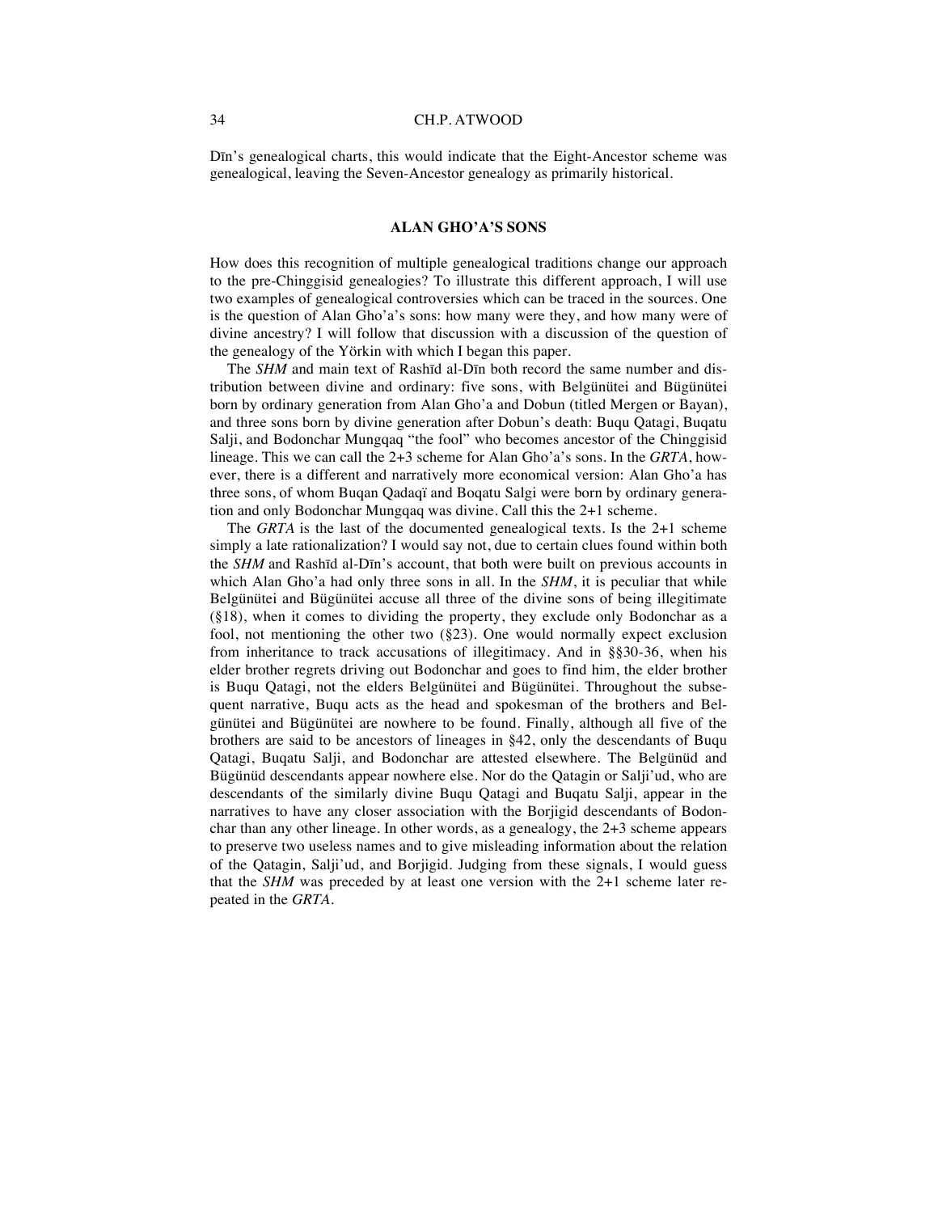Dīn's genealogical charts, this would indicate that the Eight-Ancestor scheme was genealogical, leaving the Seven-Ancestor genealogy as primarily historical.

## ALAN GHO'A'S SONS

How does this recognition of multiple genealogical traditions change our approach to the pre-Chinggisid genealogies? To illustrate this different approach, I will use two examples of genealogical controversies which can be traced in the sources. One is the question of Alan Gho'a's sons: how many were they, and how many were of divine ancestry? I will follow that discussion with a discussion of the question of the genealogy of the Yörkin with which I began this paper.

The *SHM* and main text of Rashīd al-Dīn both record the same number and distribution between divine and ordinary: five sons, with Belgünütei and Bügünütei born by ordinary generation from Alan Gho'a and Dobun (titled Mergen or Bayan), and three sons born by divine generation after Dobun's death: Buqu Qatagi, Buqatu Salji, and Bodonchar Mungqaq "the fool" who becomes ancestor of the Chinggisid lineage. This we can call the 2+3 scheme for Alan Gho'a's sons. In the *GRTA*, however, there is a different and narratively more economical version: Alan Gho'a has three sons, of whom Buqan Qadaqï and Boqatu Salgi were born by ordinary generation and only Bodonchar Mungqaq was divine. Call this the 2+1 scheme.

The *GRTA* is the last of the documented genealogical texts. Is the 2+1 scheme simply a late rationalization? I would say not, due to certain clues found within both the *SHM* and Rashīd al-Dīn's account, that both were built on previous accounts in which Alan Gho'a had only three sons in all. In the *SHM*, it is peculiar that while Belgünütei and Bügünütei accuse all three of the divine sons of being illegitimate (§18), when it comes to dividing the property, they exclude only Bodonchar as a fool, not mentioning the other two (§23). One would normally expect exclusion from inheritance to track accusations of illegitimacy. And in §§30-36, when his elder brother regrets driving out Bodonchar and goes to find him, the elder brother is Buqu Qatagi, not the elders Belgünütei and Bügünütei. Throughout the subsequent narrative, Buqu acts as the head and spokesman of the brothers and Belgünütei and Bügünütei are nowhere to be found. Finally, although all five of the brothers are said to be ancestors of lineages in §42, only the descendants of Buqu Qatagi, Buqatu Salji, and Bodonchar are attested elsewhere. The Belgünüd and Bügünüd descendants appear nowhere else. Nor do the Qatagin or Salji'ud, who are descendants of the similarly divine Buqu Qatagi and Buqatu Salji, appear in the narratives to have any closer association with the Borjigid descendants of Bodonchar than any other lineage. In other words, as a genealogy, the 2+3 scheme appears to preserve two useless names and to give misleading information about the relation of the Qatagin, Salji'ud, and Borjigid. Judging from these signals, I would guess that the *SHM* was preceded by at least one version with the 2+1 scheme later repeated in the *GRTA*.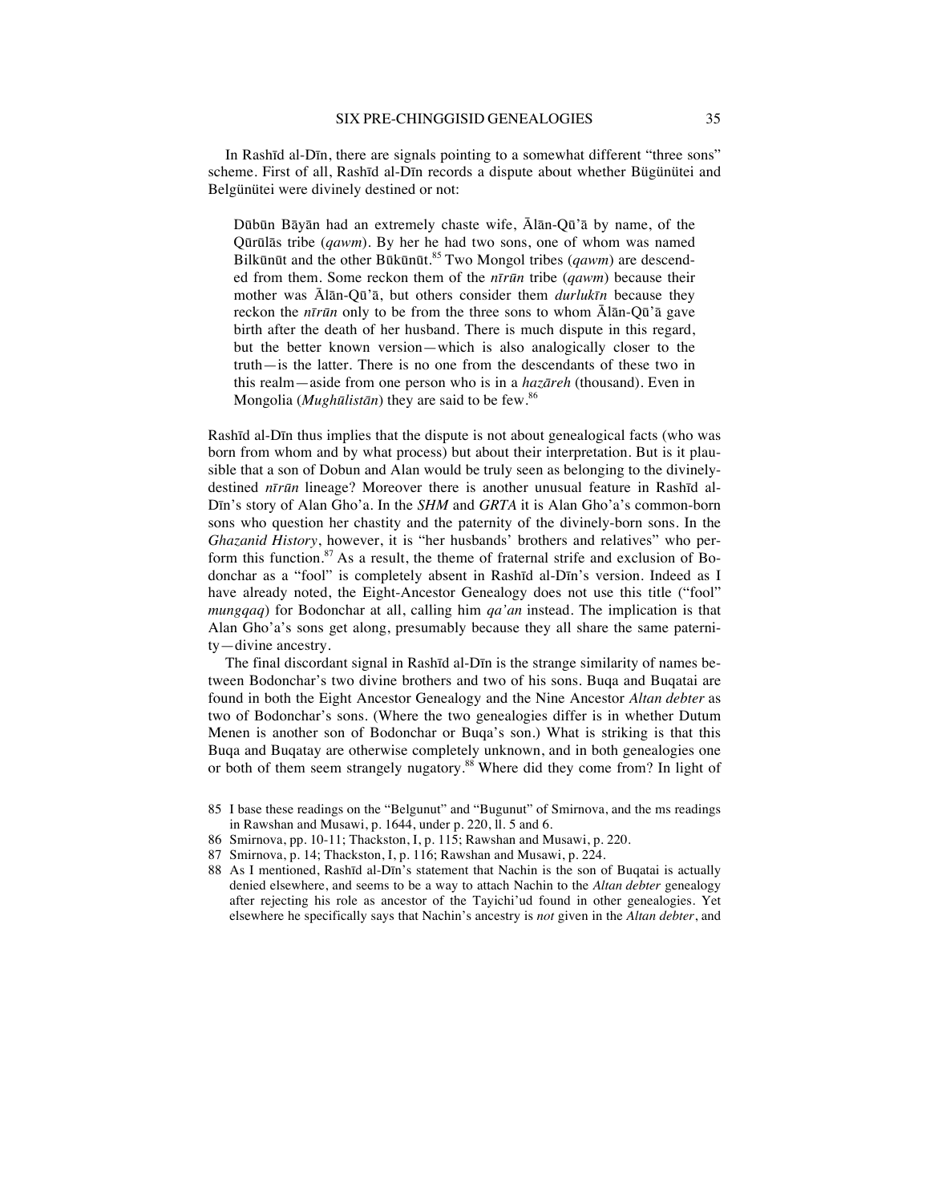In Rashīd al-Dīn, there are signals pointing to a somewhat different "three sons" scheme. First of all, Rashīd al-Dīn records a dispute about whether Bügünütei and Belgünütei were divinely destined or not:

> Dūbūn Bāyān had an extremely chaste wife, Ālān-Qū'ā by name, of the Qūrūlās tribe (*qawm*). By her he had two sons, one of whom was named Bilkūnūt and the other Būkūnūt.[85] Two Mongol tribes (*qawm*) are descended from them. Some reckon them of the *nīrūn* tribe (*qawm*) because their mother was Ālān-Qū'ā, but others consider them *durlukīn* because they reckon the *nīrūn* only to be from the three sons to whom Ālān-Qū'ā gave birth after the death of her husband. There is much dispute in this regard, but the better known version—which is also analogically closer to the truth—is the latter. There is no one from the descendants of these two in this realm—aside from one person who is in a *hazāreh* (thousand). Even in Mongolia (*Mughūlistān*) they are said to be few.[86]

Rashīd al-Dīn thus implies that the dispute is not about genealogical facts (who was born from whom and by what process) but about their interpretation. But is it plausible that a son of Dobun and Alan would be truly seen as belonging to the divinely-destined *nīrūn* lineage? Moreover there is another unusual feature in Rashīd al-Dīn's story of Alan Gho'a. In the *SHM* and *GRTA* it is Alan Gho'a's common-born sons who question her chastity and the paternity of the divinely-born sons. In the *Ghazanid History*, however, it is "her husbands' brothers and relatives" who perform this function.[87] As a result, the theme of fraternal strife and exclusion of Bodonchar as a "fool" is completely absent in Rashīd al-Dīn's version. Indeed as I have already noted, the Eight-Ancestor Genealogy does not use this title ("fool" *mungqaq*) for Bodonchar at all, calling him *qa'an* instead. The implication is that Alan Gho'a's sons get along, presumably because they all share the same paternity—divine ancestry.

The final discordant signal in Rashīd al-Dīn is the strange similarity of names between Bodonchar's two divine brothers and two of his sons. Buqa and Buqatai are found in both the Eight Ancestor Genealogy and the Nine Ancestor *Altan debter* as two of Bodonchar's sons. (Where the two genealogies differ is in whether Dutum Menen is another son of Bodonchar or Buqa's son.) What is striking is that this Buqa and Buqatay are otherwise completely unknown, and in both genealogies one or both of them seem strangely nugatory.[88] Where did they come from? In light of

85 I base these readings on the "Belgunut" and "Bugunut" of Smirnova, and the ms readings in Rawshan and Musawi, p. 1644, under p. 220, ll. 5 and 6.

86 Smirnova, pp. 10-11; Thackston, I, p. 115; Rawshan and Musawi, p. 220.

87 Smirnova, p. 14; Thackston, I, p. 116; Rawshan and Musawi, p. 224.

88 As I mentioned, Rashīd al-Dīn's statement that Nachin is the son of Buqatai is actually denied elsewhere, and seems to be a way to attach Nachin to the *Altan debter* genealogy after rejecting his role as ancestor of the Tayichi'ud found in other genealogies. Yet elsewhere he specifically says that Nachin's ancestry is *not* given in the *Altan debter*, and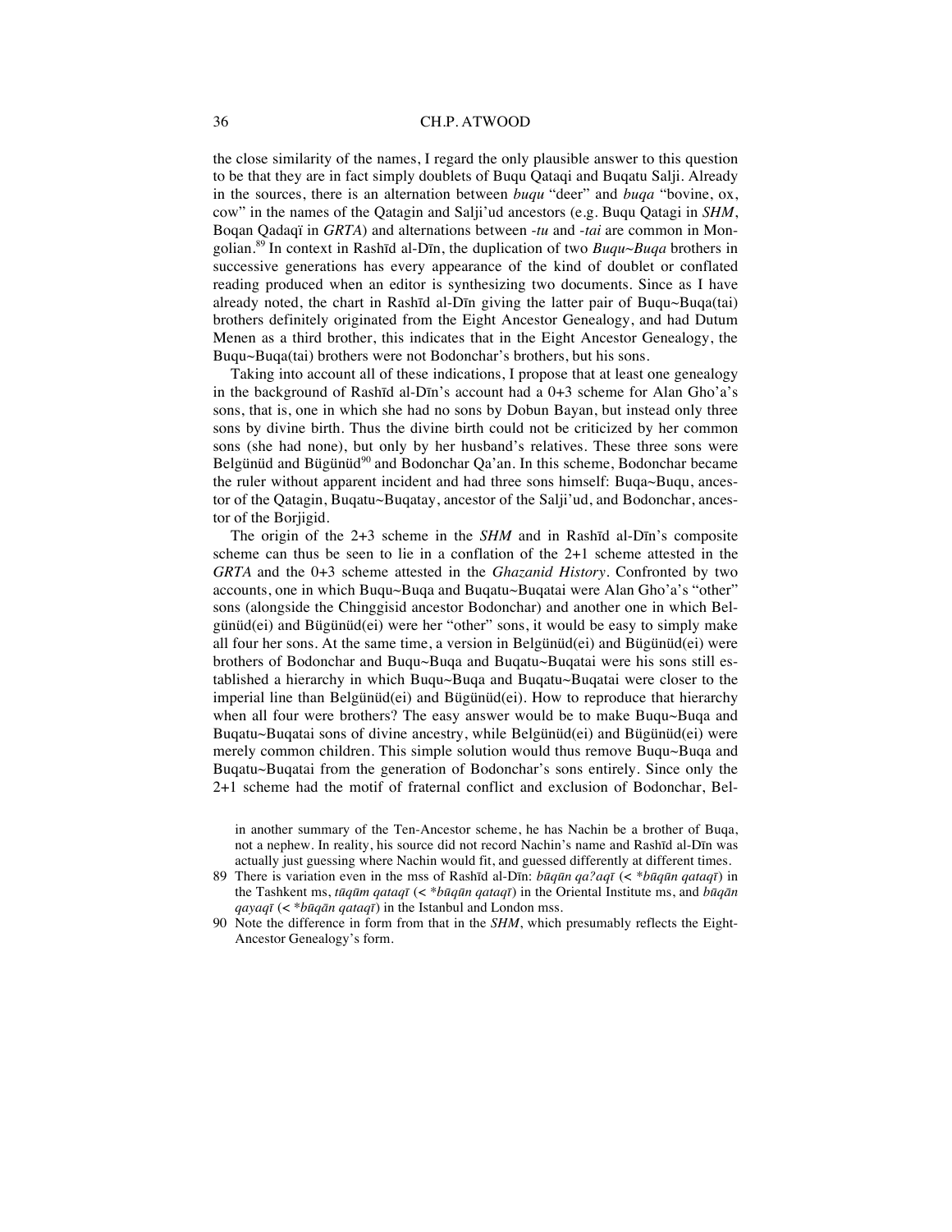the close similarity of the names, I regard the only plausible answer to this question to be that they are in fact simply doublets of Buqu Qataqi and Buqatu Salji. Already in the sources, there is an alternation between *buqu* "deer" and *buqa* "bovine, ox, cow" in the names of the Qatagin and Salji'ud ancestors (e.g. Buqu Qatagi in *SHM*, Boqan Qadaqï in *GRTA*) and alternations between *-tu* and *-tai* are common in Mongolian.[89] In context in Rashīd al-Dīn, the duplication of two *Buqu~Buqa* brothers in successive generations has every appearance of the kind of doublet or conflated reading produced when an editor is synthesizing two documents. Since as I have already noted, the chart in Rashīd al-Dīn giving the latter pair of Buqu~Buqa(tai) brothers definitely originated from the Eight Ancestor Genealogy, and had Dutum Menen as a third brother, this indicates that in the Eight Ancestor Genealogy, the Buqu~Buqa(tai) brothers were not Bodonchar's brothers, but his sons.

Taking into account all of these indications, I propose that at least one genealogy in the background of Rashīd al-Dīn's account had a 0+3 scheme for Alan Gho'a's sons, that is, one in which she had no sons by Dobun Bayan, but instead only three sons by divine birth. Thus the divine birth could not be criticized by her common sons (she had none), but only by her husband's relatives. These three sons were Belgünüd and Bügünüd[90] and Bodonchar Qa'an. In this scheme, Bodonchar became the ruler without apparent incident and had three sons himself: Buqa~Buqu, ancestor of the Qatagin, Buqatu~Buqatay, ancestor of the Salji'ud, and Bodonchar, ancestor of the Borjigid.

The origin of the 2+3 scheme in the *SHM* and in Rashīd al-Dīn's composite scheme can thus be seen to lie in a conflation of the 2+1 scheme attested in the *GRTA* and the 0+3 scheme attested in the *Ghazanid History*. Confronted by two accounts, one in which Buqu~Buqa and Buqatu~Buqatai were Alan Gho'a's "other" sons (alongside the Chinggisid ancestor Bodonchar) and another one in which Belgünüd(ei) and Bügünüd(ei) were her "other" sons, it would be easy to simply make all four her sons. At the same time, a version in Belgünüd(ei) and Bügünüd(ei) were brothers of Bodonchar and Buqu~Buqa and Buqatu~Buqatai were his sons still established a hierarchy in which Buqu~Buqa and Buqatu~Buqatai were closer to the imperial line than Belgünüd(ei) and Bügünüd(ei). How to reproduce that hierarchy when all four were brothers? The easy answer would be to make Buqu~Buqa and Buqatu~Buqatai sons of divine ancestry, while Belgünüd(ei) and Bügünüd(ei) were merely common children. This simple solution would thus remove Buqu~Buqa and Buqatu~Buqatai from the generation of Bodonchar's sons entirely. Since only the 2+1 scheme had the motif of fraternal conflict and exclusion of Bodonchar, Bel-

in another summary of the Ten-Ancestor scheme, he has Nachin be a brother of Buqa, not a nephew. In reality, his source did not record Nachin's name and Rashīd al-Dīn was actually just guessing where Nachin would fit, and guessed differently at different times.

89 There is variation even in the mss of Rashīd al-Dīn: *būqūn qa?aqī* (< *\*būqūn qataqī*) in the Tashkent ms, *tūqūm qataqī* (< *\*būqūn qataqī*) in the Oriental Institute ms, and *būqān qayaqī* (< *\*būqān qataqī*) in the Istanbul and London mss.

90 Note the difference in form from that in the *SHM*, which presumably reflects the Eight-Ancestor Genealogy's form.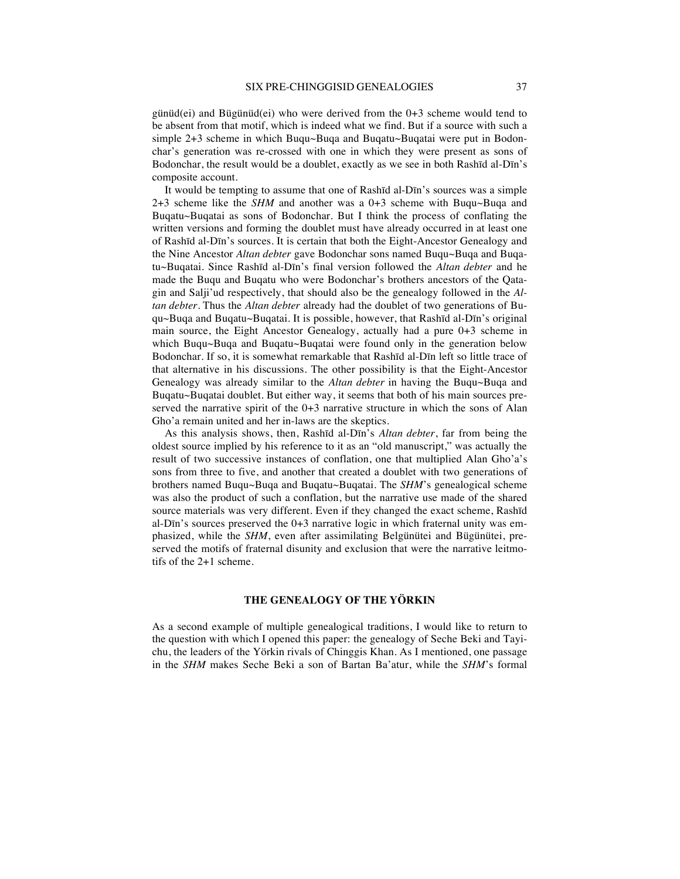günüd(ei) and Bügünüd(ei) who were derived from the 0+3 scheme would tend to be absent from that motif, which is indeed what we find. But if a source with such a simple 2+3 scheme in which Buqu~Buqa and Buqatu~Buqatai were put in Bodonchar's generation was re-crossed with one in which they were present as sons of Bodonchar, the result would be a doublet, exactly as we see in both Rashīd al-Dīn's composite account.

It would be tempting to assume that one of Rashīd al-Dīn's sources was a simple 2+3 scheme like the *SHM* and another was a 0+3 scheme with Buqu~Buqa and Buqatu~Buqatai as sons of Bodonchar. But I think the process of conflating the written versions and forming the doublet must have already occurred in at least one of Rashīd al-Dīn's sources. It is certain that both the Eight-Ancestor Genealogy and the Nine Ancestor *Altan debter* gave Bodonchar sons named Buqu~Buqa and Buqatu~Buqatai. Since Rashīd al-Dīn's final version followed the *Altan debter* and he made the Buqu and Buqatu who were Bodonchar's brothers ancestors of the Qatagin and Salji'ud respectively, that should also be the genealogy followed in the *Altan debter*. Thus the *Altan debter* already had the doublet of two generations of Buqu~Buqa and Buqatu~Buqatai. It is possible, however, that Rashīd al-Dīn's original main source, the Eight Ancestor Genealogy, actually had a pure 0+3 scheme in which Buqu~Buqa and Buqatu~Buqatai were found only in the generation below Bodonchar. If so, it is somewhat remarkable that Rashīd al-Dīn left so little trace of that alternative in his discussions. The other possibility is that the Eight-Ancestor Genealogy was already similar to the *Altan debter* in having the Buqu~Buqa and Buqatu~Buqatai doublet. But either way, it seems that both of his main sources preserved the narrative spirit of the 0+3 narrative structure in which the sons of Alan Gho'a remain united and her in-laws are the skeptics.

As this analysis shows, then, Rashīd al-Dīn's *Altan debter*, far from being the oldest source implied by his reference to it as an "old manuscript," was actually the result of two successive instances of conflation, one that multiplied Alan Gho'a's sons from three to five, and another that created a doublet with two generations of brothers named Buqu~Buqa and Buqatu~Buqatai. The *SHM*'s genealogical scheme was also the product of such a conflation, but the narrative use made of the shared source materials was very different. Even if they changed the exact scheme, Rashīd al-Dīn's sources preserved the 0+3 narrative logic in which fraternal unity was emphasized, while the *SHM*, even after assimilating Belgünütei and Bügünütei, preserved the motifs of fraternal disunity and exclusion that were the narrative leitmotifs of the 2+1 scheme.

## THE GENEALOGY OF THE YÖRKIN

As a second example of multiple genealogical traditions, I would like to return to the question with which I opened this paper: the genealogy of Seche Beki and Tayichu, the leaders of the Yörkin rivals of Chinggis Khan. As I mentioned, one passage in the *SHM* makes Seche Beki a son of Bartan Ba'atur, while the *SHM*'s formal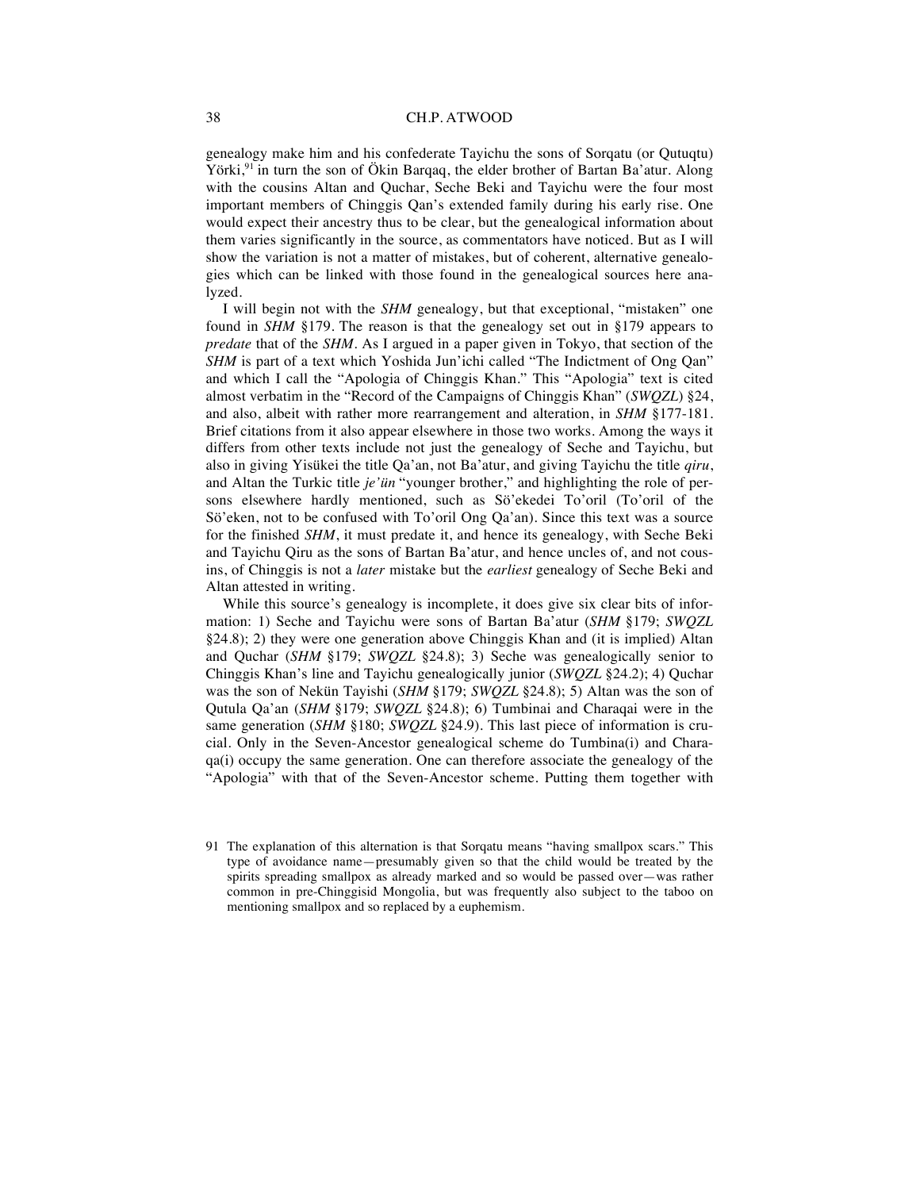genealogy make him and his confederate Tayichu the sons of Sorqatu (or Qutuqtu) Yörki,[91] in turn the son of Ökin Barqaq, the elder brother of Bartan Ba'atur. Along with the cousins Altan and Quchar, Seche Beki and Tayichu were the four most important members of Chinggis Qan's extended family during his early rise. One would expect their ancestry thus to be clear, but the genealogical information about them varies significantly in the source, as commentators have noticed. But as I will show the variation is not a matter of mistakes, but of coherent, alternative genealogies which can be linked with those found in the genealogical sources here analyzed.

I will begin not with the *SHM* genealogy, but that exceptional, "mistaken" one found in *SHM* §179. The reason is that the genealogy set out in §179 appears to *predate* that of the *SHM*. As I argued in a paper given in Tokyo, that section of the *SHM* is part of a text which Yoshida Jun'ichi called "The Indictment of Ong Qan" and which I call the "Apologia of Chinggis Khan." This "Apologia" text is cited almost verbatim in the "Record of the Campaigns of Chinggis Khan" (*SWQZL*) §24, and also, albeit with rather more rearrangement and alteration, in *SHM* §177-181. Brief citations from it also appear elsewhere in those two works. Among the ways it differs from other texts include not just the genealogy of Seche and Tayichu, but also in giving Yisükei the title Qa'an, not Ba'atur, and giving Tayichu the title *qiru*, and Altan the Turkic title *je'ün* "younger brother," and highlighting the role of persons elsewhere hardly mentioned, such as Sö'ekedei To'oril (To'oril of the Sö'eken, not to be confused with To'oril Ong Qa'an). Since this text was a source for the finished *SHM*, it must predate it, and hence its genealogy, with Seche Beki and Tayichu Qiru as the sons of Bartan Ba'atur, and hence uncles of, and not cousins, of Chinggis is not a *later* mistake but the *earliest* genealogy of Seche Beki and Altan attested in writing.

While this source's genealogy is incomplete, it does give six clear bits of information: 1) Seche and Tayichu were sons of Bartan Ba'atur (*SHM* §179; *SWQZL* §24.8); 2) they were one generation above Chinggis Khan and (it is implied) Altan and Quchar (*SHM* §179; *SWQZL* §24.8); 3) Seche was genealogically senior to Chinggis Khan's line and Tayichu genealogically junior (*SWQZL* §24.2); 4) Quchar was the son of Nekün Tayishi (*SHM* §179; *SWQZL* §24.8); 5) Altan was the son of Qutula Qa'an (*SHM* §179; *SWQZL* §24.8); 6) Tumbinai and Charaqai were in the same generation (*SHM* §180; *SWQZL* §24.9). This last piece of information is crucial. Only in the Seven-Ancestor genealogical scheme do Tumbina(i) and Charaqa(i) occupy the same generation. One can therefore associate the genealogy of the "Apologia" with that of the Seven-Ancestor scheme. Putting them together with

91 The explanation of this alternation is that Sorqatu means "having smallpox scars." This type of avoidance name—presumably given so that the child would be treated by the spirits spreading smallpox as already marked and so would be passed over—was rather common in pre-Chinggisid Mongolia, but was frequently also subject to the taboo on mentioning smallpox and so replaced by a euphemism.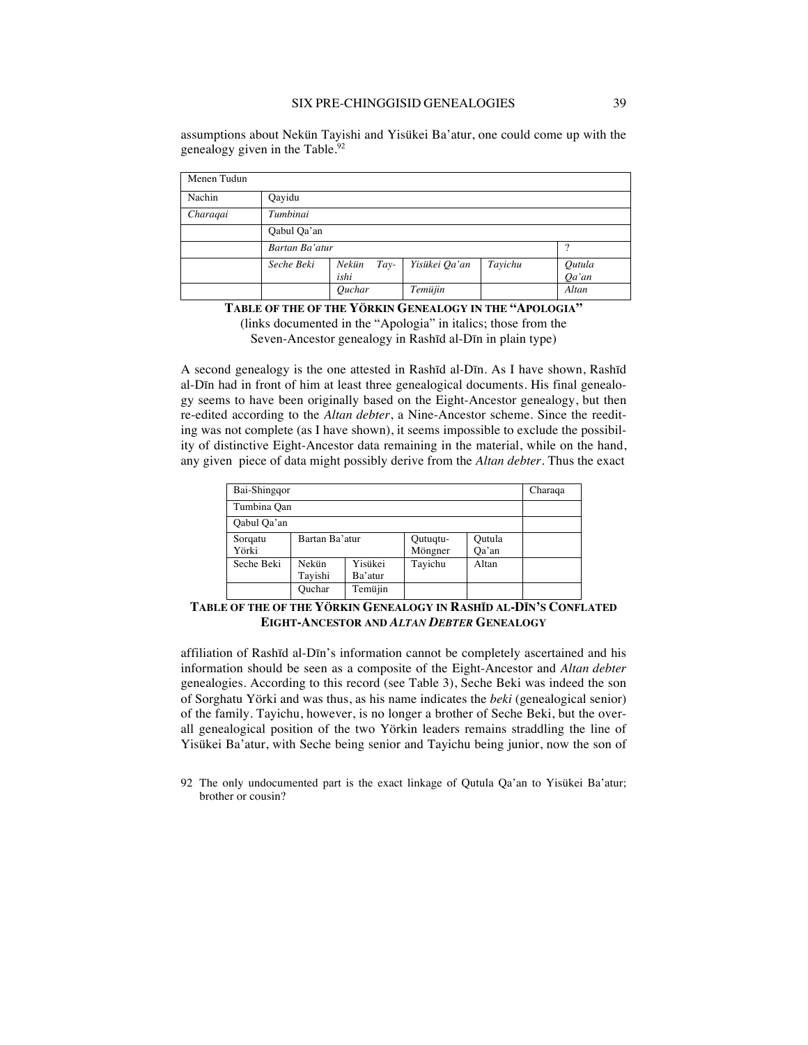assumptions about Nekün Tayishi and Yisükei Ba'atur, one could come up with the genealogy given in the Table.[92]

| Menen Tudun | | | | | |
|---|---|---|---|---|---|
| Nachin | Qayidu | | | | |
| *Charaqai* | *Tumbinai* | | | | |
| | Qabul Qa'an | | | | |
| | *Bartan Ba'atur* | | | | ? |
| | *Seche Beki* | *Nekün Tay-ishi* | *Yisükei Qa'an* | *Tayichu* | *Qutula Qa'an* |
| | | *Quchar* | *Temüjin* | | *Altan* |

**TABLE OF THE OF THE YÖRKIN GENEALOGY IN THE "APOLOGIA"**
(links documented in the "Apologia" in italics; those from the Seven-Ancestor genealogy in Rashīd al-Dīn in plain type)

A second genealogy is the one attested in Rashīd al-Dīn. As I have shown, Rashīd al-Dīn had in front of him at least three genealogical documents. His final genealogy seems to have been originally based on the Eight-Ancestor genealogy, but then re-edited according to the *Altan debter*, a Nine-Ancestor scheme. Since the reediting was not complete (as I have shown), it seems impossible to exclude the possibility of distinctive Eight-Ancestor data remaining in the material, while on the hand, any given piece of data might possibly derive from the *Altan debter*. Thus the exact

| Bai-Shingqor | | | | | Charaqa |
|---|---|---|---|---|---|
| Tumbina Qan | | | | | |
| Qabul Qa'an | | | | | |
| Sorqatu Yörki | Bartan Ba'atur | | Qutuqtu-Möngner | Qutula Qa'an | |
| Seche Beki | Nekün Tayishi | Yisükei Ba'atur | Tayichu | Altan | |
| | Quchar | Temüjin | | | |

**TABLE OF THE OF THE YÖRKIN GENEALOGY IN RASHĪD AL-DĪN'S CONFLATED EIGHT-ANCESTOR AND *ALTAN DEBTER* GENEALOGY**

affiliation of Rashīd al-Dīn's information cannot be completely ascertained and his information should be seen as a composite of the Eight-Ancestor and *Altan debter* genealogies. According to this record (see Table 3), Seche Beki was indeed the son of Sorghatu Yörki and was thus, as his name indicates the *beki* (genealogical senior) of the family. Tayichu, however, is no longer a brother of Seche Beki, but the overall genealogical position of the two Yörkin leaders remains straddling the line of Yisükei Ba'atur, with Seche being senior and Tayichu being junior, now the son of

92 The only undocumented part is the exact linkage of Qutula Qa'an to Yisükei Ba'atur; brother or cousin?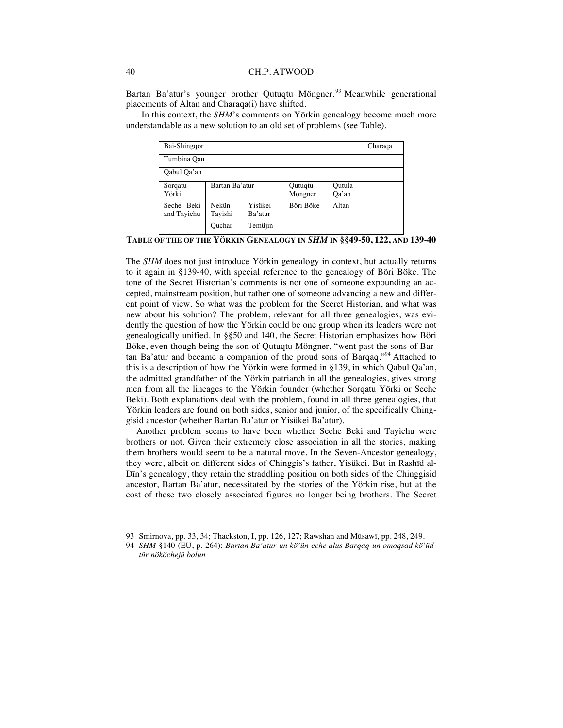Bartan Ba'atur's younger brother Qutuqtu Möngner.[93] Meanwhile generational placements of Altan and Charaqa(i) have shifted.

In this context, the *SHM*'s comments on Yörkin genealogy become much more understandable as a new solution to an old set of problems (see Table).

| Bai-Shingqor | | | | | Charaqa |
|---|---|---|---|---|---|
| Tumbina Qan | | | | | |
| Qabul Qa'an | | | | | |
| Sorqatu Yörki | Bartan Ba'atur | | Qutuqtu-Möngner | Qutula Qa'an | |
| Seche Beki and Tayichu | Nekün Tayishi | Yisükei Ba'atur | Böri Böke | Altan | |
| | Quchar | Temüjin | | | |

**TABLE OF THE OF THE YÖRKIN GENEALOGY IN *SHM* IN §§49-50, 122, AND 139-40**

The *SHM* does not just introduce Yörkin genealogy in context, but actually returns to it again in §139-40, with special reference to the genealogy of Böri Böke. The tone of the Secret Historian's comments is not one of someone expounding an accepted, mainstream position, but rather one of someone advancing a new and different point of view. So what was the problem for the Secret Historian, and what was new about his solution? The problem, relevant for all three genealogies, was evidently the question of how the Yörkin could be one group when its leaders were not genealogically unified. In §§50 and 140, the Secret Historian emphasizes how Böri Böke, even though being the son of Qutuqtu Möngner, "went past the sons of Bartan Ba'atur and became a companion of the proud sons of Barqaq."[94] Attached to this is a description of how the Yörkin were formed in §139, in which Qabul Qa'an, the admitted grandfather of the Yörkin patriarch in all the genealogies, gives strong men from all the lineages to the Yörkin founder (whether Sorqatu Yörki or Seche Beki). Both explanations deal with the problem, found in all three genealogies, that Yörkin leaders are found on both sides, senior and junior, of the specifically Chinggisid ancestor (whether Bartan Ba'atur or Yisükei Ba'atur).

Another problem seems to have been whether Seche Beki and Tayichu were brothers or not. Given their extremely close association in all the stories, making them brothers would seem to be a natural move. In the Seven-Ancestor genealogy, they were, albeit on different sides of Chinggis's father, Yisükei. But in Rashīd al-Dīn's genealogy, they retain the straddling position on both sides of the Chinggisid ancestor, Bartan Ba'atur, necessitated by the stories of the Yörkin rise, but at the cost of these two closely associated figures no longer being brothers. The Secret

93 Smirnova, pp. 33, 34; Thackston, I, pp. 126, 127; Rawshan and Mūsawī, pp. 248, 249.

94 *SHM* §140 (EU, p. 264): *Bartan Ba'atur-un kö'ün-eche alus Barqaq-un omoqsad kö'üdtür nököchejü bolun*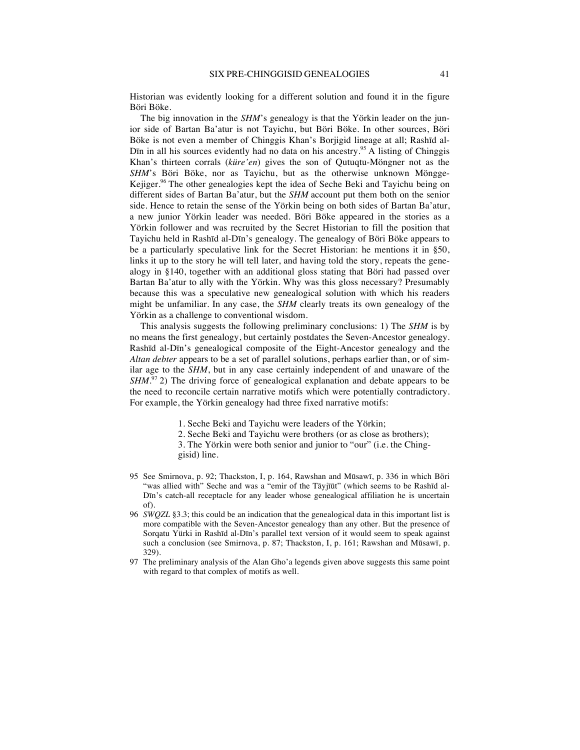Historian was evidently looking for a different solution and found it in the figure Böri Böke.

The big innovation in the *SHM*'s genealogy is that the Yörkin leader on the junior side of Bartan Ba'atur is not Tayichu, but Böri Böke. In other sources, Böri Böke is not even a member of Chinggis Khan's Borjigid lineage at all; Rashīd al-Dīn in all his sources evidently had no data on his ancestry.[95] A listing of Chinggis Khan's thirteen corrals (*küre'en*) gives the son of Qutuqtu-Möngner not as the *SHM*'s Böri Böke, nor as Tayichu, but as the otherwise unknown Möngge-Kejiger.[96] The other genealogies kept the idea of Seche Beki and Tayichu being on different sides of Bartan Ba'atur, but the *SHM* account put them both on the senior side. Hence to retain the sense of the Yörkin being on both sides of Bartan Ba'atur, a new junior Yörkin leader was needed. Böri Böke appeared in the stories as a Yörkin follower and was recruited by the Secret Historian to fill the position that Tayichu held in Rashīd al-Dīn's genealogy. The genealogy of Böri Böke appears to be a particularly speculative link for the Secret Historian: he mentions it in §50, links it up to the story he will tell later, and having told the story, repeats the genealogy in §140, together with an additional gloss stating that Böri had passed over Bartan Ba'atur to ally with the Yörkin. Why was this gloss necessary? Presumably because this was a speculative new genealogical solution with which his readers might be unfamiliar. In any case, the *SHM* clearly treats its own genealogy of the Yörkin as a challenge to conventional wisdom.

This analysis suggests the following preliminary conclusions: 1) The *SHM* is by no means the first genealogy, but certainly postdates the Seven-Ancestor genealogy. Rashīd al-Dīn's genealogical composite of the Eight-Ancestor genealogy and the *Altan debter* appears to be a set of parallel solutions, perhaps earlier than, or of similar age to the *SHM*, but in any case certainly independent of and unaware of the *SHM*.[97] 2) The driving force of genealogical explanation and debate appears to be the need to reconcile certain narrative motifs which were potentially contradictory. For example, the Yörkin genealogy had three fixed narrative motifs:

1. Seche Beki and Tayichu were leaders of the Yörkin;
2. Seche Beki and Tayichu were brothers (or as close as brothers);
3. The Yörkin were both senior and junior to "our" (i.e. the Chinggisid) line.

95 See Smirnova, p. 92; Thackston, I, p. 164, Rawshan and Mūsawī, p. 336 in which Böri "was allied with" Seche and was a "emir of the Tāyjīūt" (which seems to be Rashīd al-Dīn's catch-all receptacle for any leader whose genealogical affiliation he is uncertain of).

96 *SWQZL* §3.3; this could be an indication that the genealogical data in this important list is more compatible with the Seven-Ancestor genealogy than any other. But the presence of Sorqatu Yürki in Rashīd al-Dīn's parallel text version of it would seem to speak against such a conclusion (see Smirnova, p. 87; Thackston, I, p. 161; Rawshan and Mūsawī, p. 329).

97 The preliminary analysis of the Alan Gho'a legends given above suggests this same point with regard to that complex of motifs as well.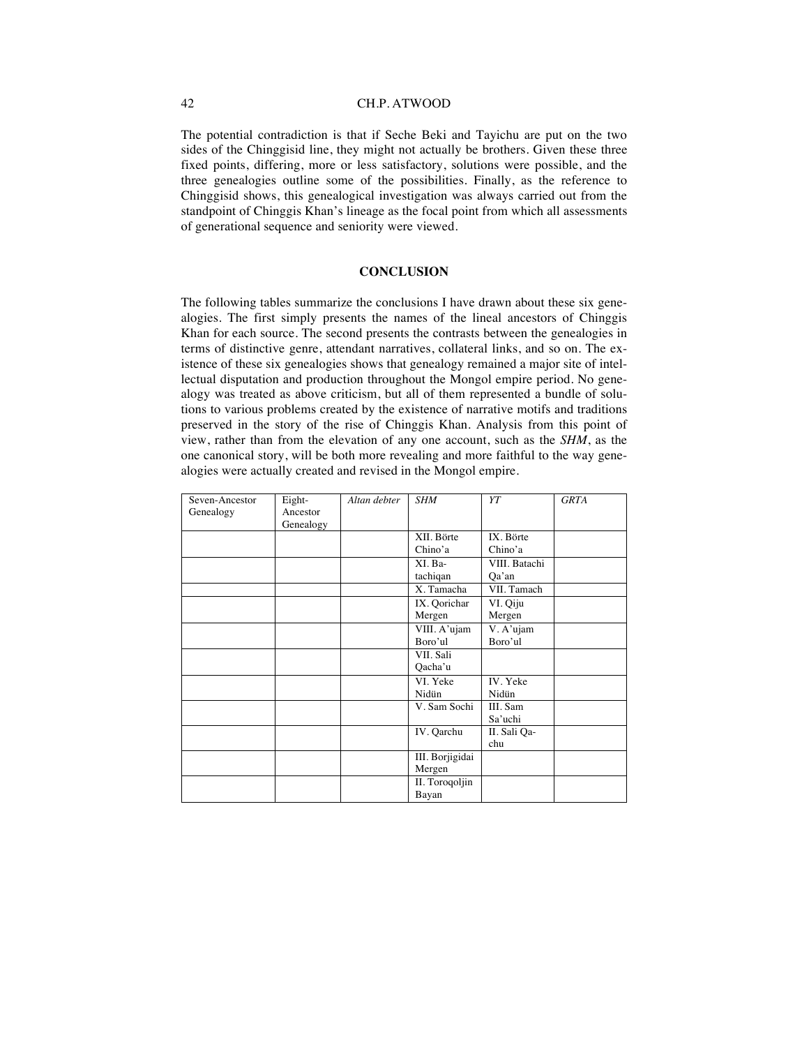The potential contradiction is that if Seche Beki and Tayichu are put on the two sides of the Chinggisid line, they might not actually be brothers. Given these three fixed points, differing, more or less satisfactory, solutions were possible, and the three genealogies outline some of the possibilities. Finally, as the reference to Chinggisid shows, this genealogical investigation was always carried out from the standpoint of Chinggis Khan's lineage as the focal point from which all assessments of generational sequence and seniority were viewed.

## CONCLUSION

The following tables summarize the conclusions I have drawn about these six genealogies. The first simply presents the names of the lineal ancestors of Chinggis Khan for each source. The second presents the contrasts between the genealogies in terms of distinctive genre, attendant narratives, collateral links, and so on. The existence of these six genealogies shows that genealogy remained a major site of intellectual disputation and production throughout the Mongol empire period. No genealogy was treated as above criticism, but all of them represented a bundle of solutions to various problems created by the existence of narrative motifs and traditions preserved in the story of the rise of Chinggis Khan. Analysis from this point of view, rather than from the elevation of any one account, such as the *SHM*, as the one canonical story, will be both more revealing and more faithful to the way genealogies were actually created and revised in the Mongol empire.

| Seven-Ancestor Genealogy | Eight-Ancestor Genealogy | *Altan debter* | *SHM* | *YT* | *GRTA* |
|---|---|---|---|---|---|
| | | | XII. Börte Chino'a | IX. Börte Chino'a | |
| | | | XI. Batachiqan | VIII. Batachi Qa'an | |
| | | | X. Tamacha | VII. Tamach | |
| | | | IX. Qorichar Mergen | VI. Qiju Mergen | |
| | | | VIII. A'ujam Boro'ul | V. A'ujam Boro'ul | |
| | | | VII. Sali Qacha'u | | |
| | | | VI. Yeke Nidün | IV. Yeke Nidün | |
| | | | V. Sam Sochi | III. Sam Sa'uchi | |
| | | | IV. Qarchu | II. Sali Qachu | |
| | | | III. Borjigidai Mergen | | |
| | | | II. Toroqoljin Bayan | | |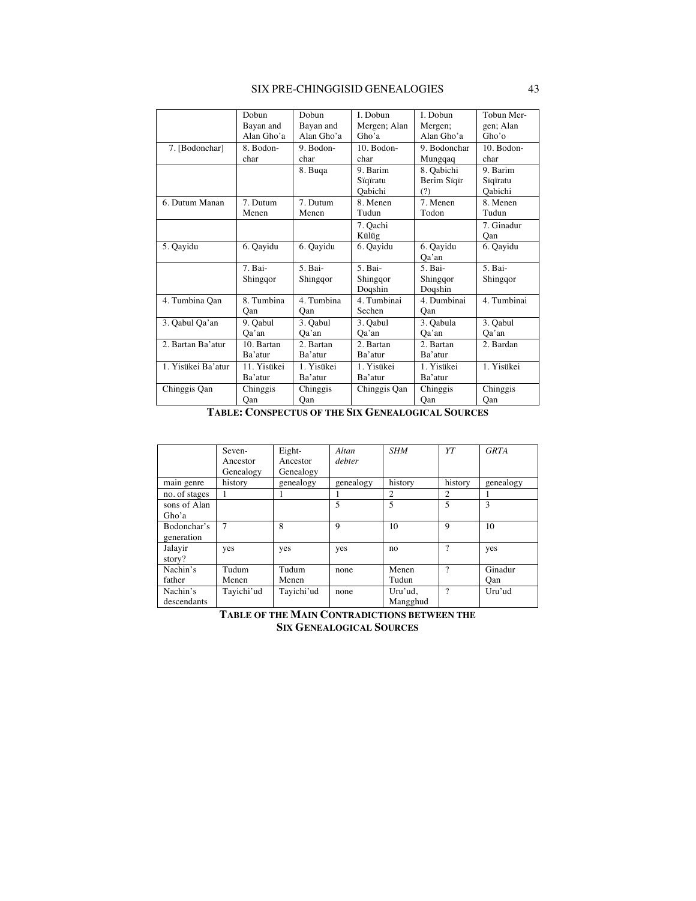|  | Dobun Bayan and Alan Gho'a | Dobun Bayan and Alan Gho'a | I. Dobun Mergen; Alan Gho'a | I. Dobun Mergen; Alan Gho'a | Tobun Mergen; Alan Gho'o |
|---|---|---|---|---|---|
| 7. [Bodonchar] | 8. Bodonchar | 9. Bodonchar | 10. Bodonchar | 9. Bodonchar Mungqaq | 10. Bodonchar |
|  |  | 8. Buqa | 9. Barim Sïqïratu Qabichi | 8. Qabichi Berim Sïqïr (?) | 9. Barim Sïqïratu Qabichi |
| 6. Dutum Manan | 7. Dutum Menen | 7. Dutum Menen | 8. Menen Tudun | 7. Menen Todon | 8. Menen Tudun |
|  |  |  | 7. Qachi Külüg |  | 7. Ginadur Qan |
| 5. Qayidu | 6. Qayidu | 6. Qayidu | 6. Qayidu | 6. Qayidu Qa'an | 6. Qayidu |
|  | 7. Bai-Shingqor | 5. Bai-Shingqor | 5. Bai-Shingqor Doqshin | 5. Bai-Shingqor Doqshin | 5. Bai-Shingqor |
| 4. Tumbina Qan | 8. Tumbina Qan | 4. Tumbina Qan | 4. Tumbinai Sechen | 4. Dumbinai Qan | 4. Tumbinai |
| 3. Qabul Qa'an | 9. Qabul Qa'an | 3. Qabul Qa'an | 3. Qabul Qa'an | 3. Qabula Qa'an | 3. Qabul Qa'an |
| 2. Bartan Ba'atur | 10. Bartan Ba'atur | 2. Bartan Ba'atur | 2. Bartan Ba'atur | 2. Bartan Ba'atur | 2. Bardan |
| 1. Yisükei Ba'atur | 11. Yisükei Ba'atur | 1. Yisükei Ba'atur | 1. Yisükei Ba'atur | 1. Yisükei Ba'atur | 1. Yisükei |
| Chinggis Qan | Chinggis Qan | Chinggis Qan | Chinggis Qan | Chinggis Qan | Chinggis Qan |

**TABLE: CONSPECTUS OF THE SIX GENEALOGICAL SOURCES**

|  | Seven-Ancestor Genealogy | Eight-Ancestor Genealogy | *Altan debter* | *SHM* | *YT* | *GRTA* |
|---|---|---|---|---|---|---|
| main genre | history | genealogy | genealogy | history | history | genealogy |
| no. of stages | 1 | 1 | 1 | 2 | 2 | 1 |
| sons of Alan Gho'a |  |  | 5 | 5 | 5 | 3 |
| Bodonchar's generation | 7 | 8 | 9 | 10 | 9 | 10 |
| Jalayir story? | yes | yes | yes | no | ? | yes |
| Nachin's father | Tudum Menen | Tudum Menen | none | Menen Tudun | ? | Ginadur Qan |
| Nachin's descendants | Tayichi'ud | Tayichi'ud | none | Uru'ud, Mangghud | ? | Uru'ud |

**TABLE OF THE MAIN CONTRADICTIONS BETWEEN THE SIX GENEALOGICAL SOURCES**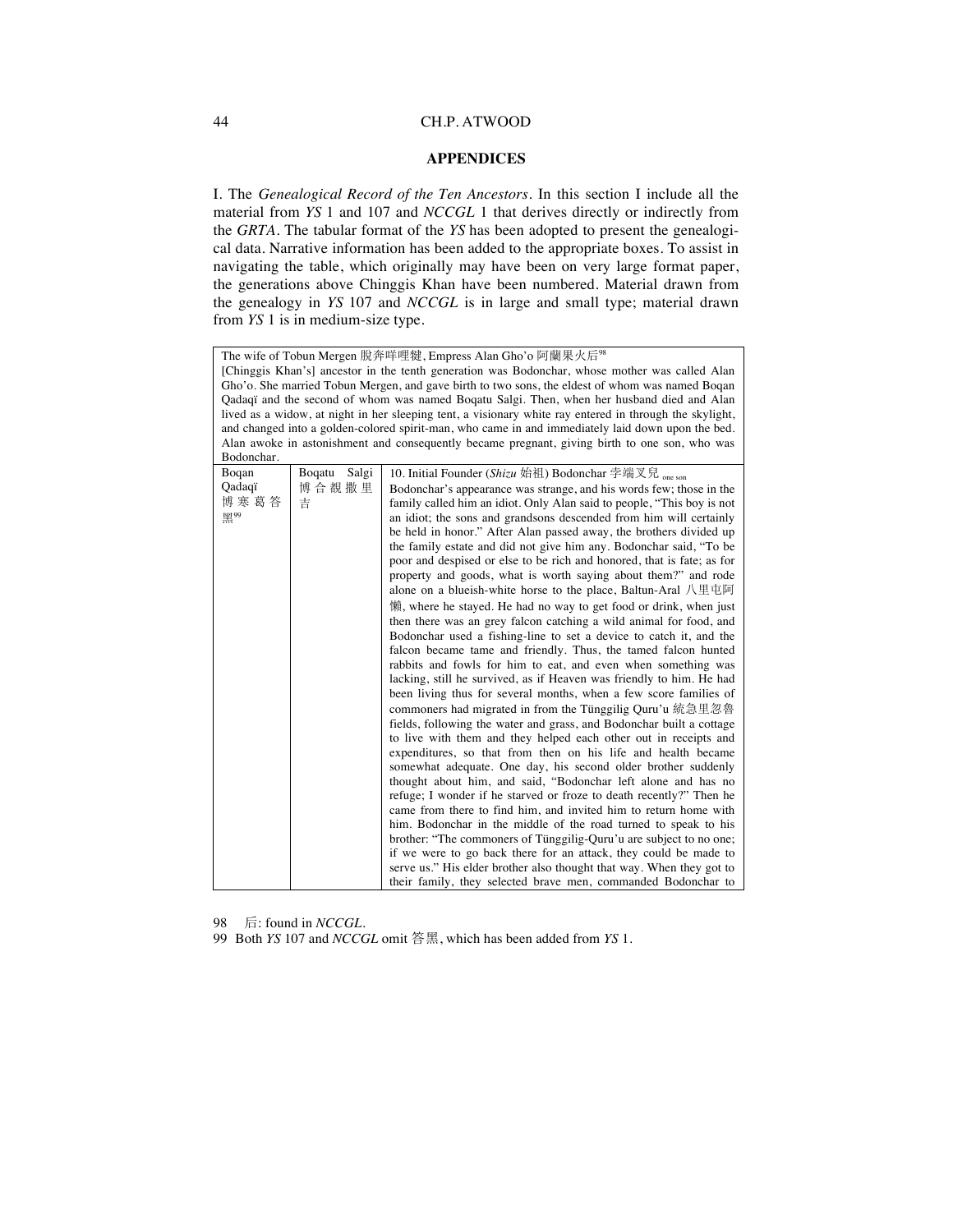## APPENDICES

I. The *Genealogical Record of the Ten Ancestors*. In this section I include all the material from *YS* 1 and 107 and *NCCGL* 1 that derives directly or indirectly from the *GRTA*. The tabular format of the *YS* has been adopted to present the genealogical data. Narrative information has been added to the appropriate boxes. To assist in navigating the table, which originally may have been on very large format paper, the generations above Chinggis Khan have been numbered. Material drawn from the genealogy in *YS* 107 and *NCCGL* is in large and small type; material drawn from *YS* 1 is in medium-size type.

| The wife of Tobun Mergen 脫奔咩哩犍, Empress Alan Gho'o 阿蘭果火后[98] [Chinggis Khan's] ancestor in the tenth generation was Bodonchar, whose mother was called Alan Gho'o. She married Tobun Mergen, and gave birth to two sons, the eldest of whom was named Boqan Qadaqï and the second of whom was named Boqatu Salgi. Then, when her husband died and Alan lived as a widow, at night in her sleeping tent, a visionary white ray entered in through the skylight, and changed into a golden-colored spirit-man, who came in and immediately laid down upon the bed. Alan awoke in astonishment and consequently became pregnant, giving birth to one son, who was Bodonchar. | | |
|---|---|---|
| Boqan Qadaqï 博寒葛答黑[99] | Boqatu Salgi 博合覩撒里吉 | 10. Initial Founder (*Shizu* 始祖) Bodonchar 孛端叉兒 one son<br>Bodonchar's appearance was strange, and his words few; those in the family called him an idiot. Only Alan said to people, "This boy is not an idiot; the sons and grandsons descended from him will certainly be held in honor." After Alan passed away, the brothers divided up the family estate and did not give him any. Bodonchar said, "To be poor and despised or else to be rich and honored, that is fate; as for property and goods, what is worth saying about them?" and rode alone on a blueish-white horse to the place, Baltun-Aral 八里屯阿懶, where he stayed. He had no way to get food or drink, when just then there was an grey falcon catching a wild animal for food, and Bodonchar used a fishing-line to set a device to catch it, and the falcon became tame and friendly. Thus, the tamed falcon hunted rabbits and fowls for him to eat, and even when something was lacking, still he survived, as if Heaven was friendly to him. He had been living thus for several months, when a few score families of commoners had migrated in from the Tünggilig Quru'u 統急里忽魯 fields, following the water and grass, and Bodonchar built a cottage to live with them and they helped each other out in receipts and expenditures, so that from then on his life and health became somewhat adequate. One day, his second older brother suddenly thought about him, and said, "Bodonchar left alone and has no refuge; I wonder if he starved or froze to death recently?" Then he came from there to find him, and invited him to return home with him. Bodonchar in the middle of the road turned to speak to his brother: "The commoners of Tünggilig-Quru'u are subject to no one; if we were to go back there for an attack, they could be made to serve us." His elder brother also thought that way. When they got to their family, they selected brave men, commanded Bodonchar to |

98 后: found in *NCCGL*.

99 Both *YS* 107 and *NCCGL* omit 答黑, which has been added from *YS* 1.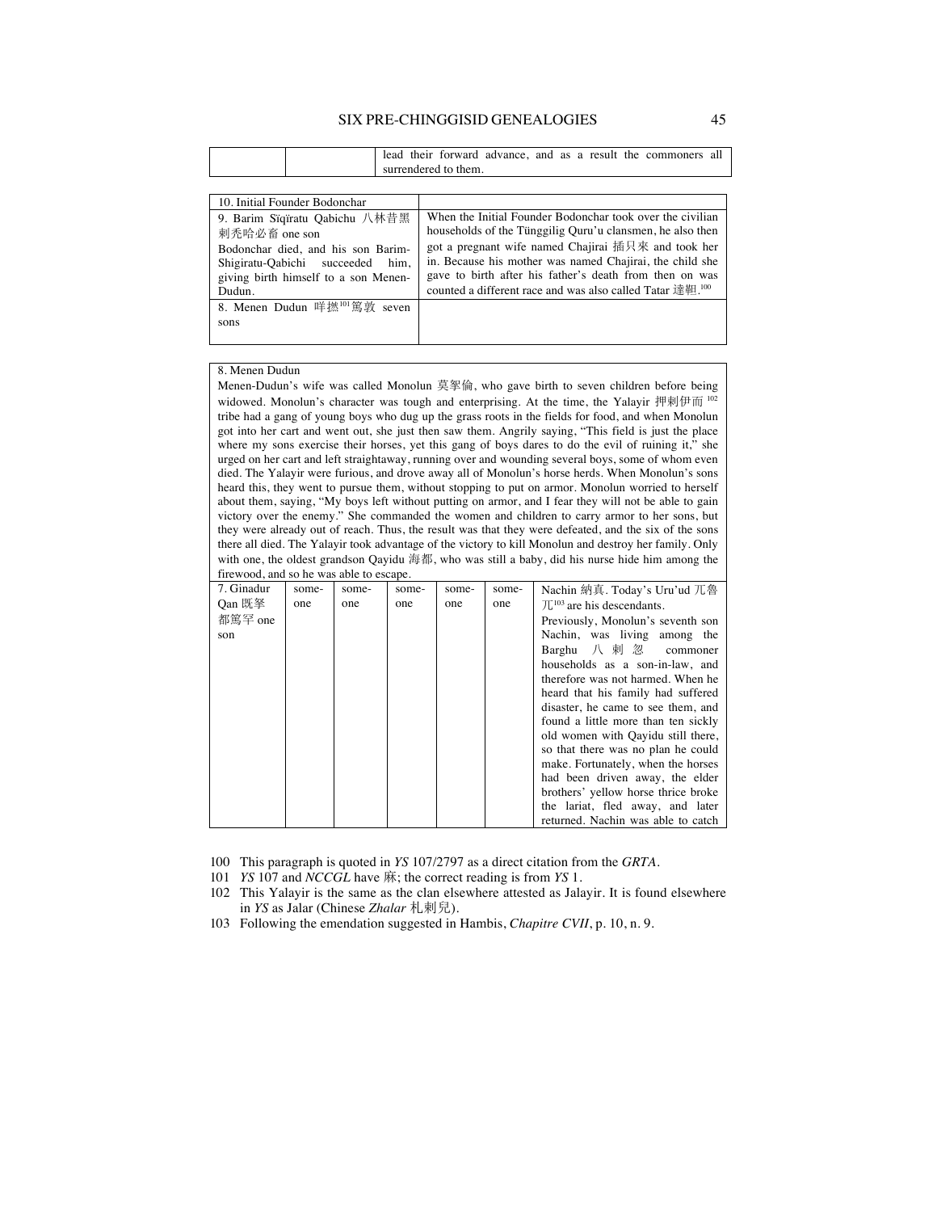| | | lead their forward advance, and as a result the commoners all surrendered to them. |
|---|---|---|

| 10. Initial Founder Bodonchar | |
|---|---|
| 9. Barim Sïqïratu Qabichu 八林昔黑剌禿哈必畜 one son<br>Bodonchar died, and his son Barim-Shigiratu-Qabichi succeeded him, giving birth himself to a son Menen-Dudun. | When the Initial Founder Bodonchar took over the civilian households of the Tünggilig Quru'u clansmen, he also then got a pregnant wife named Chajirai 插只來 and took her in. Because his mother was named Chajirai, the child she gave to birth after his father's death from then on was counted a different race and was also called Tatar 達靼.[100] |
| 8. Menen Dudun 咩撚[101]篤敦 seven sons | |

| 8. Menen Dudun | | | | | | |
|---|---|---|---|---|---|---|
| Menen-Dudun's wife was called Monolun 莫挐倫, who gave birth to seven children before being widowed. Monolun's character was tough and enterprising. At the time, the Yalayir 押剌伊而[102] tribe had a gang of young boys who dug up the grass roots in the fields for food, and when Monolun got into her cart and went out, she just then saw them. Angrily saying, "This field is just the place where my sons exercise their horses, yet this gang of boys dares to do the evil of ruining it," she urged on her cart and left straightaway, running over and wounding several boys, some of whom even died. The Yalayir were furious, and drove away all of Monolun's horse herds. When Monolun's sons heard this, they went to pursue them, without stopping to put on armor. Monolun worried to herself about them, saying, "My boys left without putting on armor, and I fear they will not be able to gain victory over the enemy." She commanded the women and children to carry armor to her sons, but they were already out of reach. Thus, the result was that they were defeated, and the six of the sons there all died. The Yalayir took advantage of the victory to kill Monolun and destroy her family. Only with one, the oldest grandson Qayidu 海都, who was still a baby, did his nurse hide him among the firewood, and so he was able to escape. | | | | | | |
| 7. Ginadur Qan 既拏都篤罕 one son | some-one | some-one | some-one | some-one | some-one | Nachin 納真. Today's Uru'ud 兀魯兀[103] are his descendants.<br>Previously, Monolun's seventh son Nachin, was living among the Barghu 八剌忽 commoner households as a son-in-law, and therefore was not harmed. When he heard that his family had suffered disaster, he came to see them, and found a little more than ten sickly old women with Qayidu still there, so that there was no plan he could make. Fortunately, when the horses had been driven away, the elder brothers' yellow horse thrice broke the lariat, fled away, and later returned. Nachin was able to catch |

100 This paragraph is quoted in *YS* 107/2797 as a direct citation from the *GRTA*.

101 *YS* 107 and *NCCGL* have 麻; the correct reading is from *YS* 1.

102 This Yalayir is the same as the clan elsewhere attested as Jalayir. It is found elsewhere in *YS* as Jalar (Chinese *Zhalar* 札剌兒).

103 Following the emendation suggested in Hambis, *Chapitre CVII*, p. 10, n. 9.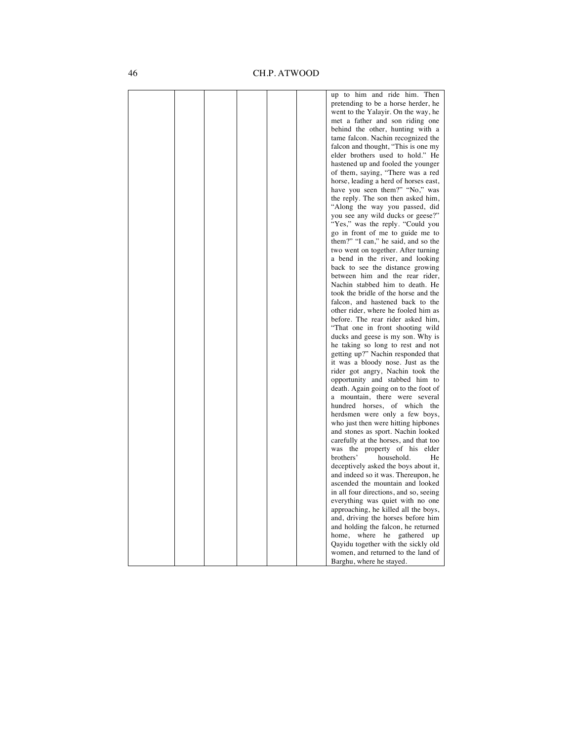| | | | | | | |
|---|---|---|---|---|---|---|
| | | | | | | up to him and ride him. Then pretending to be a horse herder, he went to the Yalayir. On the way, he met a father and son riding one behind the other, hunting with a tame falcon. Nachin recognized the falcon and thought, "This is one my elder brothers used to hold." He hastened up and fooled the younger of them, saying, "There was a red horse, leading a herd of horses east, have you seen them?" "No," was the reply. The son then asked him, "Along the way you passed, did you see any wild ducks or geese?" "Yes," was the reply. "Could you go in front of me to guide me to them?" "I can," he said, and so the two went on together. After turning a bend in the river, and looking back to see the distance growing between him and the rear rider, Nachin stabbed him to death. He took the bridle of the horse and the falcon, and hastened back to the other rider, where he fooled him as before. The rear rider asked him, "That one in front shooting wild ducks and geese is my son. Why is he taking so long to rest and not getting up?" Nachin responded that it was a bloody nose. Just as the rider got angry, Nachin took the opportunity and stabbed him to death. Again going on to the foot of a mountain, there were several hundred horses, of which the herdsmen were only a few boys, who just then were hitting hipbones and stones as sport. Nachin looked carefully at the horses, and that too was the property of his elder brothers' household. He deceptively asked the boys about it, and indeed so it was. Thereupon, he ascended the mountain and looked in all four directions, and so, seeing everything was quiet with no one approaching, he killed all the boys, and, driving the horses before him and holding the falcon, he returned home, where he gathered up Qayidu together with the sickly old women, and returned to the land of Barghu, where he stayed. |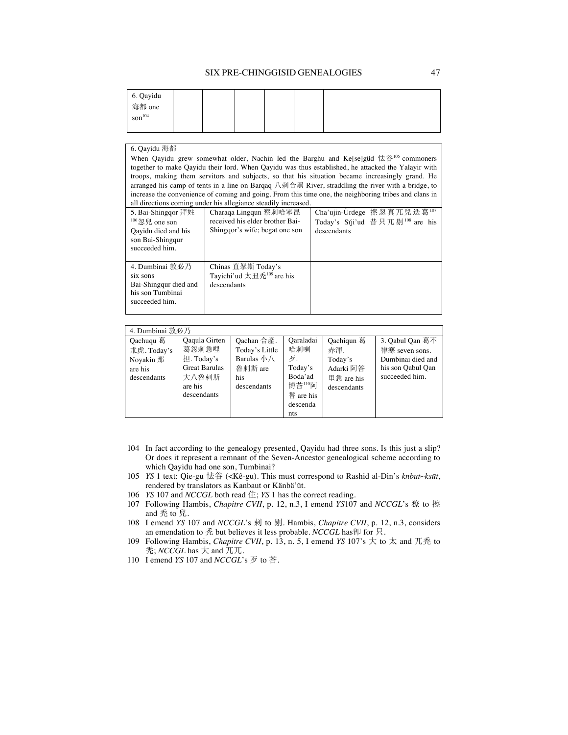| 6. Qayidu 海都 one son[104] | | | | | | |
|---|---|---|---|---|---|---|

| 6. Qayidu 海都 | | |
|---|---|---|
| When Qayidu grew somewhat older, Nachin led the Barghu and Ke[se]güd 怯谷[105] commoners together to make Qayidu their lord. When Qayidu was thus established, he attacked the Yalayir with troops, making them servitors and subjects, so that his situation became increasingly grand. He arranged his camp of tents in a line on Barqaq 八剌合黑 River, straddling the river with a bridge, to increase the convenience of coming and going. From this time one, the neighboring tribes and clans in all directions coming under his allegiance steadily increased. | | |
| 5. Bai-Shingqor 拜姓[106]忽兒 one son Qayidu died and his son Bai-Shingqur succeeded him. | Charaqa Lingqun 察剌哈寧昆 received his elder brother Bai-Shingqor's wife; begat one son | Cha'ujin-Ürdege 擦忽真兀兒迭葛[107] Today's Sïji'ud 昔只兀剔[108] are his descendants |
| 4. Dumbinai 敦必乃 six sons Bai-Shingqur died and his son Tumbinai succeeded him. | Chinas 直拏斯 Today's Tayichi'ud 太丑禿[109] are his descendants | |

| 4. Dumbinai 敦必乃 | | | | | |
|---|---|---|---|---|---|
| Qachuqu 葛朮虎. Today's Noyakin 那 are his descendants | Qaqula Girten 葛忽剌急哩担. Today's Great Barulas 大八魯剌斯 are his descendants | Qachan 合産. Today's Little Barulas 小八魯剌斯 are his descendants | Qaraladai 哈剌喇歹. Today's Boda'ad 博荅[110]阿替 are his descendants | Qachiqun 葛赤渾. Today's Adarki 阿荅里急 are his descendants | 3. Qabul Qan 葛不律寒 seven sons. Dumbinai died and his son Qabul Qan succeeded him. |

104 In fact according to the genealogy presented, Qayidu had three sons. Is this just a slip? Or does it represent a remnant of the Seven-Ancestor genealogical scheme according to which Qayidu had one son, Tumbinai?

105 *YS* 1 text: Qie-gu 怯谷 (<Kê-gu). This must correspond to Rashid al-Din's *knbut~ksūt*, rendered by translators as Kanbaut or Känbä'üt.

106 *YS* 107 and *NCCGL* both read 住; *YS* 1 has the correct reading.

107 Following Hambis, *Chapitre CVII*, p. 12, n.3, I emend *YS*107 and *NCCGL*'s 獠 to 擦 and 禿 to 兒.

108 I emend *YS* 107 and *NCCGL*'s 刺 to 剔. Hambis, *Chapitre CVII*, p. 12, n.3, considers an emendation to 禿 but believes it less probable. *NCCGL* has 卽 for 只.

109 Following Hambis, *Chapitre CVII*, p. 13, n. 5, I emend *YS* 107's 大 to 太 and 兀禿 to 禿; *NCCGL* has 大 and 兀兀.

110 I emend *YS* 107 and *NCCGL*'s 歹 to 荅.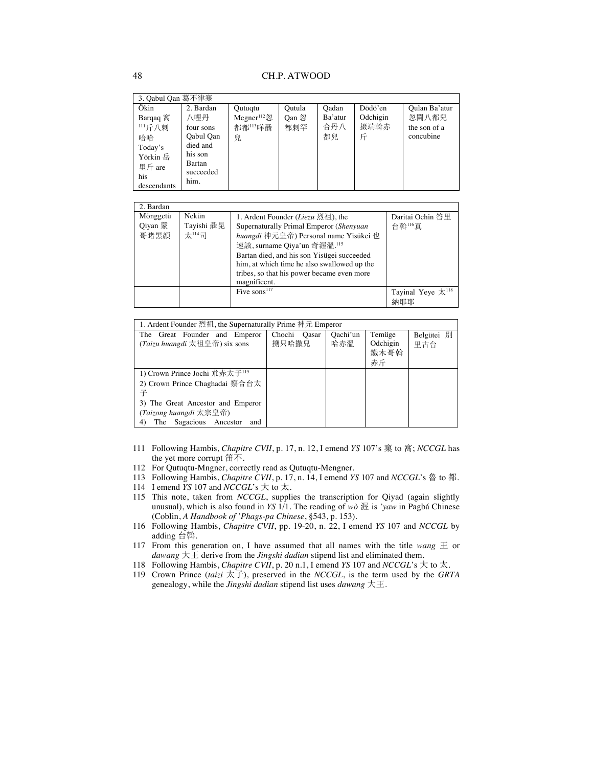| 3. Qabul Qan 葛不律寒 | | | | | | |
|---|---|---|---|---|---|---|
| Ökin Barqaq 窩[111]斤八剌哈哈 Today's Yörkin 岳里斤 are his descendants | 2. Bardan 八哩丹 four sons Qabul Qan died and his son Bartan succeeded him. | Qutuqtu Megner[112]忽都都[113]咩聶兒 | Qutula Qan 忽都剌罕 | Qadan Ba'atur 合丹八都兒 | Dödö'en Odchigin 掇端斡赤斤 | Qulan Ba'atur 忽闌八都兒 the son of a concubine |

| 2. Bardan | | | |
|---|---|---|---|
| Mönggetü Qiyan 蒙哥睹黑顏 | Nekün Tayishi 聶昆太[114]司 | 1. Ardent Founder (*Liezu* 烈祖), the Supernaturally Primal Emperor (*Shenyuan huangdi* 神元皇帝) Personal name Yisükei 也速該, surname Qiya'un 奇渥溫.[115] Bartan died, and his son Yisügei succeeded him, at which time he also swallowed up the tribes, so that his power became even more magnificent. | Daritai Ochin 答里台斡[116]真 |
| | | Five sons[117] | Tayinal Yeye 太[118]納耶耶 |

| 1. Ardent Founder 烈祖, the Supernaturally Prime 神元 Emperor | | | | |
|---|---|---|---|---|
| The Great Founder and Emperor (*Taizu huangdi* 太祖皇帝) six sons | Chochi Qasar 搠只哈撒兒 | Qachi'un 哈赤溫 | Temüge Odchigin 鐵木哥斡赤斤 | Belgütei 別里古台 |
| 1) Crown Prince Jochi 朮赤太子[119]<br>2) Crown Prince Chaghadai 察合台太子<br>3) The Great Ancestor and Emperor (*Taizong huangdi* 太宗皇帝)<br>4) The Sagacious Ancestor and | | | | |

111 Following Hambis, *Chapitre CVII*, p. 17, n. 12, I emend *YS* 107's 窠 to 窩; *NCCGL* has the yet more corrupt 笛不.

112 For Qutuqtu-Mngner, correctly read as Qutuqtu-Mengner.

113 Following Hambis, *Chapitre CVII*, p. 17, n. 14, I emend *YS* 107 and *NCCGL*'s 魯 to 都.

114 I emend *YS* 107 and *NCCGL*'s 大 to 太.

115 This note, taken from *NCCGL*, supplies the transcription for Qiyad (again slightly unusual), which is also found in *YS* 1/1. The reading of *wò* 渥 is *'yaw* in Pagbá Chinese (Coblin, *A Handbook of 'Phags-pa Chinese*, §543, p. 153).

116 Following Hambis, *Chapitre CVII*, pp. 19-20, n. 22, I emend *YS* 107 and *NCCGL* by adding 台斡.

117 From this generation on, I have assumed that all names with the title *wang* 王 or *dawang* 大王 derive from the *Jingshi dadian* stipend list and eliminated them.

118 Following Hambis, *Chapitre CVII*, p. 20 n.1, I emend *YS* 107 and *NCCGL*'s 大 to 太.

119 Crown Prince (*taizi* 太子), preserved in the *NCCGL*, is the term used by the *GRTA* genealogy, while the *Jingshi dadian* stipend list uses *dawang* 大王.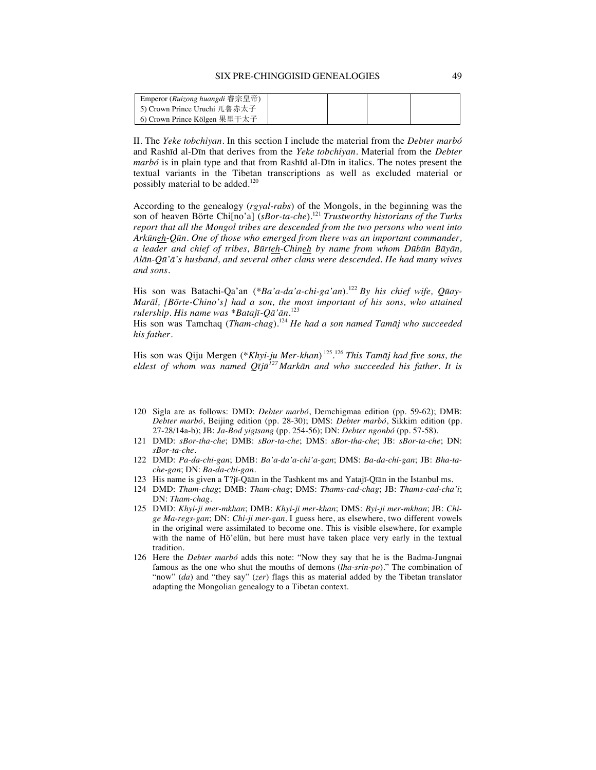| Emperor (*Ruizong huangdi* 睿宗皇帝) | | | |
|---|---|---|---|
| 5) Crown Prince Uruchi 兀魯赤太子 | | | |
| 6) Crown Prince Kölgen 果里干太子 | | | |

II. The *Yeke tobchiyan*. In this section I include the material from the *Debter marbó* and Rashīd al-Dīn that derives from the *Yeke tobchiyan*. Material from the *Debter marbó* is in plain type and that from Rashīd al-Dīn in italics. The notes present the textual variants in the Tibetan transcriptions as well as excluded material or possibly material to be added.[120]

According to the genealogy (*rgyal-rabs*) of the Mongols, in the beginning was the son of heaven Börte Chi[no'a] (*sBor-ta-che*).[121] *Trustworthy historians of the Turks report that all the Mongol tribes are descended from the two persons who went into Arkūn<u>eh</u>-Qūn. One of those who emerged from there was an important commander, a leader and chief of tribes, Būrt<u>eh</u>-Chin<u>eh</u> by name from whom Dūbūn Bāyān, Alān-Qū'ā's husband, and several other clans were descended. He had many wives and sons.*

His son was Batachi-Qa'an (\**Ba'a-da'a-chi-ga'an*).[122] *By his chief wife, Qūay-Marāl, [Börte-Chino's] had a son, the most important of his sons, who attained rulership. His name was \*Batajī-Qā'ān.*[123]

His son was Tamchaq (*Tham-chag*).[124] *He had a son named Tamāj who succeeded his father.*

His son was Qiju Mergen (\**Khyi-ju Mer-khan*)[125].[126] *This Tamāj had five sons, the eldest of whom was named Qījū*[127] *Markān and who succeeded his father. It is*

120 Sigla are as follows: DMD: *Debter marbó*, Demchigmaa edition (pp. 59-62); DMB: *Debter marbó*, Beijing edition (pp. 28-30); DMS: *Debter marbó*, Sikkim edition (pp. 27-28/14a-b); JB: *Ja-Bod yigtsang* (pp. 254-56); DN: *Debter ngonbó* (pp. 57-58).

121 DMD: *sBor-tha-che*; DMB: *sBor-ta-che*; DMS: *sBor-tha-che*; JB: *sBor-ta-che*; DN: *sBor-ta-che*.

122 DMD: *Pa-da-chi-gan*; DMB: *Ba'a-da'a-chi'a-gan*; DMS: *Ba-da-chi-gan*; JB: *Bha-ta-che-gan*; DN: *Ba-da-chi-gan*.

123 His name is given a T?jī-Qāān in the Tashkent ms and Yatajī-Qīān in the Istanbul ms.

124 DMD: *Tham-chag*; DMB: *Tham-chag*; DMS: *Thams-cad-chag*; JB: *Thams-cad-cha'i*; DN: *Tham-chag*.

125 DMD: *Khyi-ji mer-mkhan*; DMB: *Khyi-ji mer-khan*; DMS: *Byi-ji mer-mkhan*; JB: *Chi-ge Ma-regs-gan*; DN: *Chi-ji mer-gan*. I guess here, as elsewhere, two different vowels in the original were assimilated to become one. This is visible elsewhere, for example with the name of Hö'elün, but here must have taken place very early in the textual tradition.

126 Here the *Debter marbó* adds this note: "Now they say that he is the Badma-Jungnai famous as the one who shut the mouths of demons (*lha-srin-po*)." The combination of "now" (*da*) and "they say" (*zer*) flags this as material added by the Tibetan translator adapting the Mongolian genealogy to a Tibetan context.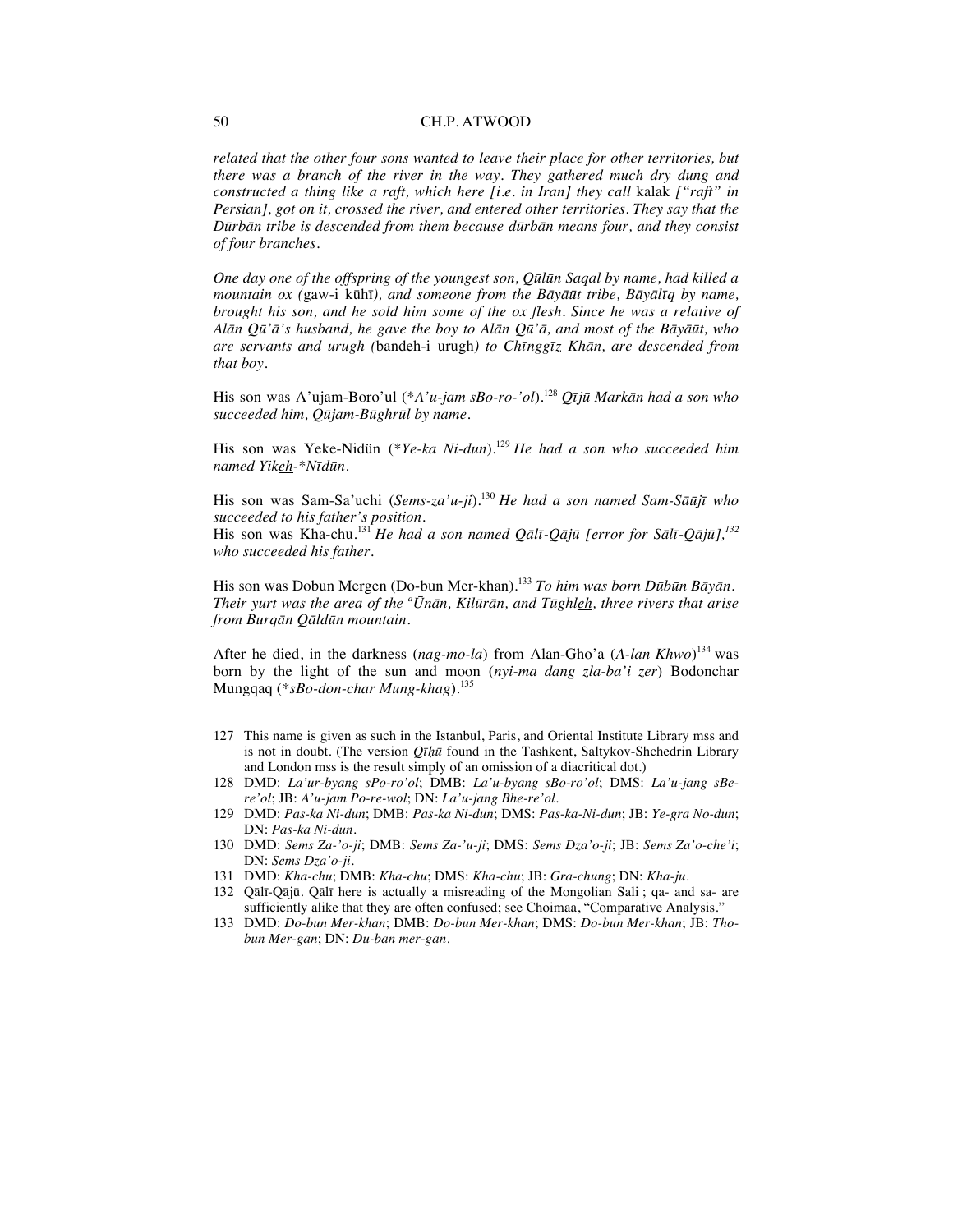*related that the other four sons wanted to leave their place for other territories, but there was a branch of the river in the way. They gathered much dry dung and constructed a thing like a raft, which here [i.e. in Iran] they call* kalak *["raft" in Persian], got on it, crossed the river, and entered other territories. They say that the Dūrbān tribe is descended from them because dūrbān means four, and they consist of four branches.*

*One day one of the offspring of the youngest son, Qūlūn Saqal by name, had killed a mountain ox (*gaw-i kūhī*), and someone from the Bāyāūt tribe, Bāyālīq by name, brought his son, and he sold him some of the ox flesh. Since he was a relative of Alān Qū'ā's husband, he gave the boy to Alān Qū'ā, and most of the Bāyāūt, who are servants and urugh (*bandeh-i urugh*) to Chīnggīz Khān, are descended from that boy.*

His son was A'ujam-Boro'ul (*\*A'u-jam sBo-ro-'ol*).[128] *Qījū Markān had a son who succeeded him, Qūjam-Būghrūl by name.*

His son was Yeke-Nidün (*\*Ye-ka Ni-dun*).[129] *He had a son who succeeded him named Yikeh-\*Nīdūn.*

His son was Sam-Sa'uchi (*Sems-za'u-ji*).[130] *He had a son named Sam-Sāūjī who succeeded to his father's position.*
His son was Kha-chu.[131] *He had a son named Qālī-Qājū [error for Sālī-Qājū],*[132] *who succeeded his father.*

His son was Dobun Mergen (Do-bun Mer-khan).[133] *To him was born Dūbūn Bāyān. Their yurt was the area of the ªŪnān, Kilūrān, and Tūghleh, three rivers that arise from Burqān Qāldūn mountain.*

After he died, in the darkness (*nag-mo-la*) from Alan-Gho'a (*A-lan Khwo*)[134] was born by the light of the sun and moon (*nyi-ma dang zla-ba'i zer*) Bodonchar Mungqaq (*\*sBo-don-char Mung-khag*).[135]

---

127 This name is given as such in the Istanbul, Paris, and Oriental Institute Library mss and is not in doubt. (The version *Qīḥū* found in the Tashkent, Saltykov-Shchedrin Library and London mss is the result simply of an omission of a diacritical dot.)

128 DMD: *La'ur-byang sPo-ro'ol*; DMB: *La'u-byang sBo-ro'ol*; DMS: *La'u-jang sBe-re'ol*; JB: *A'u-jam Po-re-wol*; DN: *La'u-jang Bhe-re'ol*.

129 DMD: *Pas-ka Ni-dun*; DMB: *Pas-ka Ni-dun*; DMS: *Pas-ka-Ni-dun*; JB: *Ye-gra No-dun*; DN: *Pas-ka Ni-dun*.

130 DMD: *Sems Za-'o-ji*; DMB: *Sems Za-'u-ji*; DMS: *Sems Dza'o-ji*; JB: *Sems Za'o-che'i*; DN: *Sems Dza'o-ji*.

131 DMD: *Kha-chu*; DMB: *Kha-chu*; DMS: *Kha-chu*; JB: *Gra-chung*; DN: *Kha-ju*.

132 Qālī-Qājū. Qālī here is actually a misreading of the Mongolian Sali ; qa- and sa- are sufficiently alike that they are often confused; see Choimaa, "Comparative Analysis."

133 DMD: *Do-bun Mer-khan*; DMB: *Do-bun Mer-khan*; DMS: *Do-bun Mer-khan*; JB: *Tho-bun Mer-gan*; DN: *Du-ban mer-gan*.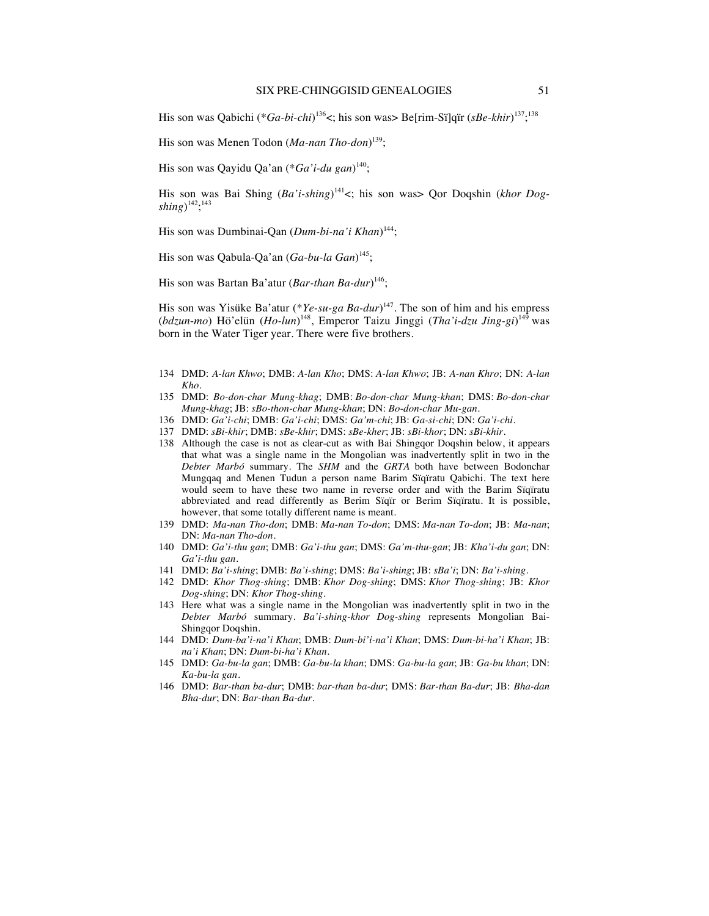His son was Qabichi (*Ga-bi-chi*)[136]<; his son was> Be[rim-Sï]qïr (*sBe-khir*)[137];[138]

His son was Menen Todon (*Ma-nan Tho-don*)[139];

His son was Qayidu Qa'an (*Ga'i-du gan*)[140];

His son was Bai Shing (*Ba'i-shing*)[141]<; his son was> Qor Doqshin (*khor Dog-shing*)[142];[143]

His son was Dumbinai-Qan (*Dum-bi-na'i Khan*)[144];

His son was Qabula-Qa'an (*Ga-bu-la Gan*)[145];

His son was Bartan Ba'atur (*Bar-than Ba-dur*)[146];

His son was Yisüke Ba'atur (*Ye-su-ga Ba-dur*)[147]. The son of him and his empress (*bdzun-mo*) Hö'elün (*Ho-lun*)[148], Emperor Taizu Jinggi (*Tha'i-dzu Jing-gi*)[149] was born in the Water Tiger year. There were five brothers.

134 DMD: *A-lan Khwo*; DMB: *A-lan Kho*; DMS: *A-lan Khwo*; JB: *A-nan Khro*; DN: *A-lan Kho*.

135 DMD: *Bo-don-char Mung-khag*; DMB: *Bo-don-char Mung-khan*; DMS: *Bo-don-char Mung-khag*; JB: *sBo-thon-char Mung-khan*; DN: *Bo-don-char Mu-gan*.

136 DMD: *Ga'i-chi*; DMB: *Ga'i-chi*; DMS: *Ga'm-chi*; JB: *Ga-si-chi*; DN: *Ga'i-chi*.

137 DMD: *sBi-khir*; DMB: *sBe-khir*; DMS: *sBe-kher*; JB: *sBi-khor*; DN: *sBi-khir*.

138 Although the case is not as clear-cut as with Bai Shingqor Doqshin below, it appears that what was a single name in the Mongolian was inadvertently split in two in the *Debter Marbó* summary. The *SHM* and the *GRTA* both have between Bodonchar Mungqaq and Menen Tudun a person name Barim Sïqïratu Qabichi. The text here would seem to have these two name in reverse order and with the Barim Sïqïratu abbreviated and read differently as Berim Sïqïr or Berim Sïqïratu. It is possible, however, that some totally different name is meant.

139 DMD: *Ma-nan Tho-don*; DMB: *Ma-nan To-don*; DMS: *Ma-nan To-don*; JB: *Ma-nan*; DN: *Ma-nan Tho-don*.

140 DMD: *Ga'i-thu gan*; DMB: *Ga'i-thu gan*; DMS: *Ga'm-thu-gan*; JB: *Kha'i-du gan*; DN: *Ga'i-thu gan*.

141 DMD: *Ba'i-shing*; DMB: *Ba'i-shing*; DMS: *Ba'i-shing*; JB: *sBa'i*; DN: *Ba'i-shing*.

142 DMD: *Khor Thog-shing*; DMB: *Khor Dog-shing*; DMS: *Khor Thog-shing*; JB: *Khor Dog-shing*; DN: *Khor Thog-shing*.

143 Here what was a single name in the Mongolian was inadvertently split in two in the *Debter Marbó* summary. *Ba'i-shing-khor Dog-shing* represents Mongolian Bai-Shingqor Doqshin.

144 DMD: *Dum-ba'i-na'i Khan*; DMB: *Dum-bi'i-na'i Khan*; DMS: *Dum-bi-ha'i Khan*; JB: *na'i Khan*; DN: *Dum-bi-ha'i Khan*.

145 DMD: *Ga-bu-la gan*; DMB: *Ga-bu-la khan*; DMS: *Ga-bu-la gan*; JB: *Ga-bu khan*; DN: *Ka-bu-la gan*.

146 DMD: *Bar-than ba-dur*; DMB: *bar-than ba-dur*; DMS: *Bar-than Ba-dur*; JB: *Bha-dan Bha-dur*; DN: *Bar-than Ba-dur*.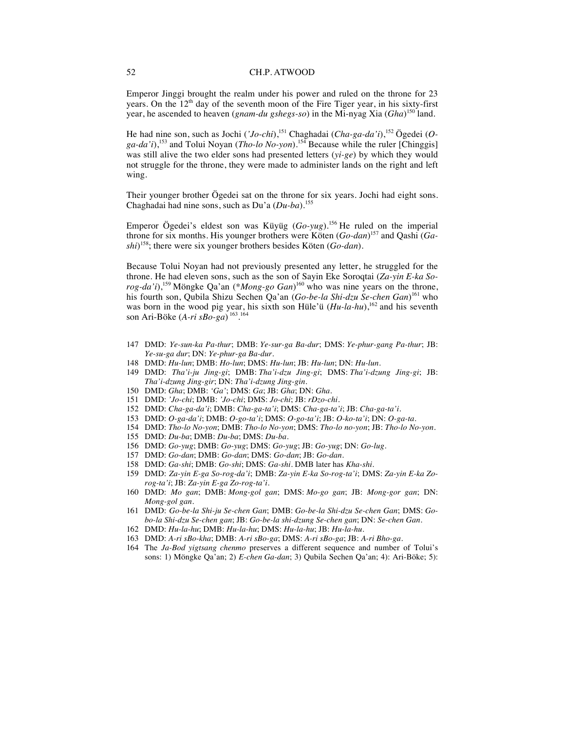Emperor Jinggi brought the realm under his power and ruled on the throne for 23 years. On the 12th day of the seventh moon of the Fire Tiger year, in his sixty-first year, he ascended to heaven (*gnam-du gshegs-so*) in the Mi-nyag Xia (*Gha*)[150] land.

He had nine son, such as Jochi (*'Jo-chi*),[151] Chaghadai (*Cha-ga-da'i*),[152] Ögedei (*O-ga-da'i*),[153] and Tolui Noyan (*Tho-lo No-yon*).[154] Because while the ruler [Chinggis] was still alive the two elder sons had presented letters (*yi-ge*) by which they would not struggle for the throne, they were made to administer lands on the right and left wing.

Their younger brother Ögedei sat on the throne for six years. Jochi had eight sons. Chaghadai had nine sons, such as Du'a (*Du-ba*).[155]

Emperor Ögedei's eldest son was Küyüg (*Go-yug*).[156] He ruled on the imperial throne for six months. His younger brothers were Köten (*Go-dan*)[157] and Qashi (*Ga-shi*)[158]; there were six younger brothers besides Köten (*Go-dan*).

Because Tolui Noyan had not previously presented any letter, he struggled for the throne. He had eleven sons, such as the son of Sayin Eke Soroqtai (*Za-yin E-ka So-rog-da'i*),[159] Möngke Qa'an (*\*Mong-go Gan*)[160] who was nine years on the throne, his fourth son, Qubila Shizu Sechen Qa'an (*Go-be-la Shi-dzu Se-chen Gan*)[161] who was born in the wood pig year, his sixth son Hüle'ü (*Hu-la-hu*),[162] and his seventh son Ari-Böke (*A-ri sBo-ga*)[163].[164]

147 DMD: *Ye-sun-ka Pa-thur*; DMB: *Ye-sur-ga Ba-dur*; DMS: *Ye-phur-gang Pa-thur*; JB: *Ye-su-ga dur*; DN: *Ye-phur-ga Ba-dur*.

148 DMD: *Hu-lun*; DMB: *Ho-lun*; DMS: *Hu-lun*; JB: *Hu-lun*; DN: *Hu-lun*.

149 DMD: *Tha'i-ju Jing-gi*; DMB: *Tha'i-dzu Jing-gi*; DMS: *Tha'i-dzung Jing-gi*; JB: *Tha'i-dzung Jing-gir*; DN: *Tha'i-dzung Jing-gin*.

150 DMD: *Gha*; DMB: *'Ga'*; DMS: *Ga*; JB: *Gha*; DN: *Gha*.

151 DMD: *'Jo-chi*; DMB: *'Jo-chi*; DMS: *Jo-chi*; JB: *rDzo-chi*.

152 DMD: *Cha-ga-da'i*; DMB: *Cha-ga-ta'i*; DMS: *Cha-ga-ta'i*; JB: *Cha-ga-ta'i*.

153 DMD: *O-ga-da'i*; DMB: *O-go-ta'i*; DMS: *O-go-ta'i*; JB: *O-ko-ta'i*; DN: *O-ga-ta*.

154 DMD: *Tho-lo No-yon*; DMB: *Tho-lo No-yon*; DMS: *Tho-lo no-yon*; JB: *Tho-lo No-yon*.

155 DMD: *Du-ba*; DMB: *Du-ba*; DMS: *Du-ba*.

156 DMD: *Go-yug*; DMB: *Go-yug*; DMS: *Go-yug*; JB: *Go-yug*; DN: *Go-lug*.

157 DMD: *Go-dan*; DMB: *Go-dan*; DMS: *Go-dan*; JB: *Go-dan*.

158 DMD: *Ga-shi*; DMB: *Go-shi*; DMS: *Ga-shi*. DMB later has *Kha-shi*.

159 DMD: *Za-yin E-ga So-rog-da'i*; DMB: *Za-yin E-ka So-rog-ta'i*; DMS: *Za-yin E-ka Zo-rog-ta'i*; JB: *Za-yin E-ga Zo-rog-ta'i*.

160 DMD: *Mo gan*; DMB: *Mong-gol gan*; DMS: *Mo-go gan*; JB: *Mong-gor gan*; DN: *Mong-gol gan*.

161 DMD: *Go-be-la Shi-ju Se-chen Gan*; DMB: *Go-be-la Shi-dzu Se-chen Gan*; DMS: *Go-bo-la Shi-dzu Se-chen gan*; JB: *Go-be-la shi-dzung Se-chen gan*; DN: *Se-chen Gan*.

162 DMD: *Hu-la-hu*; DMB: *Hu-la-hu*; DMS: *Hu-la-hu*; JB: *Hu-la-hu*.

163 DMD: *A-ri sBo-kha*; DMB: *A-ri sBo-ga*; DMS: *A-ri sBo-ga*; JB: *A-ri Bho-ga*.

164 The *Ja-Bod yigtsang chenmo* preserves a different sequence and number of Tolui's sons: 1) Möngke Qa'an; 2) *E-chen Ga-dan*; 3) Qubila Sechen Qa'an; 4): Ari-Böke; 5):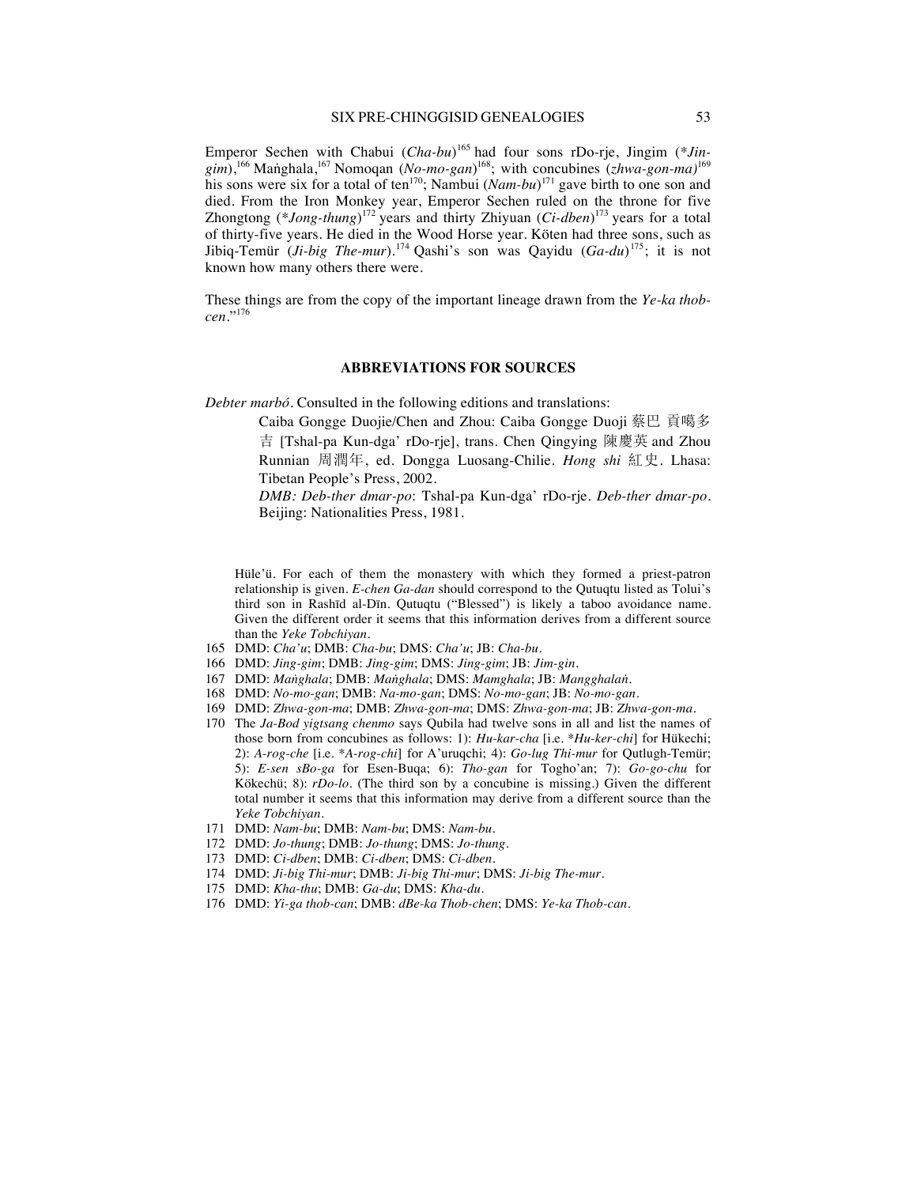Emperor Sechen with Chabui (*Cha-bu*)[165] had four sons rDo-rje, Jingim (**Jin-gim*),[166] Maṅghala,[167] Nomoqan (*No-mo-gan*)[168]; with concubines (*zhwa-gon-ma)*[169] his sons were six for a total of ten[170]; Nambui (*Nam-bu*)[171] gave birth to one son and died. From the Iron Monkey year, Emperor Sechen ruled on the throne for five Zhongtong (**Jong-thung*)[172] years and thirty Zhiyuan (*Ci-dben*)[173] years for a total of thirty-five years. He died in the Wood Horse year. Köten had three sons, such as Jibiq-Temür (*Ji-big The-mur*).[174] Qashi's son was Qayidu (*Ga-du*)[175]; it is not known how many others there were.

These things are from the copy of the important lineage drawn from the *Ye-ka thob-cen*."[176]

## ABBREVIATIONS FOR SOURCES

*Debter marbó*. Consulted in the following editions and translations:

> Caiba Gongge Duojie/Chen and Zhou: Caiba Gongge Duoji 蔡巴 貢噶多吉 [Tshal-pa Kun-dga' rDo-rje], trans. Chen Qingying 陳慶英 and Zhou Runnian 周潤年, ed. Dongga Luosang-Chilie. *Hong shi* 紅史. Lhasa: Tibetan People's Press, 2002.
>
> *DMB: Deb-ther dmar-po*: Tshal-pa Kun-dga' rDo-rje. *Deb-ther dmar-po*. Beijing: Nationalities Press, 1981.

Hüle'ü. For each of them the monastery with which they formed a priest-patron relationship is given. *E-chen Ga-dan* should correspond to the Qutuqtu listed as Tolui's third son in Rashīd al-Dīn. Qutuqtu ("Blessed") is likely a taboo avoidance name. Given the different order it seems that this information derives from a different source than the *Yeke Tobchiyan*.

165 DMD: *Cha'u*; DMB: *Cha-bu*; DMS: *Cha'u*; JB: *Cha-bu*.

166 DMD: *Jing-gim*; DMB: *Jing-gim*; DMS: *Jing-gim*; JB: *Jim-gin*.

167 DMD: *Maṅghala*; DMB: *Maṅghala*; DMS: *Mamghala*; JB: *Mangghalaṅ*.

168 DMD: *No-mo-gan*; DMB: *Na-mo-gan*; DMS: *No-mo-gan*; JB: *No-mo-gan*.

169 DMD: *Zhwa-gon-ma*; DMB: *Zhwa-gon-ma*; DMS: *Zhwa-gon-ma*; JB: *Zhwa-gon-ma*.

170 The *Ja-Bod yigtsang chenmo* says Qubila had twelve sons in all and list the names of those born from concubines as follows: 1): *Hu-kar-cha* [i.e. **Hu-ker-chi*] for Hükechi; 2): *A-rog-che* [i.e. **A-rog-chi*] for A'uruqchi; 4): *Go-lug Thi-mur* for Qutlugh-Temür; 5): *E-sen sBo-ga* for Esen-Buqa; 6): *Tho-gan* for Togho'an; 7): *Go-go-chu* for Kökechü; 8): *rDo-lo*. (The third son by a concubine is missing.) Given the different total number it seems that this information may derive from a different source than the *Yeke Tobchiyan*.

171 DMD: *Nam-bu*; DMB: *Nam-bu*; DMS: *Nam-bu*.

172 DMD: *Jo-thung*; DMB: *Jo-thung*; DMS: *Jo-thung*.

173 DMD: *Ci-dben*; DMB: *Ci-dben*; DMS: *Ci-dben*.

174 DMD: *Ji-big Thi-mur*; DMB: *Ji-big Thi-mur*; DMS: *Ji-big The-mur*.

175 DMD: *Kha-thu*; DMB: *Ga-du*; DMS: *Kha-du*.

176 DMD: *Yi-ga thob-can*; DMB: *dBe-ka Thob-chen*; DMS: *Ye-ka Thob-can*.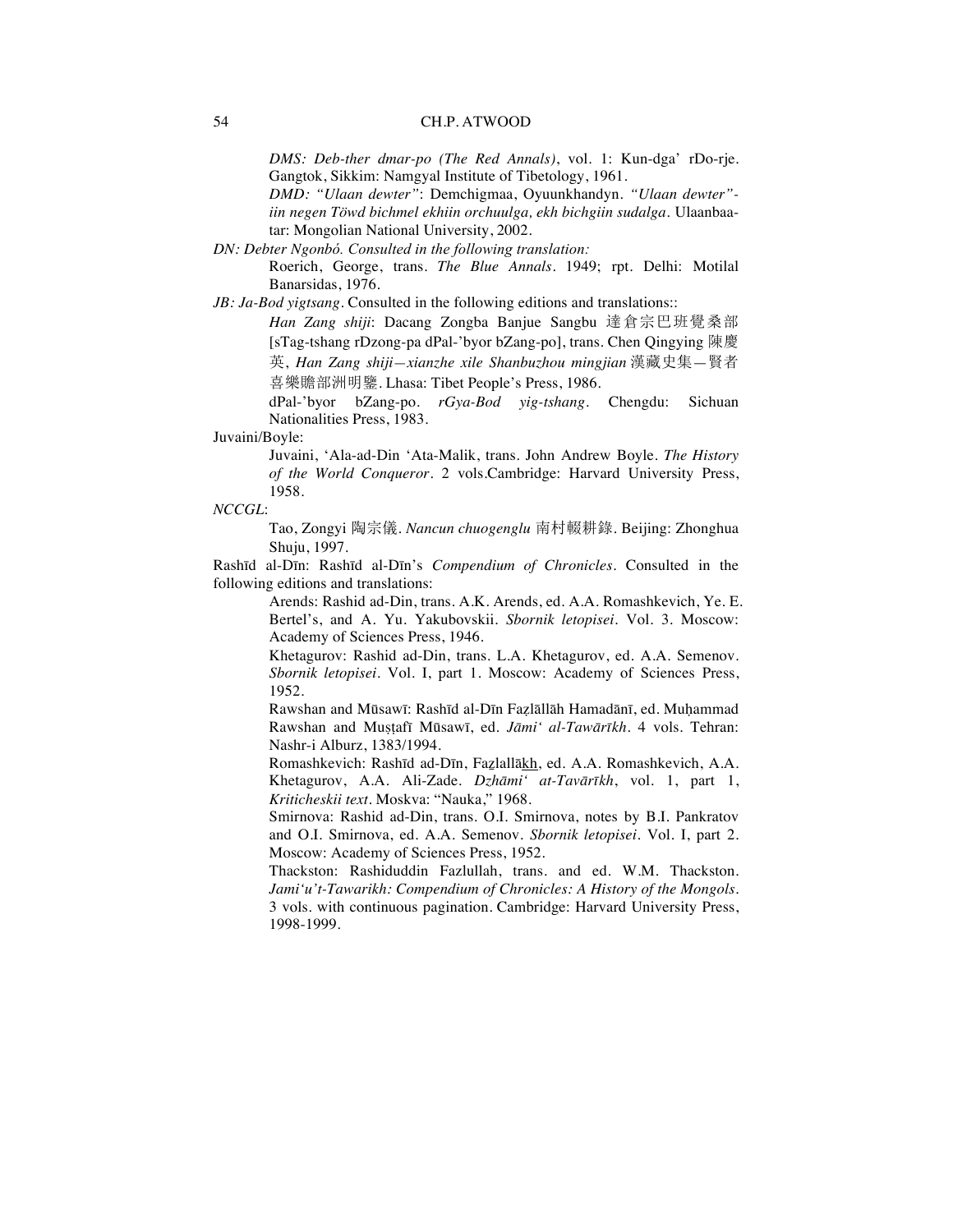*DMS: Deb-ther dmar-po (The Red Annals)*, vol. 1: Kun-dga' rDo-rje. Gangtok, Sikkim: Namgyal Institute of Tibetology, 1961.

*DMD: "Ulaan dewter"*: Demchigmaa, Oyuunkhandyn. *"Ulaan dewter"-iin negen Töwd bichmel ekhiin orchuulga, ekh bichgiin sudalga*. Ulaanbaatar: Mongolian National University, 2002.

*DN: Debter Ngonbó. Consulted in the following translation:*

Roerich, George, trans. *The Blue Annals*. 1949; rpt. Delhi: Motilal Banarsidas, 1976.

*JB: Ja-Bod yigtsang*. Consulted in the following editions and translations::

*Han Zang shiji*: Dacang Zongba Banjue Sangbu 達倉宗巴班覺桑部 [sTag-tshang rDzong-pa dPal-'byor bZang-po], trans. Chen Qingying 陳慶英, *Han Zang shiji—xianzhe xile Shanbuzhou mingjian* 漢藏史集—賢者喜樂贍部洲明鑒. Lhasa: Tibet People's Press, 1986.

dPal-'byor bZang-po. *rGya-Bod yig-tshang*. Chengdu: Sichuan Nationalities Press, 1983.

Juvaini/Boyle:

Juvaini, 'Ala-ad-Din 'Ata-Malik, trans. John Andrew Boyle. *The History of the World Conqueror*. 2 vols.Cambridge: Harvard University Press, 1958.

*NCCGL*:

Tao, Zongyi 陶宗儀. *Nancun chuogenglu* 南村輟耕錄. Beijing: Zhonghua Shuju, 1997.

Rashīd al-Dīn: Rashīd al-Dīn's *Compendium of Chronicles*. Consulted in the following editions and translations:

Arends: Rashid ad-Din, trans. A.K. Arends, ed. A.A. Romashkevich, Ye. E. Bertel's, and A. Yu. Yakubovskii. *Sbornik letopisei*. Vol. 3. Moscow: Academy of Sciences Press, 1946.

Khetagurov: Rashid ad-Din, trans. L.A. Khetagurov, ed. A.A. Semenov. *Sbornik letopisei*. Vol. I, part 1. Moscow: Academy of Sciences Press, 1952.

Rawshan and Mūsawī: Rashīd al-Dīn Faẓlāllāh Hamadānī, ed. Muḥammad Rawshan and Muṣṭafī Mūsawī, ed. *Jāmi' al-Tawārīkh*. 4 vols. Tehran: Nashr-i Alburz, 1383/1994.

Romashkevich: Rashīd ad-Dīn, Fazlallākh, ed. A.A. Romashkevich, A.A. Khetagurov, A.A. Ali-Zade. *Dzhāmi' at-Tavārīkh*, vol. 1, part 1, *Kriticheskii text*. Moskva: "Nauka," 1968.

Smirnova: Rashid ad-Din, trans. O.I. Smirnova, notes by B.I. Pankratov and O.I. Smirnova, ed. A.A. Semenov. *Sbornik letopisei*. Vol. I, part 2. Moscow: Academy of Sciences Press, 1952.

Thackston: Rashiduddin Fazlullah, trans. and ed. W.M. Thackston. *Jami'u't-Tawarikh: Compendium of Chronicles: A History of the Mongols*. 3 vols. with continuous pagination. Cambridge: Harvard University Press, 1998-1999.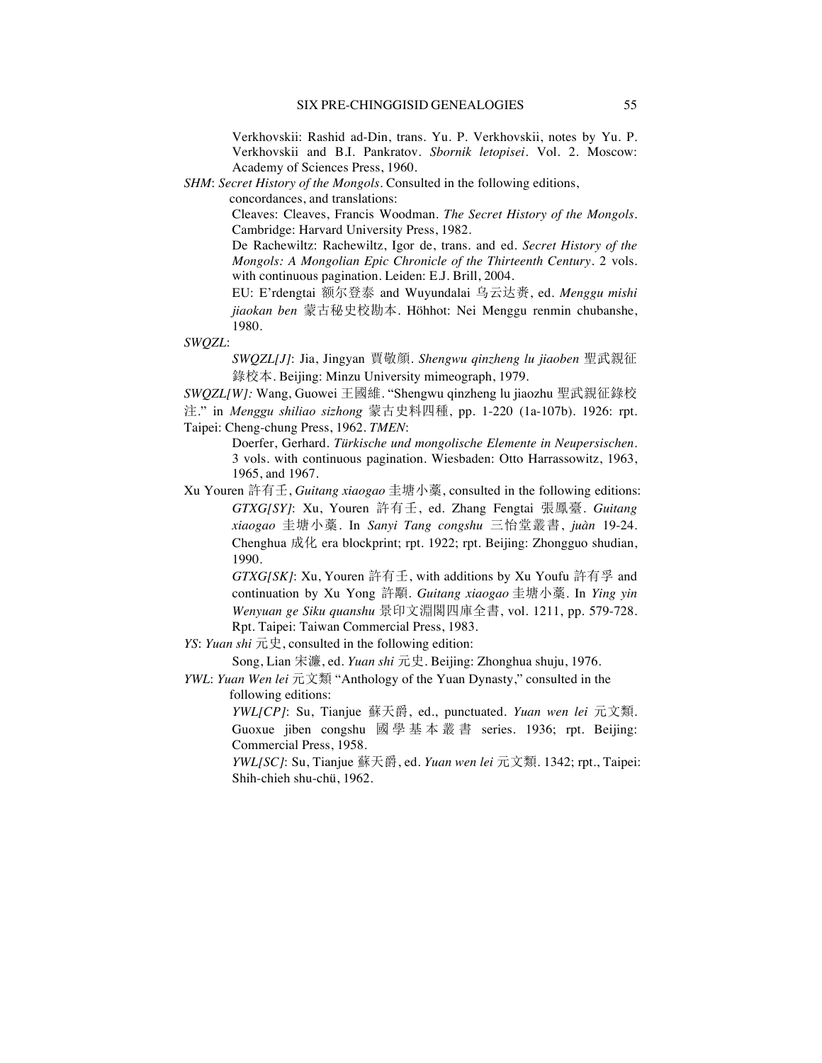Verkhovskii: Rashid ad-Din, trans. Yu. P. Verkhovskii, notes by Yu. P. Verkhovskii and B.I. Pankratov. *Sbornik letopisei*. Vol. 2. Moscow: Academy of Sciences Press, 1960.

*SHM*: *Secret History of the Mongols*. Consulted in the following editions, concordances, and translations:

Cleaves: Cleaves, Francis Woodman. *The Secret History of the Mongols*. Cambridge: Harvard University Press, 1982.

De Rachewiltz: Rachewiltz, Igor de, trans. and ed. *Secret History of the Mongols: A Mongolian Epic Chronicle of the Thirteenth Century*. 2 vols. with continuous pagination. Leiden: E.J. Brill, 2004.

EU: E'rdengtai 额尔登泰 and Wuyundalai 乌云达赉, ed. *Menggu mishi jiaokan ben* 蒙古秘史校勘本. Höhhot: Nei Menggu renmin chubanshe, 1980.

*SWQZL*:

*SWQZL[J]*: Jia, Jingyan 賈敬顏. *Shengwu qinzheng lu jiaoben* 聖武親征錄校本. Beijing: Minzu University mimeograph, 1979.

*SWQZL[W]:* Wang, Guowei 王國維. "Shengwu qinzheng lu jiaozhu 聖武親征錄校注." in *Menggu shiliao sizhong* 蒙古史料四種, pp. 1-220 (1a-107b). 1926: rpt. Taipei: Cheng-chung Press, 1962. *TMEN*:

Doerfer, Gerhard. *Türkische und mongolische Elemente in Neupersischen*. 3 vols. with continuous pagination. Wiesbaden: Otto Harrassowitz, 1963, 1965, and 1967.

Xu Youren 許有壬, *Guitang xiaogao* 圭塘小藁, consulted in the following editions:

*GTXG[SY]*: Xu, Youren 許有壬, ed. Zhang Fengtai 張鳳臺. *Guitang xiaogao* 圭塘小藁. In *Sanyi Tang congshu* 三怡堂叢書, *juàn* 19-24. Chenghua 成化 era blockprint; rpt. 1922; rpt. Beijing: Zhongguo shudian, 1990.

*GTXG[SK]*: Xu, Youren 許有壬, with additions by Xu Youfu 許有孚 and continuation by Xu Yong 許顒. *Guitang xiaogao* 圭塘小藁. In *Ying yin Wenyuan ge Siku quanshu* 景印文淵閣四庫全書, vol. 1211, pp. 579-728. Rpt. Taipei: Taiwan Commercial Press, 1983.

*YS*: *Yuan shi* 元史, consulted in the following edition:

Song, Lian 宋濂, ed. *Yuan shi* 元史. Beijing: Zhonghua shuju, 1976.

*YWL*: *Yuan Wen lei* 元文類 "Anthology of the Yuan Dynasty," consulted in the following editions:

*YWL[CP]*: Su, Tianjue 蘇天爵, ed., punctuated. *Yuan wen lei* 元文類. Guoxue jiben congshu 國學基本叢書 series. 1936; rpt. Beijing: Commercial Press, 1958.

*YWL[SC]*: Su, Tianjue 蘇天爵, ed. *Yuan wen lei* 元文類. 1342; rpt., Taipei: Shih-chieh shu-chü, 1962.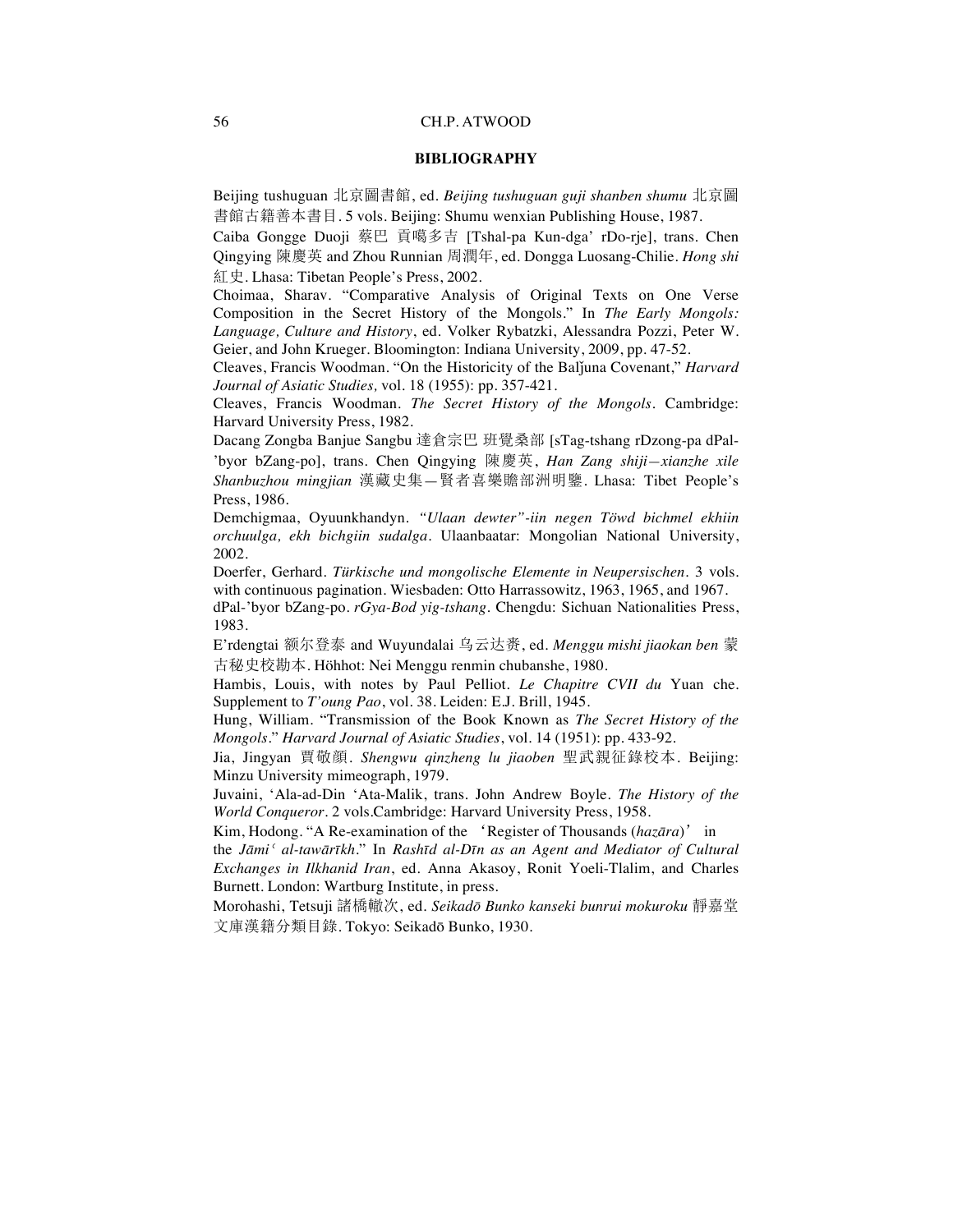## BIBLIOGRAPHY

Beijing tushuguan 北京圖書館, ed. *Beijing tushuguan guji shanben shumu* 北京圖書館古籍善本書目. 5 vols. Beijing: Shumu wenxian Publishing House, 1987.

Caiba Gongge Duoji 蔡巴 貢噶多吉 [Tshal-pa Kun-dga' rDo-rje], trans. Chen Qingying 陳慶英 and Zhou Runnian 周潤年, ed. Dongga Luosang-Chilie. *Hong shi* 紅史. Lhasa: Tibetan People's Press, 2002.

Choimaa, Sharav. "Comparative Analysis of Original Texts on One Verse Composition in the Secret History of the Mongols." In *The Early Mongols: Language, Culture and History*, ed. Volker Rybatzki, Alessandra Pozzi, Peter W. Geier, and John Krueger. Bloomington: Indiana University, 2009, pp. 47-52.

Cleaves, Francis Woodman. "On the Historicity of the Balǰuna Covenant," *Harvard Journal of Asiatic Studies*, vol. 18 (1955): pp. 357-421.

Cleaves, Francis Woodman. *The Secret History of the Mongols*. Cambridge: Harvard University Press, 1982.

Dacang Zongba Banjue Sangbu 達倉宗巴 班覺桑部 [sTag-tshang rDzong-pa dPal-'byor bZang-po], trans. Chen Qingying 陳慶英, *Han Zang shiji—xianzhe xile Shanbuzhou mingjian* 漢藏史集—賢者喜樂贍部洲明鑒. Lhasa: Tibet People's Press, 1986.

Demchigmaa, Oyuunkhandyn. *"Ulaan dewter"-iin negen Töwd bichmel ekhiin orchuulga, ekh bichgiin sudalga*. Ulaanbaatar: Mongolian National University, 2002.

Doerfer, Gerhard. *Türkische und mongolische Elemente in Neupersischen*. 3 vols. with continuous pagination. Wiesbaden: Otto Harrassowitz, 1963, 1965, and 1967.

dPal-'byor bZang-po. *rGya-Bod yig-tshang*. Chengdu: Sichuan Nationalities Press, 1983.

E'rdengtai 额尔登泰 and Wuyundalai 乌云达赉, ed. *Menggu mishi jiaokan ben* 蒙古秘史校勘本. Höhhot: Nei Menggu renmin chubanshe, 1980.

Hambis, Louis, with notes by Paul Pelliot. *Le Chapitre CVII du* Yuan che. Supplement to *T'oung Pao*, vol. 38. Leiden: E.J. Brill, 1945.

Hung, William. "Transmission of the Book Known as *The Secret History of the Mongols*." *Harvard Journal of Asiatic Studies*, vol. 14 (1951): pp. 433-92.

Jia, Jingyan 賈敬顏. *Shengwu qinzheng lu jiaoben* 聖武親征錄校本. Beijing: Minzu University mimeograph, 1979.

Juvaini, 'Ala-ad-Din 'Ata-Malik, trans. John Andrew Boyle. *The History of the World Conqueror*. 2 vols.Cambridge: Harvard University Press, 1958.

Kim, Hodong. "A Re-examination of the 'Register of Thousands (*hazāra*)' in the *Jāmiʿ al-tawārīkh*." In *Rashīd al-Dīn as an Agent and Mediator of Cultural Exchanges in Ilkhanid Iran*, ed. Anna Akasoy, Ronit Yoeli-Tlalim, and Charles Burnett. London: Wartburg Institute, in press.

Morohashi, Tetsuji 諸橋轍次, ed. *Seikadō Bunko kanseki bunrui mokuroku* 靜嘉堂文庫漢籍分類目錄. Tokyo: Seikadō Bunko, 1930.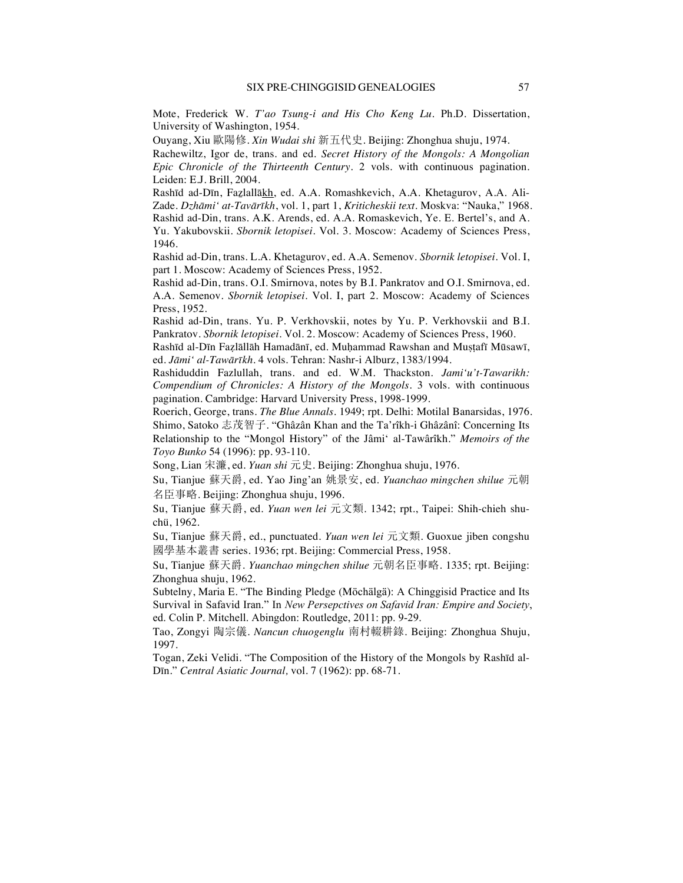Mote, Frederick W. *T'ao Tsung-i and His Cho Keng Lu*. Ph.D. Dissertation, University of Washington, 1954.

Ouyang, Xiu 歐陽修. *Xin Wudai shi* 新五代史. Beijing: Zhonghua shuju, 1974.

Rachewiltz, Igor de, trans. and ed. *Secret History of the Mongols: A Mongolian Epic Chronicle of the Thirteenth Century*. 2 vols. with continuous pagination. Leiden: E.J. Brill, 2004.

Rashīd ad-Dīn, Faẕlallākh, ed. A.A. Romashkevich, A.A. Khetagurov, A.A. Ali-Zade. *Dzhāmi' at-Tavārīkh*, vol. 1, part 1, *Kriticheskii text*. Moskva: "Nauka," 1968.

Rashid ad-Din, trans. A.K. Arends, ed. A.A. Romaskevich, Ye. E. Bertel's, and A. Yu. Yakubovskii. *Sbornik letopisei*. Vol. 3. Moscow: Academy of Sciences Press, 1946.

Rashid ad-Din, trans. L.A. Khetagurov, ed. A.A. Semenov. *Sbornik letopisei*. Vol. I, part 1. Moscow: Academy of Sciences Press, 1952.

Rashid ad-Din, trans. O.I. Smirnova, notes by B.I. Pankratov and O.I. Smirnova, ed. A.A. Semenov. *Sbornik letopisei*. Vol. I, part 2. Moscow: Academy of Sciences Press, 1952.

Rashid ad-Din, trans. Yu. P. Verkhovskii, notes by Yu. P. Verkhovskii and B.I. Pankratov. *Sbornik letopisei*. Vol. 2. Moscow: Academy of Sciences Press, 1960.

Rashīd al-Dīn Faẓlāllāh Hamadānī, ed. Muḥammad Rawshan and Muṣṭafī Mūsawī, ed. *Jāmi' al-Tawārīkh*. 4 vols. Tehran: Nashr-i Alburz, 1383/1994.

Rashiduddin Fazlullah, trans. and ed. W.M. Thackston. *Jami'u't-Tawarikh: Compendium of Chronicles: A History of the Mongols*. 3 vols. with continuous pagination. Cambridge: Harvard University Press, 1998-1999.

Roerich, George, trans. *The Blue Annals*. 1949; rpt. Delhi: Motilal Banarsidas, 1976.

Shimo, Satoko 志茂智子. "Ghâzân Khan and the Ta'rîkh-i Ghâzânî: Concerning Its Relationship to the "Mongol History" of the Jâmi' al-Tawârîkh." *Memoirs of the Toyo Bunko* 54 (1996): pp. 93-110.

Song, Lian 宋濂, ed. *Yuan shi* 元史. Beijing: Zhonghua shuju, 1976.

Su, Tianjue 蘇天爵, ed. Yao Jing'an 姚景安, ed. *Yuanchao mingchen shilue* 元朝名臣事略. Beijing: Zhonghua shuju, 1996.

Su, Tianjue 蘇天爵, ed. *Yuan wen lei* 元文類. 1342; rpt., Taipei: Shih-chieh shu-chü, 1962.

Su, Tianjue 蘇天爵, ed., punctuated. *Yuan wen lei* 元文類. Guoxue jiben congshu 國學基本叢書 series. 1936; rpt. Beijing: Commercial Press, 1958.

Su, Tianjue 蘇天爵. *Yuanchao mingchen shilue* 元朝名臣事略. 1335; rpt. Beijing: Zhonghua shuju, 1962.

Subtelny, Maria E. "The Binding Pledge (Möchälgä): A Chinggisid Practice and Its Survival in Safavid Iran." In *New Persepctives on Safavid Iran: Empire and Society*, ed. Colin P. Mitchell. Abingdon: Routledge, 2011: pp. 9-29.

Tao, Zongyi 陶宗儀. *Nancun chuogenglu* 南村輟耕錄. Beijing: Zhonghua Shuju, 1997.

Togan, Zeki Velidi. "The Composition of the History of the Mongols by Rashīd al-Dīn." *Central Asiatic Journal,* vol. 7 (1962): pp. 68-71.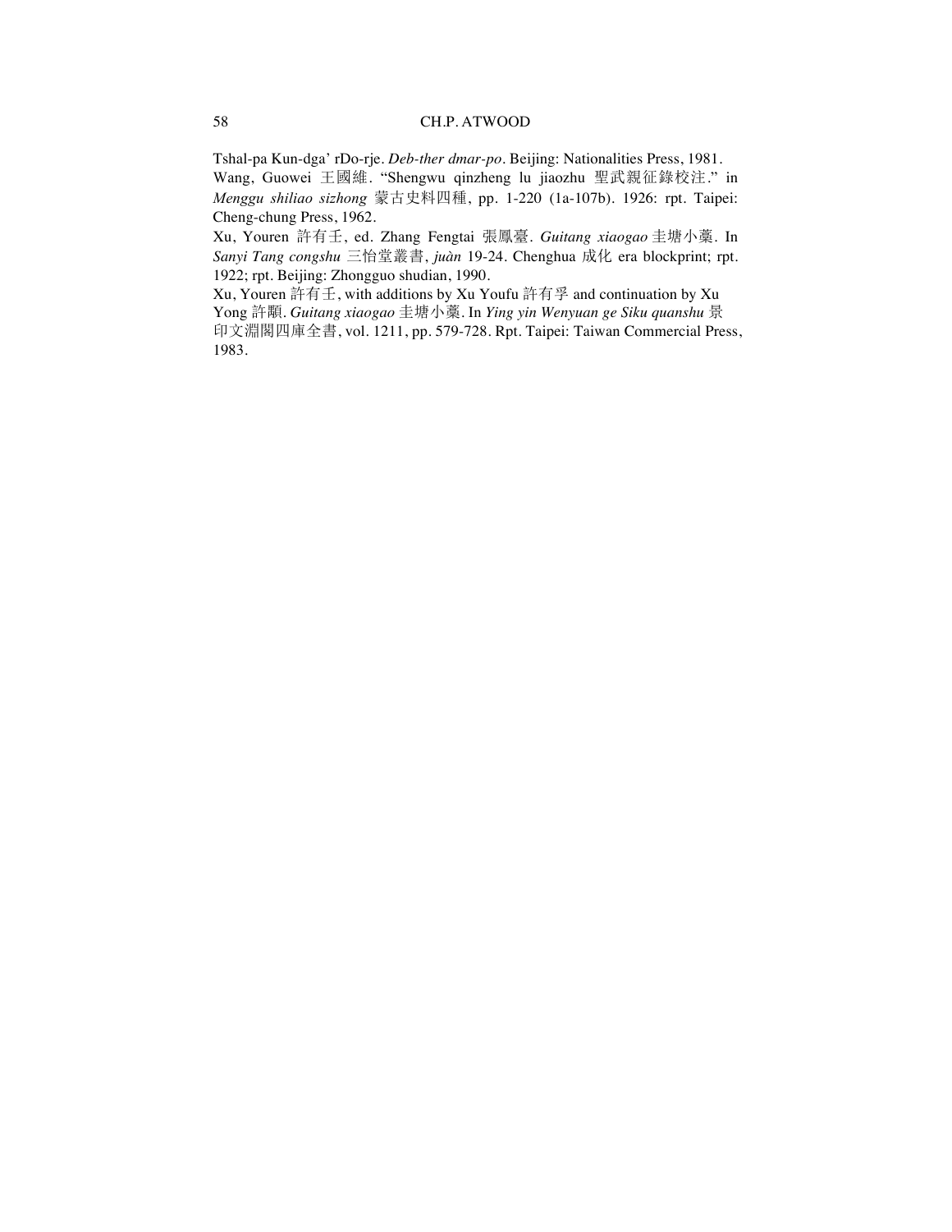Tshal-pa Kun-dga' rDo-rje. *Deb-ther dmar-po*. Beijing: Nationalities Press, 1981.

Wang, Guowei 王國維. "Shengwu qinzheng lu jiaozhu 聖武親征錄校注." in *Menggu shiliao sizhong* 蒙古史料四種, pp. 1-220 (1a-107b). 1926: rpt. Taipei: Cheng-chung Press, 1962.

Xu, Youren 許有壬, ed. Zhang Fengtai 張鳳臺. *Guitang xiaogao* 圭塘小藁. In *Sanyi Tang congshu* 三怡堂叢書, *juàn* 19-24. Chenghua 成化 era blockprint; rpt. 1922; rpt. Beijing: Zhongguo shudian, 1990.

Xu, Youren 許有壬, with additions by Xu Youfu 許有孚 and continuation by Xu Yong 許顒. *Guitang xiaogao* 圭塘小藁. In *Ying yin Wenyuan ge Siku quanshu* 景印文淵閣四庫全書, vol. 1211, pp. 579-728. Rpt. Taipei: Taiwan Commercial Press, 1983.